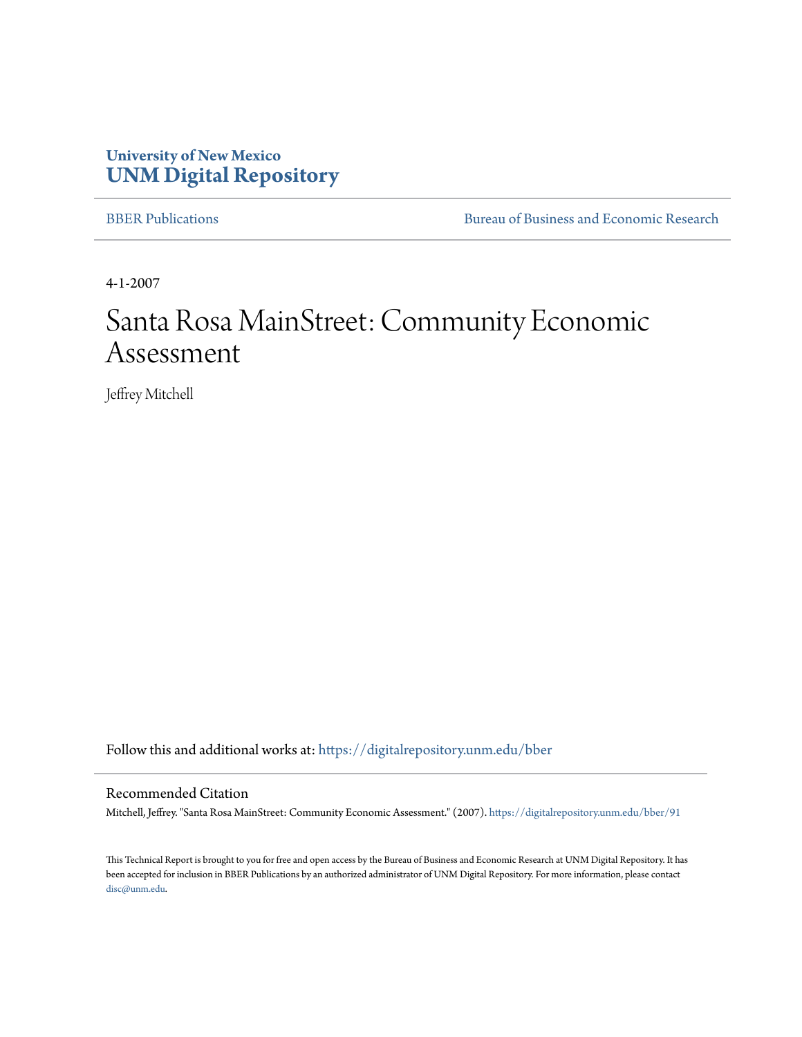University of New Mexico
**UNM Digital Repository**

BBER Publications | Bureau of Business and Economic Research

4-1-2007

# Santa Rosa MainStreet: Community Economic Assessment

Jeffrey Mitchell

Follow this and additional works at: https://digitalrepository.unm.edu/bber

## Recommended Citation

Mitchell, Jeffrey. "Santa Rosa MainStreet: Community Economic Assessment." (2007). https://digitalrepository.unm.edu/bber/91

This Technical Report is brought to you for free and open access by the Bureau of Business and Economic Research at UNM Digital Repository. It has been accepted for inclusion in BBER Publications by an authorized administrator of UNM Digital Repository. For more information, please contact disc@unm.edu.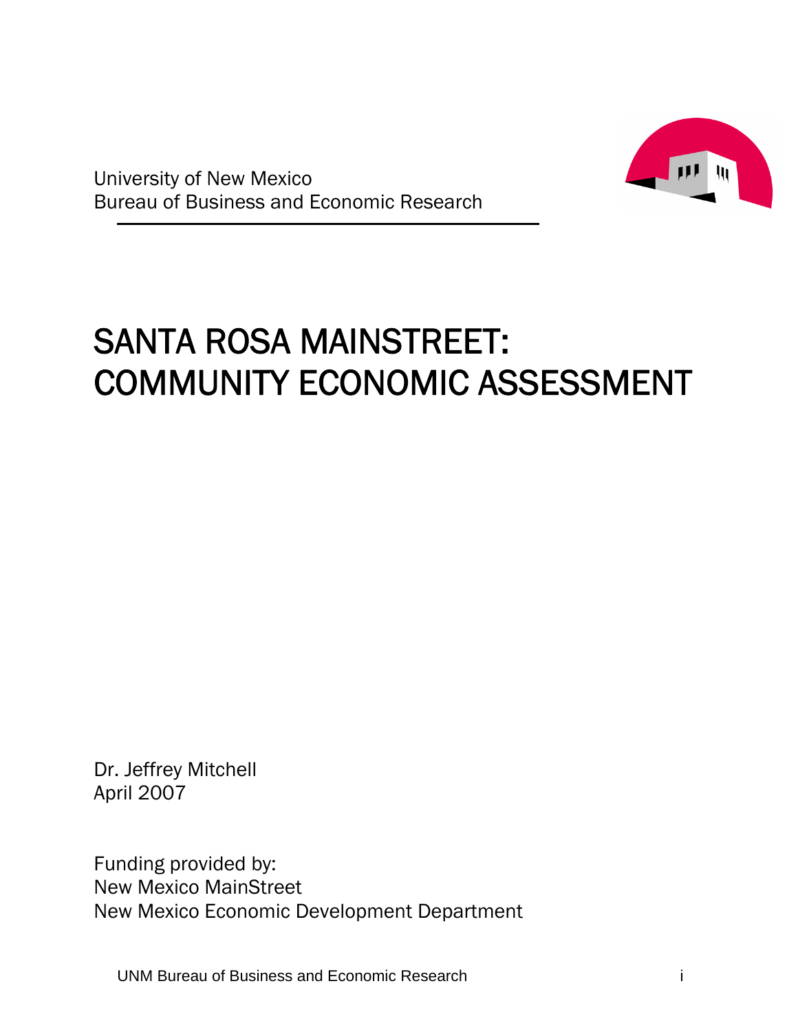University of New Mexico
Bureau of Business and Economic Research

# SANTA ROSA MAINSTREET: COMMUNITY ECONOMIC ASSESSMENT

Dr. Jeffrey Mitchell
April 2007

Funding provided by:
New Mexico MainStreet
New Mexico Economic Development Department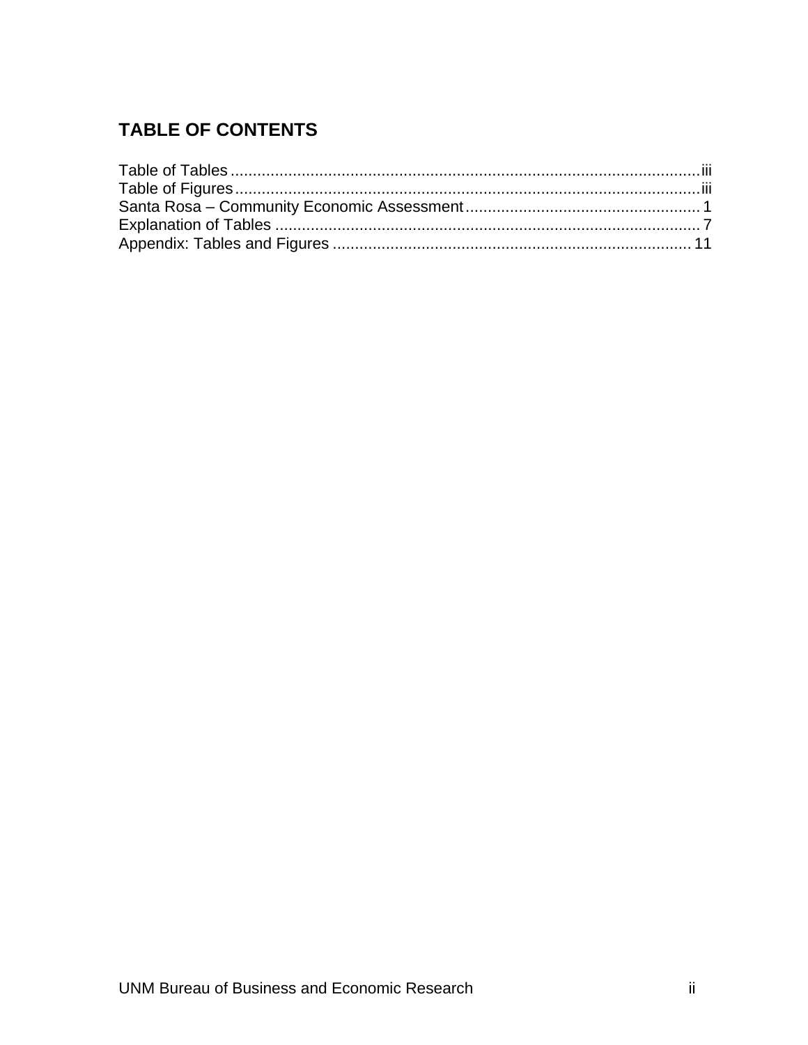## TABLE OF CONTENTS

Table of Tables ..................................................................................................... iii
Table of Figures ..................................................................................................... iii
Santa Rosa – Community Economic Assessment ..................................................... 1
Explanation of Tables ................................................................................................ 7
Appendix: Tables and Figures ................................................................................. 11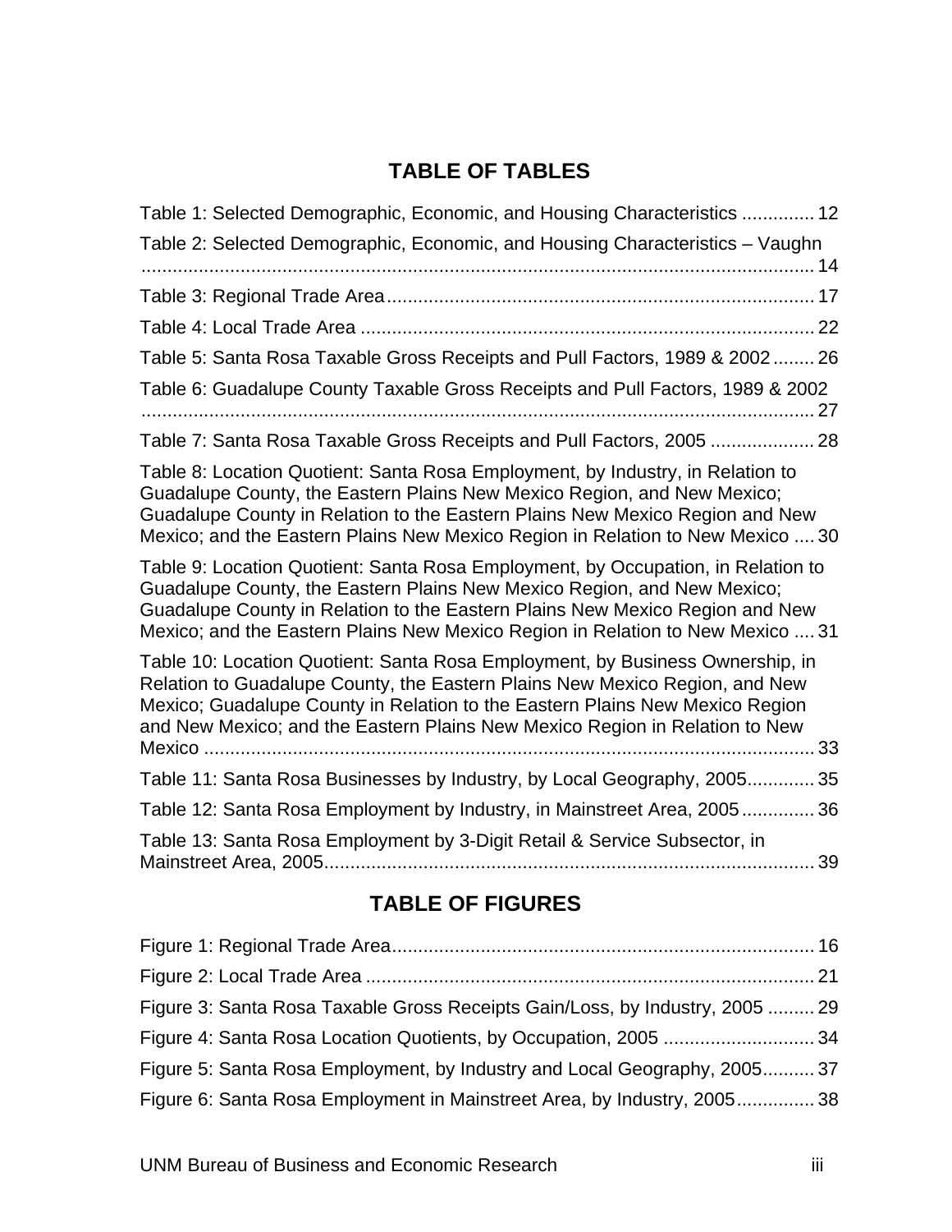## TABLE OF TABLES

Table 1: Selected Demographic, Economic, and Housing Characteristics .............. 12

Table 2: Selected Demographic, Economic, and Housing Characteristics – Vaughn ................................................................................................................. 14

Table 3: Regional Trade Area................................................................................. 17

Table 4: Local Trade Area ...................................................................................... 22

Table 5: Santa Rosa Taxable Gross Receipts and Pull Factors, 1989 & 2002........ 26

Table 6: Guadalupe County Taxable Gross Receipts and Pull Factors, 1989 & 2002 ................................................................................................................. 27

Table 7: Santa Rosa Taxable Gross Receipts and Pull Factors, 2005 .................... 28

Table 8: Location Quotient: Santa Rosa Employment, by Industry, in Relation to Guadalupe County, the Eastern Plains New Mexico Region, and New Mexico; Guadalupe County in Relation to the Eastern Plains New Mexico Region and New Mexico; and the Eastern Plains New Mexico Region in Relation to New Mexico .... 30

Table 9: Location Quotient: Santa Rosa Employment, by Occupation, in Relation to Guadalupe County, the Eastern Plains New Mexico Region, and New Mexico; Guadalupe County in Relation to the Eastern Plains New Mexico Region and New Mexico; and the Eastern Plains New Mexico Region in Relation to New Mexico .... 31

Table 10: Location Quotient: Santa Rosa Employment, by Business Ownership, in Relation to Guadalupe County, the Eastern Plains New Mexico Region, and New Mexico; Guadalupe County in Relation to the Eastern Plains New Mexico Region and New Mexico; and the Eastern Plains New Mexico Region in Relation to New Mexico ..................................................................................................................... 33

Table 11: Santa Rosa Businesses by Industry, by Local Geography, 2005............. 35

Table 12: Santa Rosa Employment by Industry, in Mainstreet Area, 2005.............. 36

Table 13: Santa Rosa Employment by 3-Digit Retail & Service Subsector, in Mainstreet Area, 2005............................................................................................. 39

## TABLE OF FIGURES

Figure 1: Regional Trade Area................................................................................. 16

Figure 2: Local Trade Area ...................................................................................... 21

Figure 3: Santa Rosa Taxable Gross Receipts Gain/Loss, by Industry, 2005 ......... 29

Figure 4: Santa Rosa Location Quotients, by Occupation, 2005 ............................. 34

Figure 5: Santa Rosa Employment, by Industry and Local Geography, 2005.......... 37

Figure 6: Santa Rosa Employment in Mainstreet Area, by Industry, 2005............... 38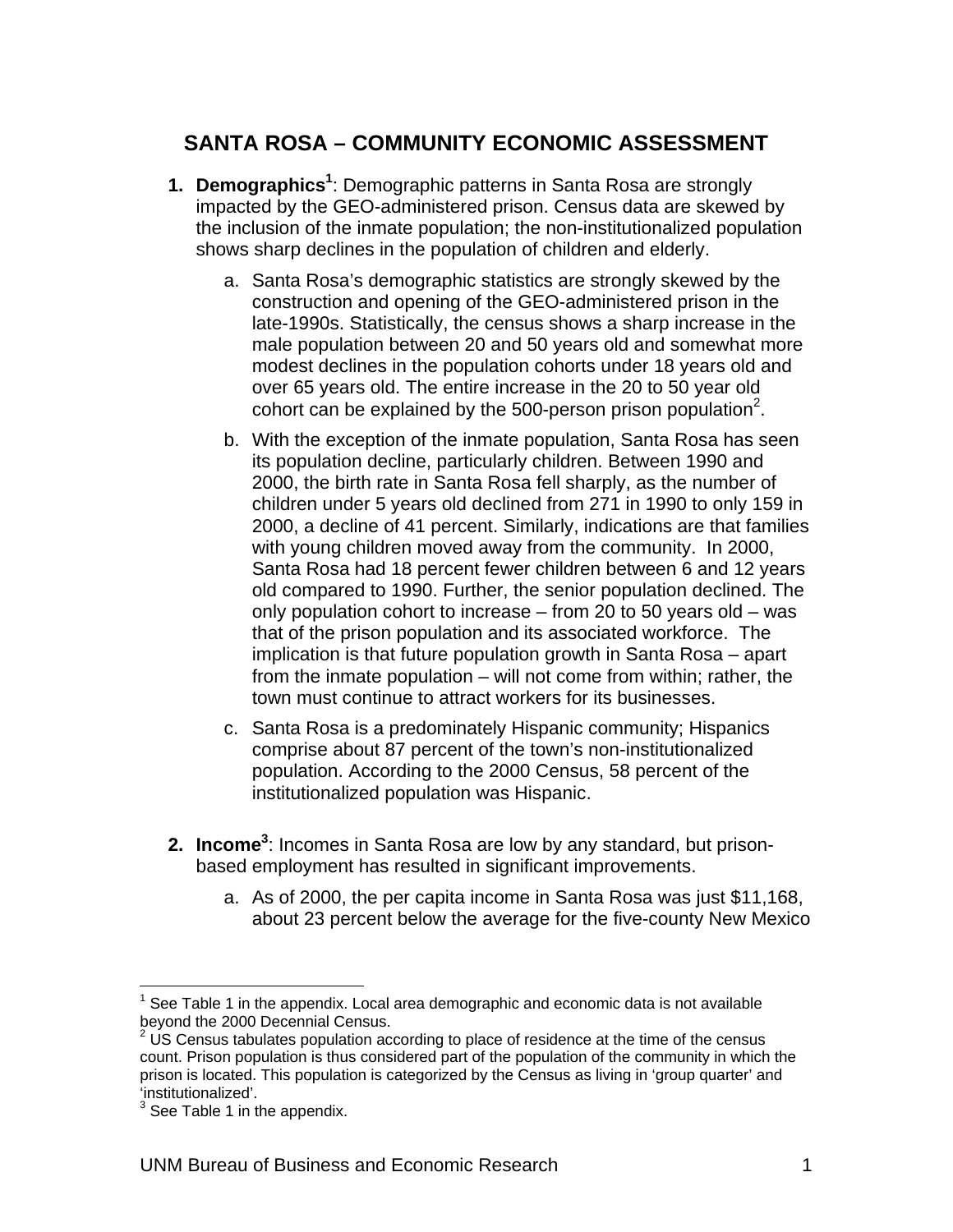# SANTA ROSA – COMMUNITY ECONOMIC ASSESSMENT

1. **Demographics**[1]: Demographic patterns in Santa Rosa are strongly impacted by the GEO-administered prison. Census data are skewed by the inclusion of the inmate population; the non-institutionalized population shows sharp declines in the population of children and elderly.

    a. Santa Rosa's demographic statistics are strongly skewed by the construction and opening of the GEO-administered prison in the late-1990s. Statistically, the census shows a sharp increase in the male population between 20 and 50 years old and somewhat more modest declines in the population cohorts under 18 years old and over 65 years old. The entire increase in the 20 to 50 year old cohort can be explained by the 500-person prison population[2].

    b. With the exception of the inmate population, Santa Rosa has seen its population decline, particularly children. Between 1990 and 2000, the birth rate in Santa Rosa fell sharply, as the number of children under 5 years old declined from 271 in 1990 to only 159 in 2000, a decline of 41 percent. Similarly, indications are that families with young children moved away from the community. In 2000, Santa Rosa had 18 percent fewer children between 6 and 12 years old compared to 1990. Further, the senior population declined. The only population cohort to increase – from 20 to 50 years old – was that of the prison population and its associated workforce. The implication is that future population growth in Santa Rosa – apart from the inmate population – will not come from within; rather, the town must continue to attract workers for its businesses.

    c. Santa Rosa is a predominately Hispanic community; Hispanics comprise about 87 percent of the town's non-institutionalized population. According to the 2000 Census, 58 percent of the institutionalized population was Hispanic.

2. **Income**[3]: Incomes in Santa Rosa are low by any standard, but prison-based employment has resulted in significant improvements.

    a. As of 2000, the per capita income in Santa Rosa was just $11,168, about 23 percent below the average for the five-county New Mexico

---

[1] See Table 1 in the appendix. Local area demographic and economic data is not available beyond the 2000 Decennial Census.

[2] US Census tabulates population according to place of residence at the time of the census count. Prison population is thus considered part of the population of the community in which the prison is located. This population is categorized by the Census as living in 'group quarter' and 'institutionalized'.

[3] See Table 1 in the appendix.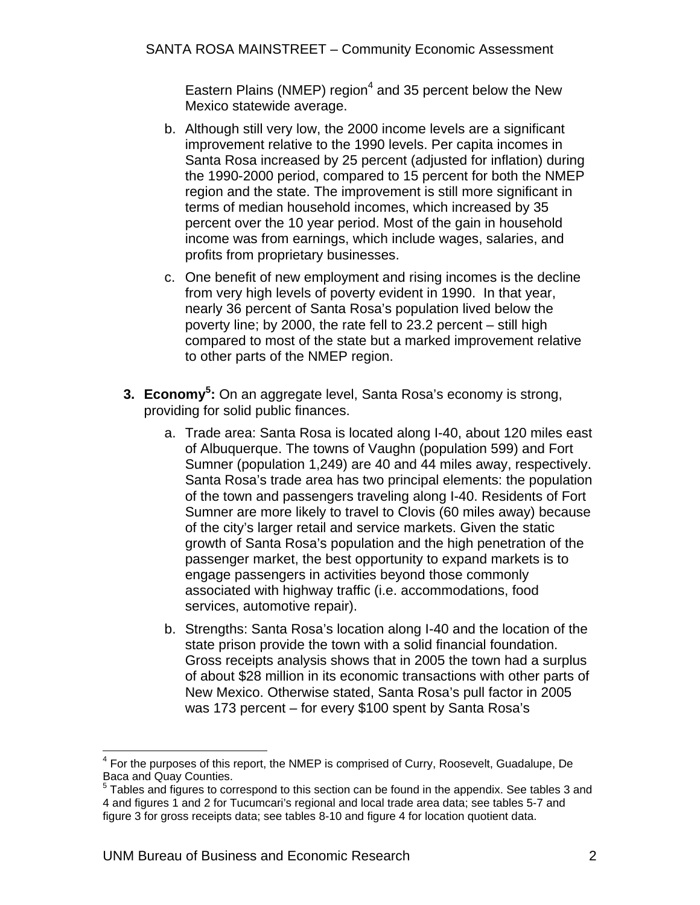Eastern Plains (NMEP) region[4] and 35 percent below the New Mexico statewide average.

b. Although still very low, the 2000 income levels are a significant improvement relative to the 1990 levels. Per capita incomes in Santa Rosa increased by 25 percent (adjusted for inflation) during the 1990-2000 period, compared to 15 percent for both the NMEP region and the state. The improvement is still more significant in terms of median household incomes, which increased by 35 percent over the 10 year period. Most of the gain in household income was from earnings, which include wages, salaries, and profits from proprietary businesses.

c. One benefit of new employment and rising incomes is the decline from very high levels of poverty evident in 1990. In that year, nearly 36 percent of Santa Rosa's population lived below the poverty line; by 2000, the rate fell to 23.2 percent – still high compared to most of the state but a marked improvement relative to other parts of the NMEP region.

3. **Economy[5]:** On an aggregate level, Santa Rosa's economy is strong, providing for solid public finances.

   a. Trade area: Santa Rosa is located along I-40, about 120 miles east of Albuquerque. The towns of Vaughn (population 599) and Fort Sumner (population 1,249) are 40 and 44 miles away, respectively. Santa Rosa's trade area has two principal elements: the population of the town and passengers traveling along I-40. Residents of Fort Sumner are more likely to travel to Clovis (60 miles away) because of the city's larger retail and service markets. Given the static growth of Santa Rosa's population and the high penetration of the passenger market, the best opportunity to expand markets is to engage passengers in activities beyond those commonly associated with highway traffic (i.e. accommodations, food services, automotive repair).

   b. Strengths: Santa Rosa's location along I-40 and the location of the state prison provide the town with a solid financial foundation. Gross receipts analysis shows that in 2005 the town had a surplus of about $28 million in its economic transactions with other parts of New Mexico. Otherwise stated, Santa Rosa's pull factor in 2005 was 173 percent – for every $100 spent by Santa Rosa's

---

[4] For the purposes of this report, the NMEP is comprised of Curry, Roosevelt, Guadalupe, De Baca and Quay Counties.

[5] Tables and figures to correspond to this section can be found in the appendix. See tables 3 and 4 and figures 1 and 2 for Tucumcari's regional and local trade area data; see tables 5-7 and figure 3 for gross receipts data; see tables 8-10 and figure 4 for location quotient data.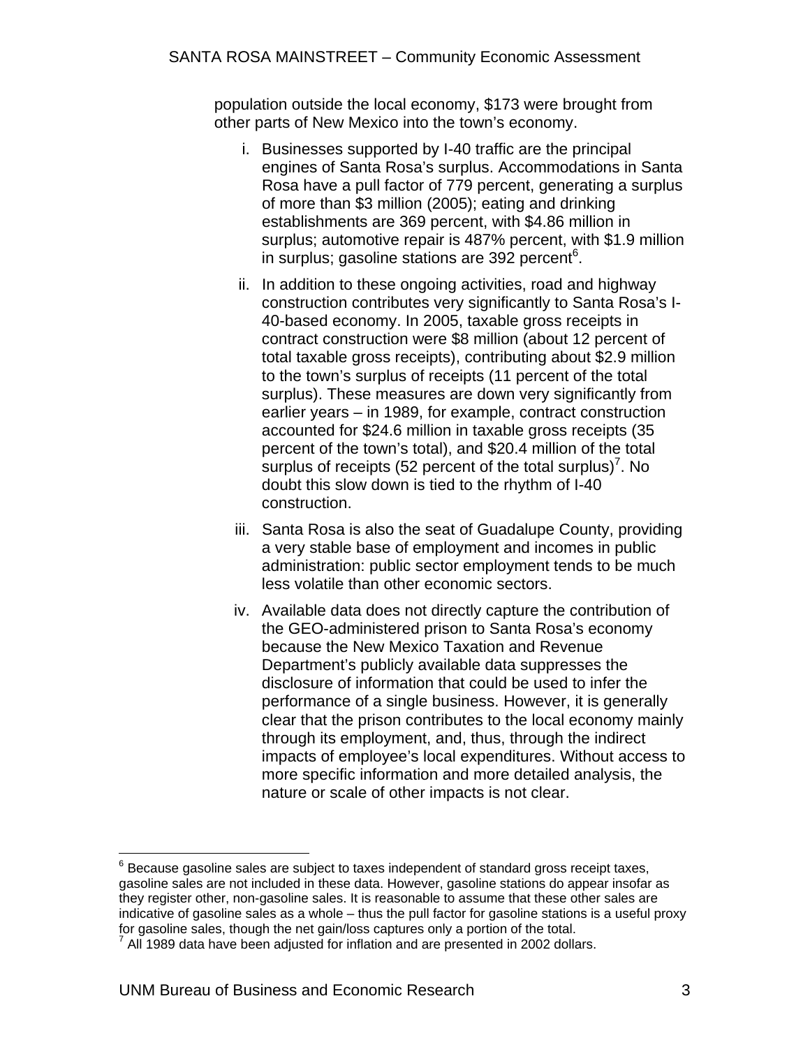population outside the local economy, $173 were brought from other parts of New Mexico into the town's economy.

i. Businesses supported by I-40 traffic are the principal engines of Santa Rosa's surplus. Accommodations in Santa Rosa have a pull factor of 779 percent, generating a surplus of more than $3 million (2005); eating and drinking establishments are 369 percent, with $4.86 million in surplus; automotive repair is 487% percent, with $1.9 million in surplus; gasoline stations are 392 percent[6].

ii. In addition to these ongoing activities, road and highway construction contributes very significantly to Santa Rosa's I-40-based economy. In 2005, taxable gross receipts in contract construction were $8 million (about 12 percent of total taxable gross receipts), contributing about $2.9 million to the town's surplus of receipts (11 percent of the total surplus). These measures are down very significantly from earlier years – in 1989, for example, contract construction accounted for $24.6 million in taxable gross receipts (35 percent of the town's total), and $20.4 million of the total surplus of receipts (52 percent of the total surplus)[7]. No doubt this slow down is tied to the rhythm of I-40 construction.

iii. Santa Rosa is also the seat of Guadalupe County, providing a very stable base of employment and incomes in public administration: public sector employment tends to be much less volatile than other economic sectors.

iv. Available data does not directly capture the contribution of the GEO-administered prison to Santa Rosa's economy because the New Mexico Taxation and Revenue Department's publicly available data suppresses the disclosure of information that could be used to infer the performance of a single business. However, it is generally clear that the prison contributes to the local economy mainly through its employment, and, thus, through the indirect impacts of employee's local expenditures. Without access to more specific information and more detailed analysis, the nature or scale of other impacts is not clear.

[6] Because gasoline sales are subject to taxes independent of standard gross receipt taxes, gasoline sales are not included in these data. However, gasoline stations do appear insofar as they register other, non-gasoline sales. It is reasonable to assume that these other sales are indicative of gasoline sales as a whole – thus the pull factor for gasoline stations is a useful proxy for gasoline sales, though the net gain/loss captures only a portion of the total.

[7] All 1989 data have been adjusted for inflation and are presented in 2002 dollars.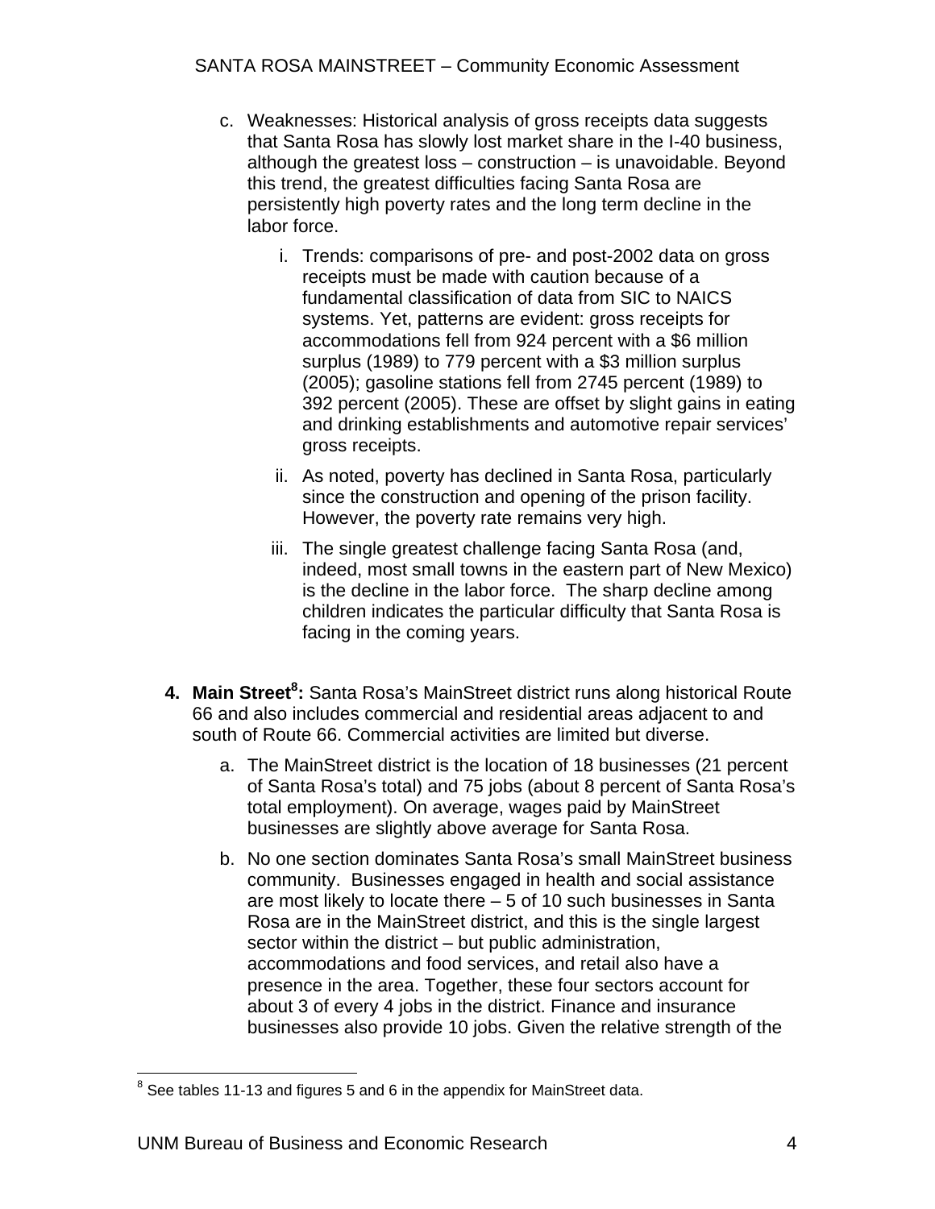c. Weaknesses: Historical analysis of gross receipts data suggests that Santa Rosa has slowly lost market share in the I-40 business, although the greatest loss – construction – is unavoidable. Beyond this trend, the greatest difficulties facing Santa Rosa are persistently high poverty rates and the long term decline in the labor force.

    i. Trends: comparisons of pre- and post-2002 data on gross receipts must be made with caution because of a fundamental classification of data from SIC to NAICS systems. Yet, patterns are evident: gross receipts for accommodations fell from 924 percent with a $6 million surplus (1989) to 779 percent with a $3 million surplus (2005); gasoline stations fell from 2745 percent (1989) to 392 percent (2005). These are offset by slight gains in eating and drinking establishments and automotive repair services' gross receipts.

    ii. As noted, poverty has declined in Santa Rosa, particularly since the construction and opening of the prison facility. However, the poverty rate remains very high.

    iii. The single greatest challenge facing Santa Rosa (and, indeed, most small towns in the eastern part of New Mexico) is the decline in the labor force. The sharp decline among children indicates the particular difficulty that Santa Rosa is facing in the coming years.

4. **Main Street[8]:** Santa Rosa's MainStreet district runs along historical Route 66 and also includes commercial and residential areas adjacent to and south of Route 66. Commercial activities are limited but diverse.

    a. The MainStreet district is the location of 18 businesses (21 percent of Santa Rosa's total) and 75 jobs (about 8 percent of Santa Rosa's total employment). On average, wages paid by MainStreet businesses are slightly above average for Santa Rosa.

    b. No one section dominates Santa Rosa's small MainStreet business community. Businesses engaged in health and social assistance are most likely to locate there – 5 of 10 such businesses in Santa Rosa are in the MainStreet district, and this is the single largest sector within the district – but public administration, accommodations and food services, and retail also have a presence in the area. Together, these four sectors account for about 3 of every 4 jobs in the district. Finance and insurance businesses also provide 10 jobs. Given the relative strength of the

[8] See tables 11-13 and figures 5 and 6 in the appendix for MainStreet data.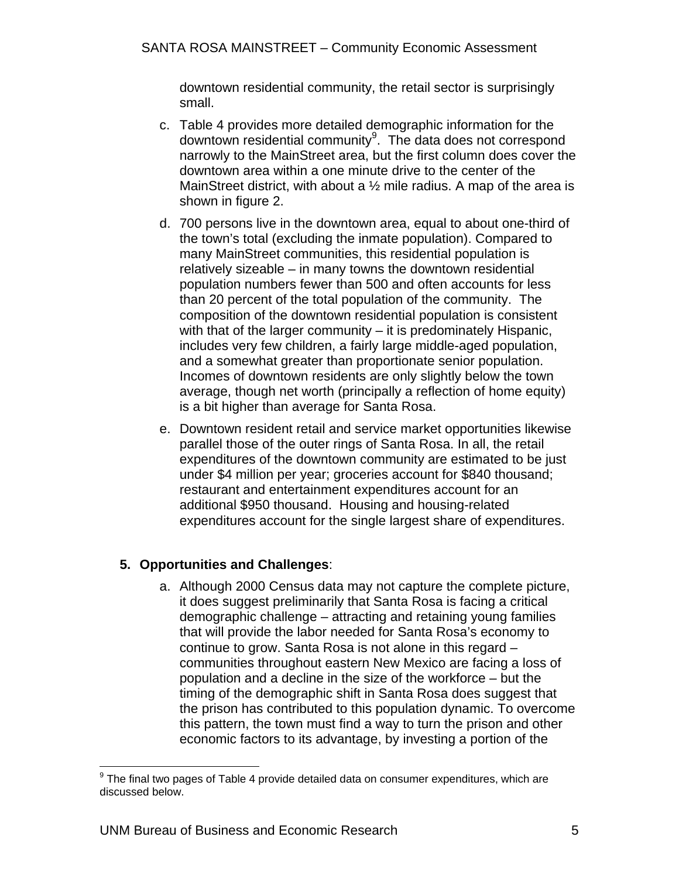downtown residential community, the retail sector is surprisingly small.

c. Table 4 provides more detailed demographic information for the downtown residential community[9]. The data does not correspond narrowly to the MainStreet area, but the first column does cover the downtown area within a one minute drive to the center of the MainStreet district, with about a ½ mile radius. A map of the area is shown in figure 2.

d. 700 persons live in the downtown area, equal to about one-third of the town's total (excluding the inmate population). Compared to many MainStreet communities, this residential population is relatively sizeable – in many towns the downtown residential population numbers fewer than 500 and often accounts for less than 20 percent of the total population of the community. The composition of the downtown residential population is consistent with that of the larger community – it is predominately Hispanic, includes very few children, a fairly large middle-aged population, and a somewhat greater than proportionate senior population. Incomes of downtown residents are only slightly below the town average, though net worth (principally a reflection of home equity) is a bit higher than average for Santa Rosa.

e. Downtown resident retail and service market opportunities likewise parallel those of the outer rings of Santa Rosa. In all, the retail expenditures of the downtown community are estimated to be just under \$4 million per year; groceries account for \$840 thousand; restaurant and entertainment expenditures account for an additional \$950 thousand. Housing and housing-related expenditures account for the single largest share of expenditures.

**5. Opportunities and Challenges**:

a. Although 2000 Census data may not capture the complete picture, it does suggest preliminarily that Santa Rosa is facing a critical demographic challenge – attracting and retaining young families that will provide the labor needed for Santa Rosa's economy to continue to grow. Santa Rosa is not alone in this regard – communities throughout eastern New Mexico are facing a loss of population and a decline in the size of the workforce – but the timing of the demographic shift in Santa Rosa does suggest that the prison has contributed to this population dynamic. To overcome this pattern, the town must find a way to turn the prison and other economic factors to its advantage, by investing a portion of the

[9] The final two pages of Table 4 provide detailed data on consumer expenditures, which are discussed below.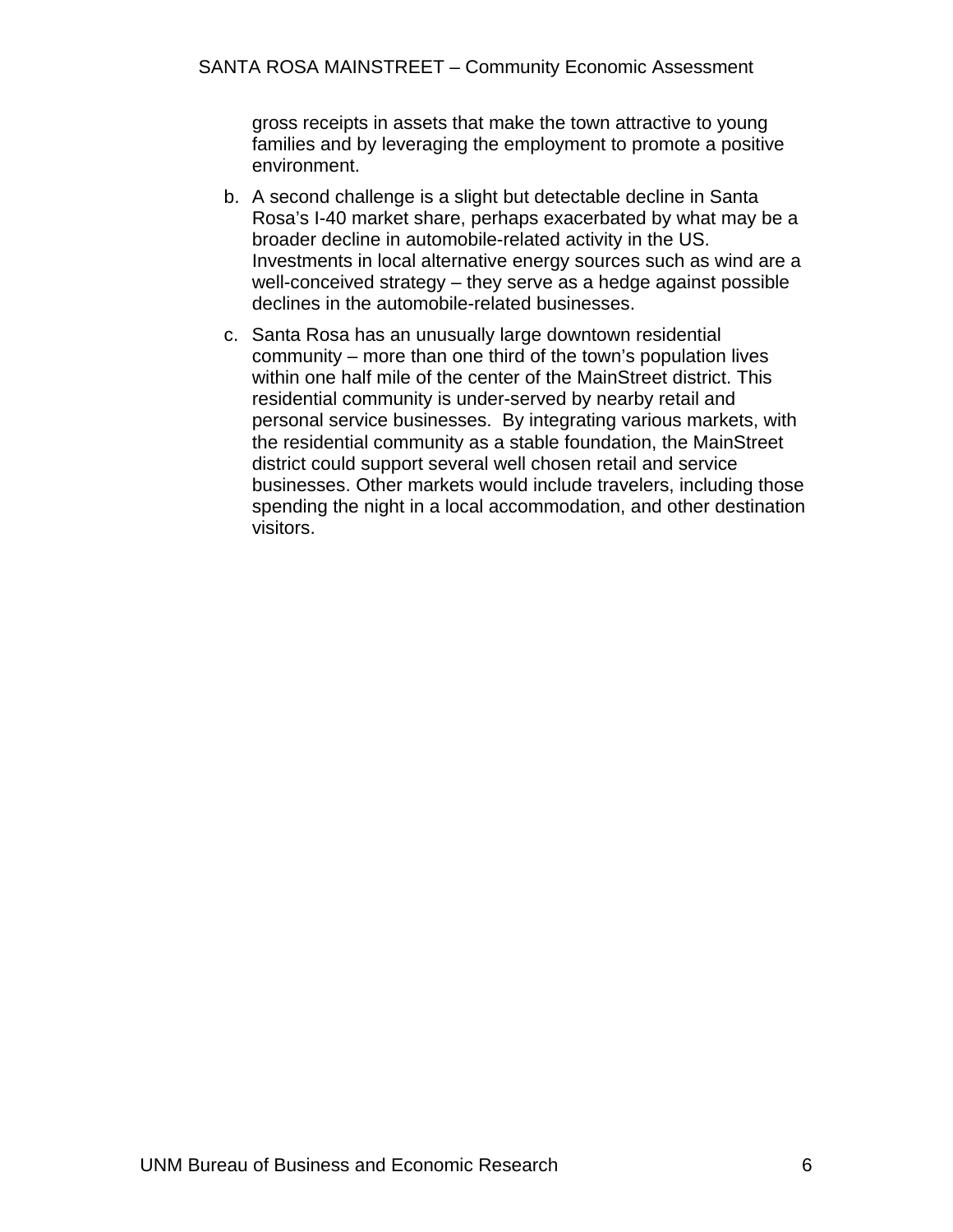gross receipts in assets that make the town attractive to young families and by leveraging the employment to promote a positive environment.

b. A second challenge is a slight but detectable decline in Santa Rosa's I-40 market share, perhaps exacerbated by what may be a broader decline in automobile-related activity in the US. Investments in local alternative energy sources such as wind are a well-conceived strategy – they serve as a hedge against possible declines in the automobile-related businesses.

c. Santa Rosa has an unusually large downtown residential community – more than one third of the town's population lives within one half mile of the center of the MainStreet district. This residential community is under-served by nearby retail and personal service businesses. By integrating various markets, with the residential community as a stable foundation, the MainStreet district could support several well chosen retail and service businesses. Other markets would include travelers, including those spending the night in a local accommodation, and other destination visitors.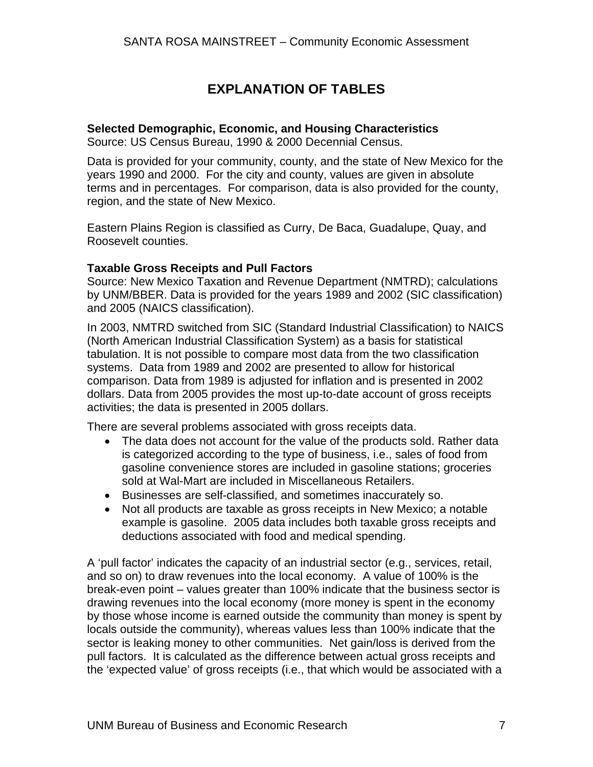# EXPLANATION OF TABLES

**Selected Demographic, Economic, and Housing Characteristics**
Source: US Census Bureau, 1990 & 2000 Decennial Census.

Data is provided for your community, county, and the state of New Mexico for the years 1990 and 2000. For the city and county, values are given in absolute terms and in percentages. For comparison, data is also provided for the county, region, and the state of New Mexico.

Eastern Plains Region is classified as Curry, De Baca, Guadalupe, Quay, and Roosevelt counties.

**Taxable Gross Receipts and Pull Factors**
Source: New Mexico Taxation and Revenue Department (NMTRD); calculations by UNM/BBER. Data is provided for the years 1989 and 2002 (SIC classification) and 2005 (NAICS classification).

In 2003, NMTRD switched from SIC (Standard Industrial Classification) to NAICS (North American Industrial Classification System) as a basis for statistical tabulation. It is not possible to compare most data from the two classification systems. Data from 1989 and 2002 are presented to allow for historical comparison. Data from 1989 is adjusted for inflation and is presented in 2002 dollars. Data from 2005 provides the most up-to-date account of gross receipts activities; the data is presented in 2005 dollars.

There are several problems associated with gross receipts data.

- The data does not account for the value of the products sold. Rather data is categorized according to the type of business, i.e., sales of food from gasoline convenience stores are included in gasoline stations; groceries sold at Wal-Mart are included in Miscellaneous Retailers.
- Businesses are self-classified, and sometimes inaccurately so.
- Not all products are taxable as gross receipts in New Mexico; a notable example is gasoline. 2005 data includes both taxable gross receipts and deductions associated with food and medical spending.

A 'pull factor' indicates the capacity of an industrial sector (e.g., services, retail, and so on) to draw revenues into the local economy. A value of 100% is the break-even point – values greater than 100% indicate that the business sector is drawing revenues into the local economy (more money is spent in the economy by those whose income is earned outside the community than money is spent by locals outside the community), whereas values less than 100% indicate that the sector is leaking money to other communities. Net gain/loss is derived from the pull factors. It is calculated as the difference between actual gross receipts and the 'expected value' of gross receipts (i.e., that which would be associated with a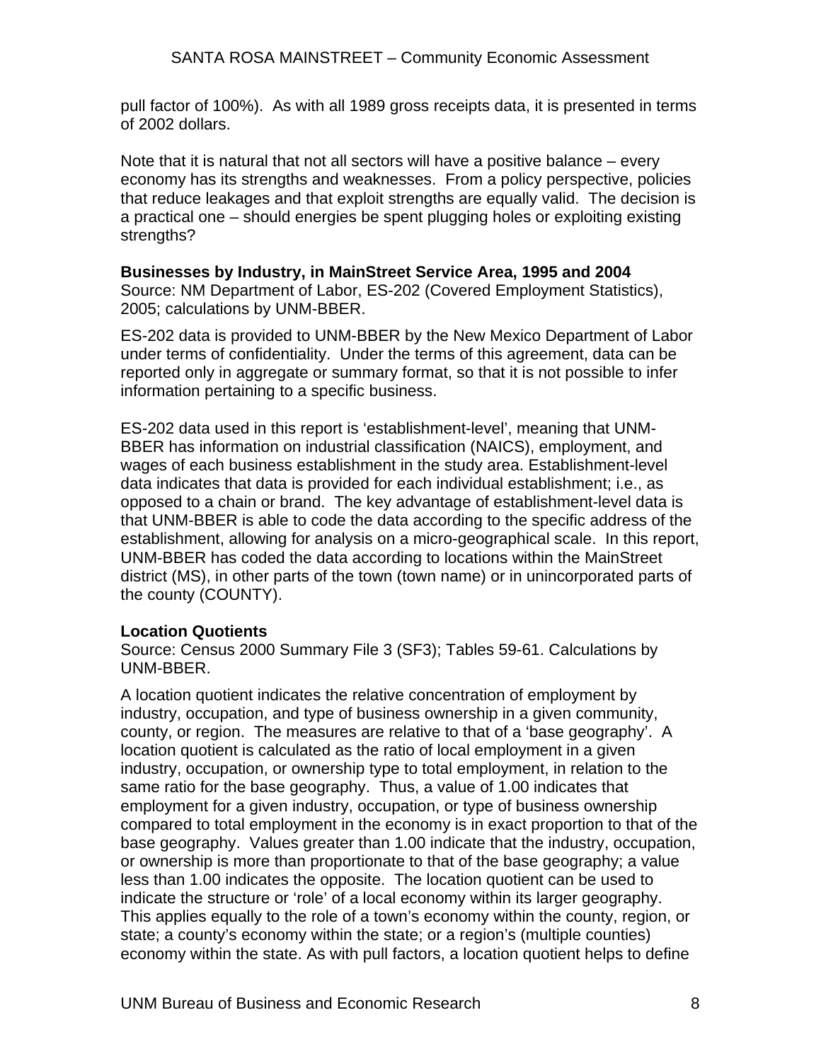pull factor of 100%). As with all 1989 gross receipts data, it is presented in terms of 2002 dollars.

Note that it is natural that not all sectors will have a positive balance – every economy has its strengths and weaknesses. From a policy perspective, policies that reduce leakages and that exploit strengths are equally valid. The decision is a practical one – should energies be spent plugging holes or exploiting existing strengths?

**Businesses by Industry, in MainStreet Service Area, 1995 and 2004**
Source: NM Department of Labor, ES-202 (Covered Employment Statistics), 2005; calculations by UNM-BBER.

ES-202 data is provided to UNM-BBER by the New Mexico Department of Labor under terms of confidentiality. Under the terms of this agreement, data can be reported only in aggregate or summary format, so that it is not possible to infer information pertaining to a specific business.

ES-202 data used in this report is 'establishment-level', meaning that UNM-BBER has information on industrial classification (NAICS), employment, and wages of each business establishment in the study area. Establishment-level data indicates that data is provided for each individual establishment; i.e., as opposed to a chain or brand. The key advantage of establishment-level data is that UNM-BBER is able to code the data according to the specific address of the establishment, allowing for analysis on a micro-geographical scale. In this report, UNM-BBER has coded the data according to locations within the MainStreet district (MS), in other parts of the town (town name) or in unincorporated parts of the county (COUNTY).

**Location Quotients**
Source: Census 2000 Summary File 3 (SF3); Tables 59-61. Calculations by UNM-BBER.

A location quotient indicates the relative concentration of employment by industry, occupation, and type of business ownership in a given community, county, or region. The measures are relative to that of a 'base geography'. A location quotient is calculated as the ratio of local employment in a given industry, occupation, or ownership type to total employment, in relation to the same ratio for the base geography. Thus, a value of 1.00 indicates that employment for a given industry, occupation, or type of business ownership compared to total employment in the economy is in exact proportion to that of the base geography. Values greater than 1.00 indicate that the industry, occupation, or ownership is more than proportionate to that of the base geography; a value less than 1.00 indicates the opposite. The location quotient can be used to indicate the structure or 'role' of a local economy within its larger geography. This applies equally to the role of a town's economy within the county, region, or state; a county's economy within the state; or a region's (multiple counties) economy within the state. As with pull factors, a location quotient helps to define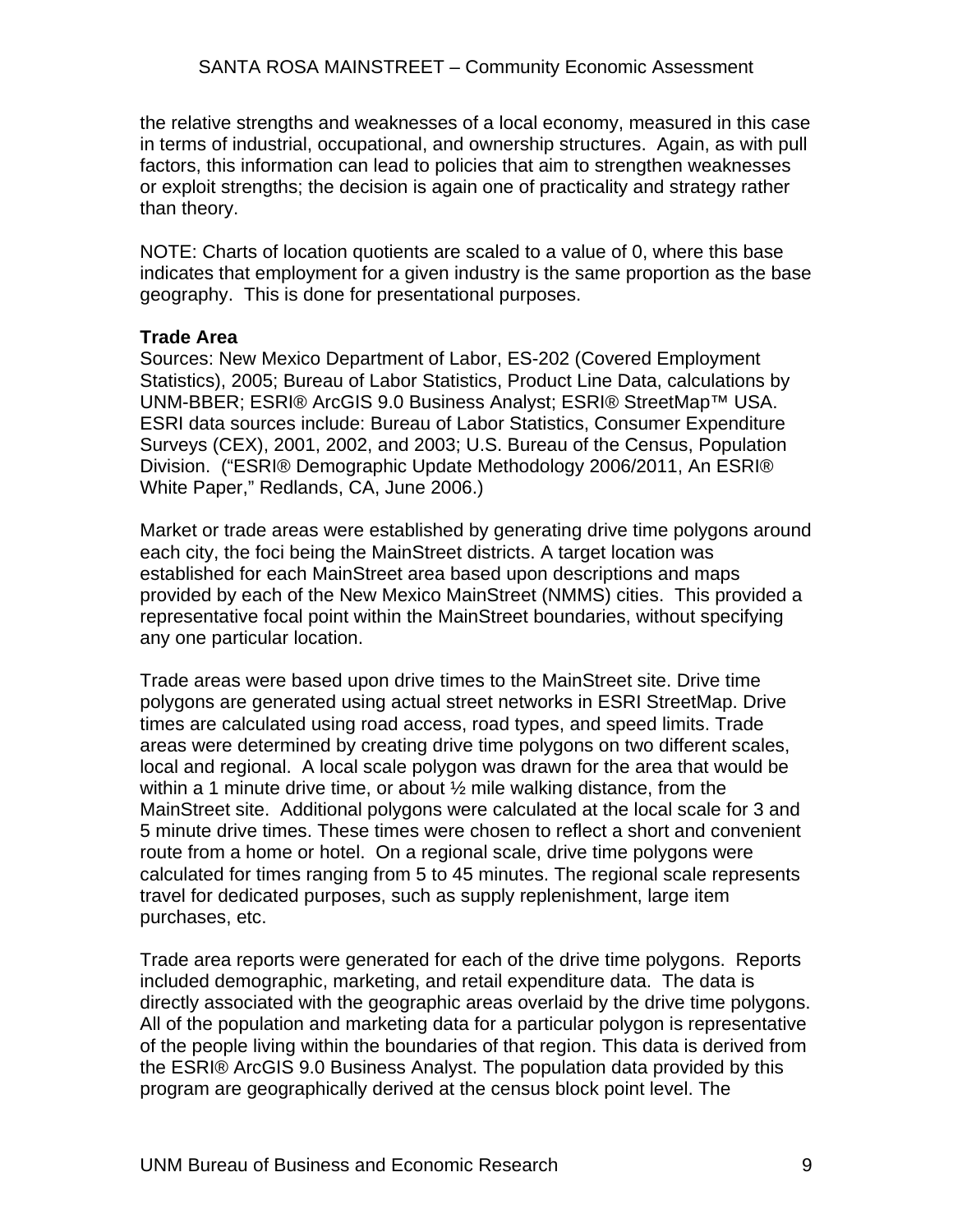the relative strengths and weaknesses of a local economy, measured in this case in terms of industrial, occupational, and ownership structures. Again, as with pull factors, this information can lead to policies that aim to strengthen weaknesses or exploit strengths; the decision is again one of practicality and strategy rather than theory.

NOTE: Charts of location quotients are scaled to a value of 0, where this base indicates that employment for a given industry is the same proportion as the base geography. This is done for presentational purposes.

**Trade Area**

Sources: New Mexico Department of Labor, ES-202 (Covered Employment Statistics), 2005; Bureau of Labor Statistics, Product Line Data, calculations by UNM-BBER; ESRI® ArcGIS 9.0 Business Analyst; ESRI® StreetMap™ USA. ESRI data sources include: Bureau of Labor Statistics, Consumer Expenditure Surveys (CEX), 2001, 2002, and 2003; U.S. Bureau of the Census, Population Division. ("ESRI® Demographic Update Methodology 2006/2011, An ESRI® White Paper," Redlands, CA, June 2006.)

Market or trade areas were established by generating drive time polygons around each city, the foci being the MainStreet districts. A target location was established for each MainStreet area based upon descriptions and maps provided by each of the New Mexico MainStreet (NMMS) cities. This provided a representative focal point within the MainStreet boundaries, without specifying any one particular location.

Trade areas were based upon drive times to the MainStreet site. Drive time polygons are generated using actual street networks in ESRI StreetMap. Drive times are calculated using road access, road types, and speed limits. Trade areas were determined by creating drive time polygons on two different scales, local and regional. A local scale polygon was drawn for the area that would be within a 1 minute drive time, or about ½ mile walking distance, from the MainStreet site. Additional polygons were calculated at the local scale for 3 and 5 minute drive times. These times were chosen to reflect a short and convenient route from a home or hotel. On a regional scale, drive time polygons were calculated for times ranging from 5 to 45 minutes. The regional scale represents travel for dedicated purposes, such as supply replenishment, large item purchases, etc.

Trade area reports were generated for each of the drive time polygons. Reports included demographic, marketing, and retail expenditure data. The data is directly associated with the geographic areas overlaid by the drive time polygons. All of the population and marketing data for a particular polygon is representative of the people living within the boundaries of that region. This data is derived from the ESRI® ArcGIS 9.0 Business Analyst. The population data provided by this program are geographically derived at the census block point level. The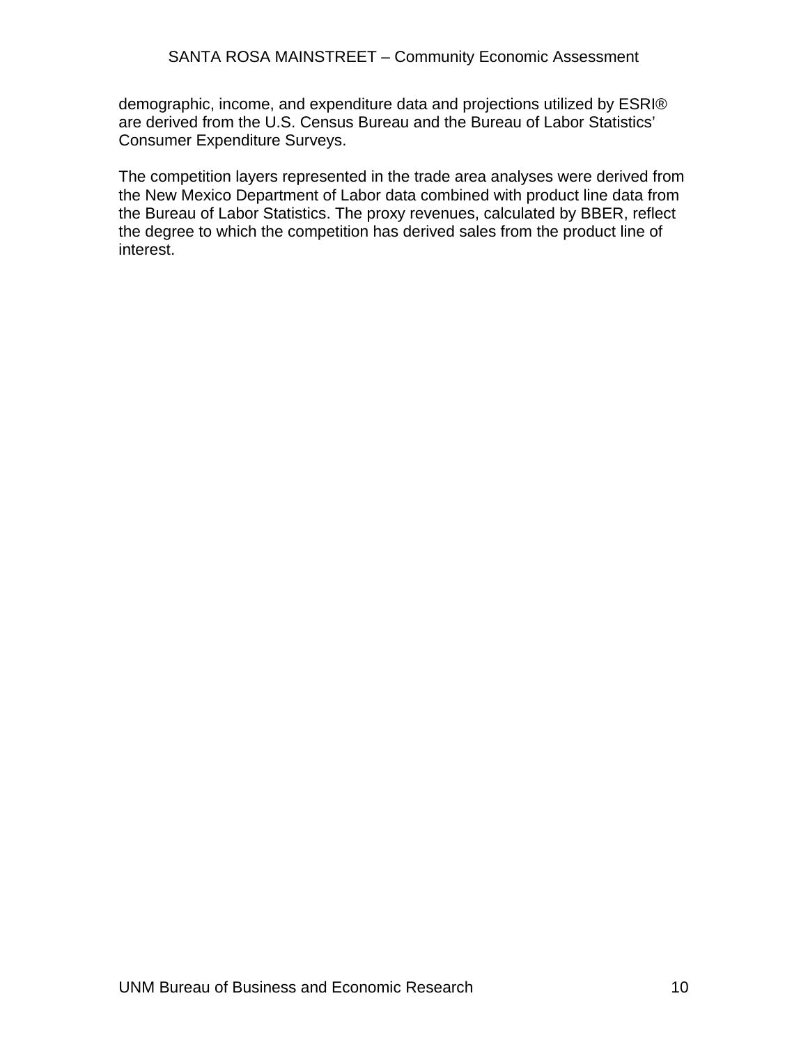demographic, income, and expenditure data and projections utilized by ESRI® are derived from the U.S. Census Bureau and the Bureau of Labor Statistics' Consumer Expenditure Surveys.

The competition layers represented in the trade area analyses were derived from the New Mexico Department of Labor data combined with product line data from the Bureau of Labor Statistics. The proxy revenues, calculated by BBER, reflect the degree to which the competition has derived sales from the product line of interest.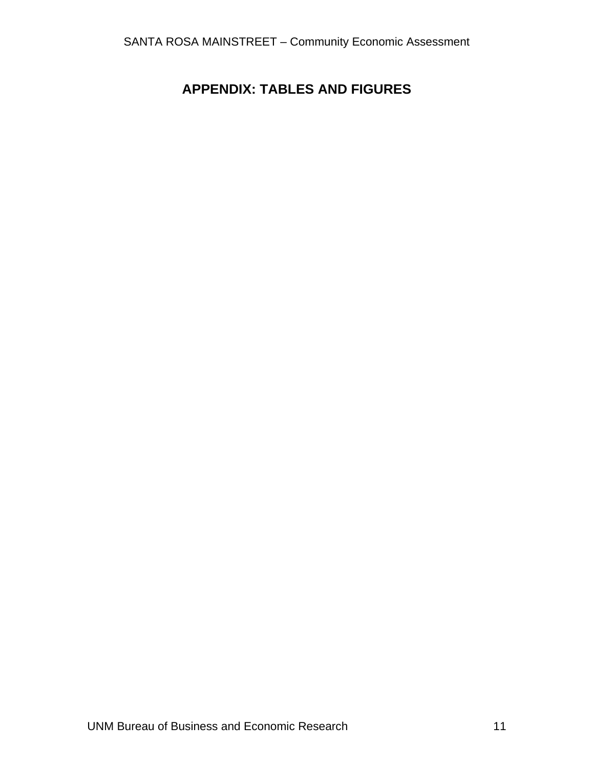# APPENDIX: TABLES AND FIGURES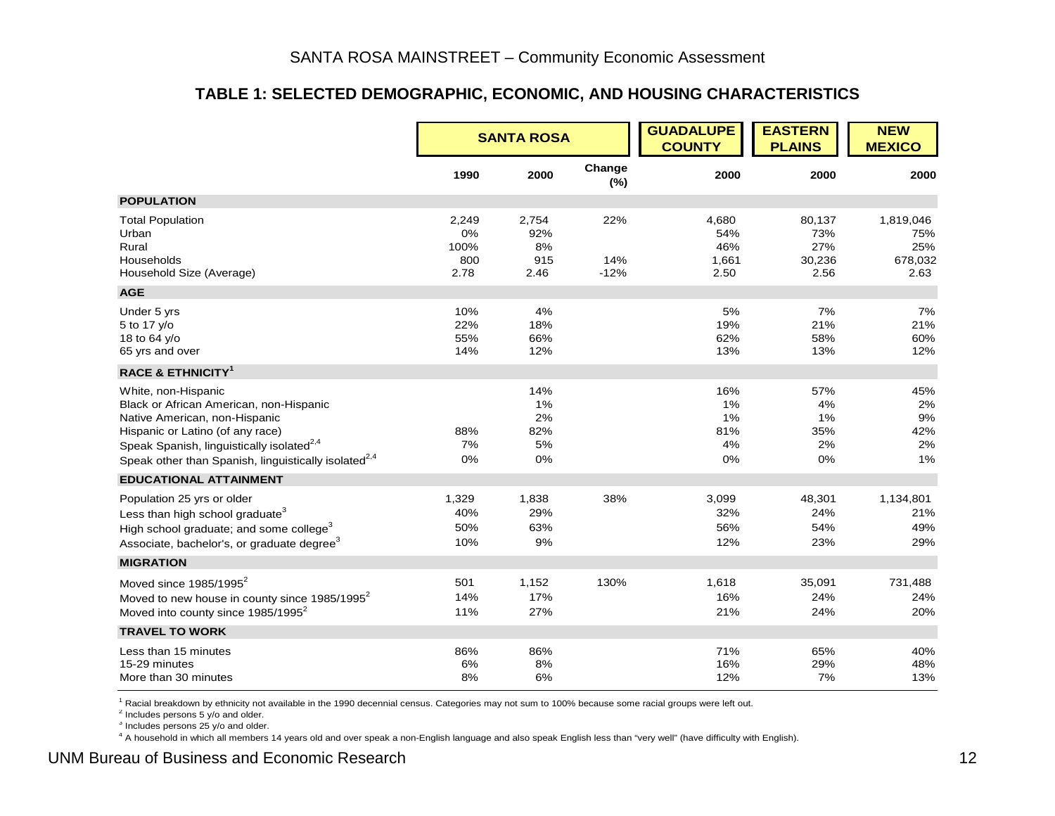## TABLE 1: SELECTED DEMOGRAPHIC, ECONOMIC, AND HOUSING CHARACTERISTICS

| | SANTA ROSA | | | GUADALUPE COUNTY | EASTERN PLAINS | NEW MEXICO |
|---|---|---|---|---|---|---|
| | 1990 | 2000 | Change (%) | 2000 | 2000 | 2000 |
| **POPULATION** | | | | | | |
| Total Population | 2,249 | 2,754 | 22% | 4,680 | 80,137 | 1,819,046 |
| Urban | 0% | 92% | | 54% | 73% | 75% |
| Rural | 100% | 8% | | 46% | 27% | 25% |
| Households | 800 | 915 | 14% | 1,661 | 30,236 | 678,032 |
| Household Size (Average) | 2.78 | 2.46 | -12% | 2.50 | 2.56 | 2.63 |
| **AGE** | | | | | | |
| Under 5 yrs | 10% | 4% | | 5% | 7% | 7% |
| 5 to 17 y/o | 22% | 18% | | 19% | 21% | 21% |
| 18 to 64 y/o | 55% | 66% | | 62% | 58% | 60% |
| 65 yrs and over | 14% | 12% | | 13% | 13% | 12% |
| **RACE & ETHNICITY[1]** | | | | | | |
| White, non-Hispanic | | 14% | | 16% | 57% | 45% |
| Black or African American, non-Hispanic | | 1% | | 1% | 4% | 2% |
| Native American, non-Hispanic | | 2% | | 1% | 1% | 9% |
| Hispanic or Latino (of any race) | 88% | 82% | | 81% | 35% | 42% |
| Speak Spanish, linguistically isolated[2,4] | 7% | 5% | | 4% | 2% | 2% |
| Speak other than Spanish, linguistically isolated[2,4] | 0% | 0% | | 0% | 0% | 1% |
| **EDUCATIONAL ATTAINMENT** | | | | | | |
| Population 25 yrs or older | 1,329 | 1,838 | 38% | 3,099 | 48,301 | 1,134,801 |
| Less than high school graduate[3] | 40% | 29% | | 32% | 24% | 21% |
| High school graduate; and some college[3] | 50% | 63% | | 56% | 54% | 49% |
| Associate, bachelor's, or graduate degree[3] | 10% | 9% | | 12% | 23% | 29% |
| **MIGRATION** | | | | | | |
| Moved since 1985/1995[2] | 501 | 1,152 | 130% | 1,618 | 35,091 | 731,488 |
| Moved to new house in county since 1985/1995[2] | 14% | 17% | | 16% | 24% | 24% |
| Moved into county since 1985/1995[2] | 11% | 27% | | 21% | 24% | 20% |
| **TRAVEL TO WORK** | | | | | | |
| Less than 15 minutes | 86% | 86% | | 71% | 65% | 40% |
| 15-29 minutes | 6% | 8% | | 16% | 29% | 48% |
| More than 30 minutes | 8% | 6% | | 12% | 7% | 13% |

[1] Racial breakdown by ethnicity not available in the 1990 decennial census. Categories may not sum to 100% because some racial groups were left out.

[2] Includes persons 5 y/o and older.

[3] Includes persons 25 y/o and older.

[4] A household in which all members 14 years old and over speak a non-English language and also speak English less than "very well" (have difficulty with English).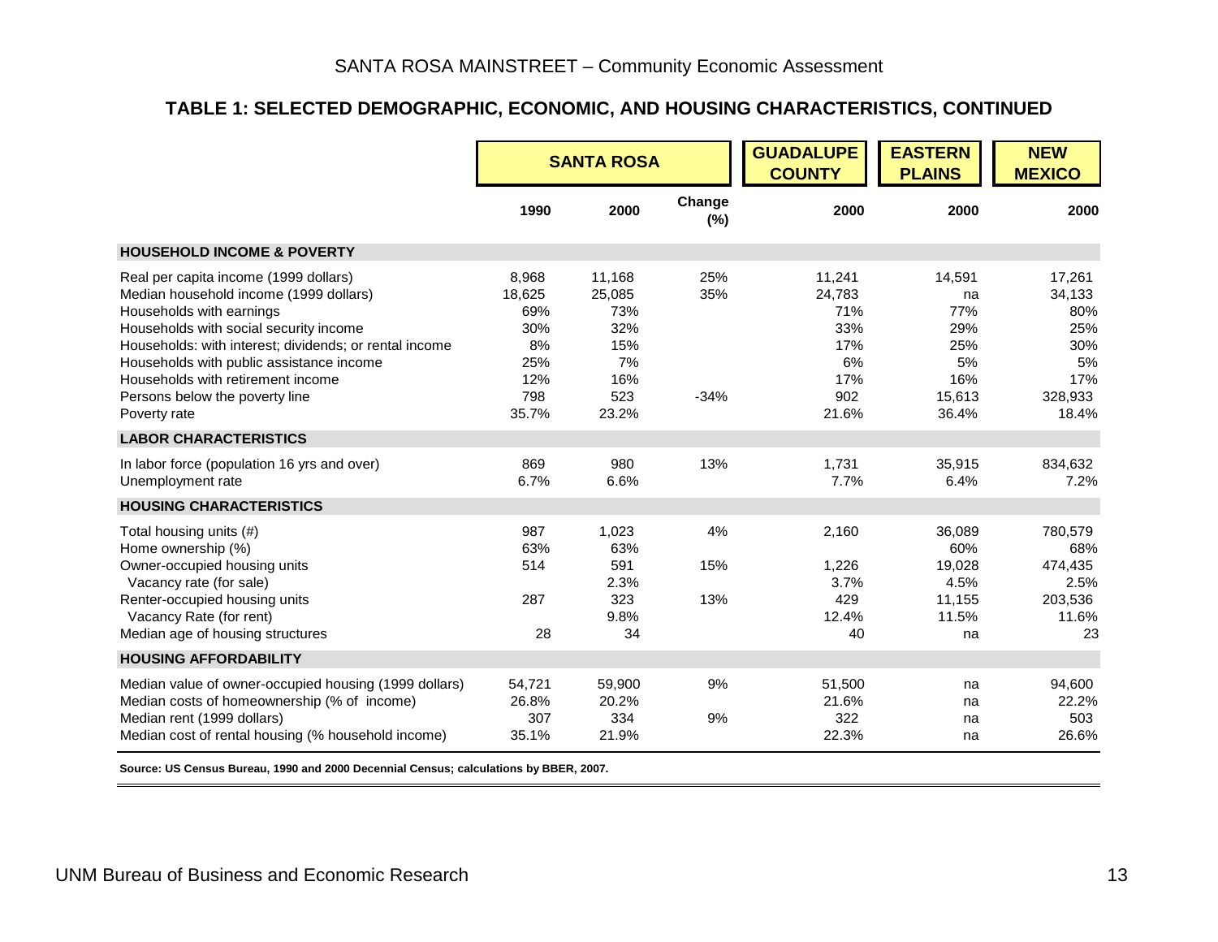## TABLE 1: SELECTED DEMOGRAPHIC, ECONOMIC, AND HOUSING CHARACTERISTICS, CONTINUED

| | SANTA ROSA | | | GUADALUPE COUNTY | EASTERN PLAINS | NEW MEXICO |
|---|---|---|---|---|---|---|
| | 1990 | 2000 | Change (%) | 2000 | 2000 | 2000 |
| **HOUSEHOLD INCOME & POVERTY** | | | | | | |
| Real per capita income (1999 dollars) | 8,968 | 11,168 | 25% | 11,241 | 14,591 | 17,261 |
| Median household income (1999 dollars) | 18,625 | 25,085 | 35% | 24,783 | na | 34,133 |
| Households with earnings | 69% | 73% | | 71% | 77% | 80% |
| Households with social security income | 30% | 32% | | 33% | 29% | 25% |
| Households: with interest; dividends; or rental income | 8% | 15% | | 17% | 25% | 30% |
| Households with public assistance income | 25% | 7% | | 6% | 5% | 5% |
| Households with retirement income | 12% | 16% | | 17% | 16% | 17% |
| Persons below the poverty line | 798 | 523 | -34% | 902 | 15,613 | 328,933 |
| Poverty rate | 35.7% | 23.2% | | 21.6% | 36.4% | 18.4% |
| **LABOR CHARACTERISTICS** | | | | | | |
| In labor force (population 16 yrs and over) | 869 | 980 | 13% | 1,731 | 35,915 | 834,632 |
| Unemployment rate | 6.7% | 6.6% | | 7.7% | 6.4% | 7.2% |
| **HOUSING CHARACTERISTICS** | | | | | | |
| Total housing units (#) | 987 | 1,023 | 4% | 2,160 | 36,089 | 780,579 |
| Home ownership (%) | 63% | 63% | | | 60% | 68% |
| Owner-occupied housing units | 514 | 591 | 15% | 1,226 | 19,028 | 474,435 |
| Vacancy rate (for sale) | | 2.3% | | 3.7% | 4.5% | 2.5% |
| Renter-occupied housing units | 287 | 323 | 13% | 429 | 11,155 | 203,536 |
| Vacancy Rate (for rent) | | 9.8% | | 12.4% | 11.5% | 11.6% |
| Median age of housing structures | 28 | 34 | | 40 | na | 23 |
| **HOUSING AFFORDABILITY** | | | | | | |
| Median value of owner-occupied housing (1999 dollars) | 54,721 | 59,900 | 9% | 51,500 | na | 94,600 |
| Median costs of homeownership (% of income) | 26.8% | 20.2% | | 21.6% | na | 22.2% |
| Median rent (1999 dollars) | 307 | 334 | 9% | 322 | na | 503 |
| Median cost of rental housing (% household income) | 35.1% | 21.9% | | 22.3% | na | 26.6% |

**Source: US Census Bureau, 1990 and 2000 Decennial Census; calculations by BBER, 2007.**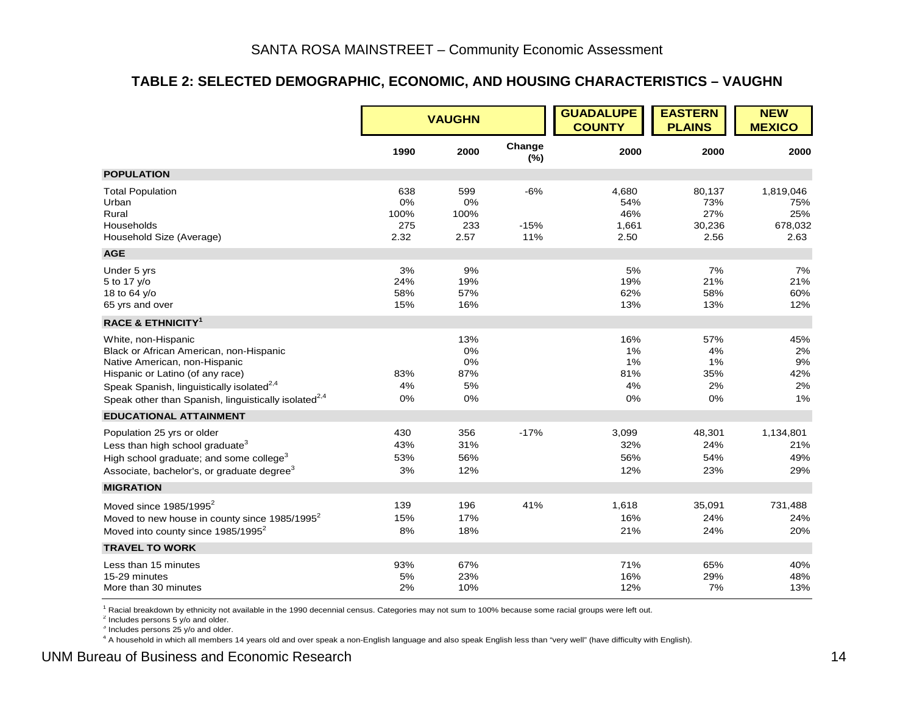## TABLE 2: SELECTED DEMOGRAPHIC, ECONOMIC, AND HOUSING CHARACTERISTICS – VAUGHN

| | VAUGHN | | | GUADALUPE COUNTY | EASTERN PLAINS | NEW MEXICO |
|---|---|---|---|---|---|---|
| | 1990 | 2000 | Change (%) | 2000 | 2000 | 2000 |
| **POPULATION** | | | | | | |
| Total Population | 638 | 599 | -6% | 4,680 | 80,137 | 1,819,046 |
| Urban | 0% | 0% | | 54% | 73% | 75% |
| Rural | 100% | 100% | | 46% | 27% | 25% |
| Households | 275 | 233 | -15% | 1,661 | 30,236 | 678,032 |
| Household Size (Average) | 2.32 | 2.57 | 11% | 2.50 | 2.56 | 2.63 |
| **AGE** | | | | | | |
| Under 5 yrs | 3% | 9% | | 5% | 7% | 7% |
| 5 to 17 y/o | 24% | 19% | | 19% | 21% | 21% |
| 18 to 64 y/o | 58% | 57% | | 62% | 58% | 60% |
| 65 yrs and over | 15% | 16% | | 13% | 13% | 12% |
| **RACE & ETHNICITY[1]** | | | | | | |
| White, non-Hispanic | | 13% | | 16% | 57% | 45% |
| Black or African American, non-Hispanic | | 0% | | 1% | 4% | 2% |
| Native American, non-Hispanic | | 0% | | 1% | 1% | 9% |
| Hispanic or Latino (of any race) | 83% | 87% | | 81% | 35% | 42% |
| Speak Spanish, linguistically isolated[2,4] | 4% | 5% | | 4% | 2% | 2% |
| Speak other than Spanish, linguistically isolated[2,4] | 0% | 0% | | 0% | 0% | 1% |
| **EDUCATIONAL ATTAINMENT** | | | | | | |
| Population 25 yrs or older | 430 | 356 | -17% | 3,099 | 48,301 | 1,134,801 |
| Less than high school graduate[3] | 43% | 31% | | 32% | 24% | 21% |
| High school graduate; and some college[3] | 53% | 56% | | 56% | 54% | 49% |
| Associate, bachelor's, or graduate degree[3] | 3% | 12% | | 12% | 23% | 29% |
| **MIGRATION** | | | | | | |
| Moved since 1985/1995[2] | 139 | 196 | 41% | 1,618 | 35,091 | 731,488 |
| Moved to new house in county since 1985/1995[2] | 15% | 17% | | 16% | 24% | 24% |
| Moved into county since 1985/1995[2] | 8% | 18% | | 21% | 24% | 20% |
| **TRAVEL TO WORK** | | | | | | |
| Less than 15 minutes | 93% | 67% | | 71% | 65% | 40% |
| 15-29 minutes | 5% | 23% | | 16% | 29% | 48% |
| More than 30 minutes | 2% | 10% | | 12% | 7% | 13% |

[1] Racial breakdown by ethnicity not available in the 1990 decennial census. Categories may not sum to 100% because some racial groups were left out.

[2] Includes persons 5 y/o and older.

[3] Includes persons 25 y/o and older.

[4] A household in which all members 14 years old and over speak a non-English language and also speak English less than "very well" (have difficulty with English).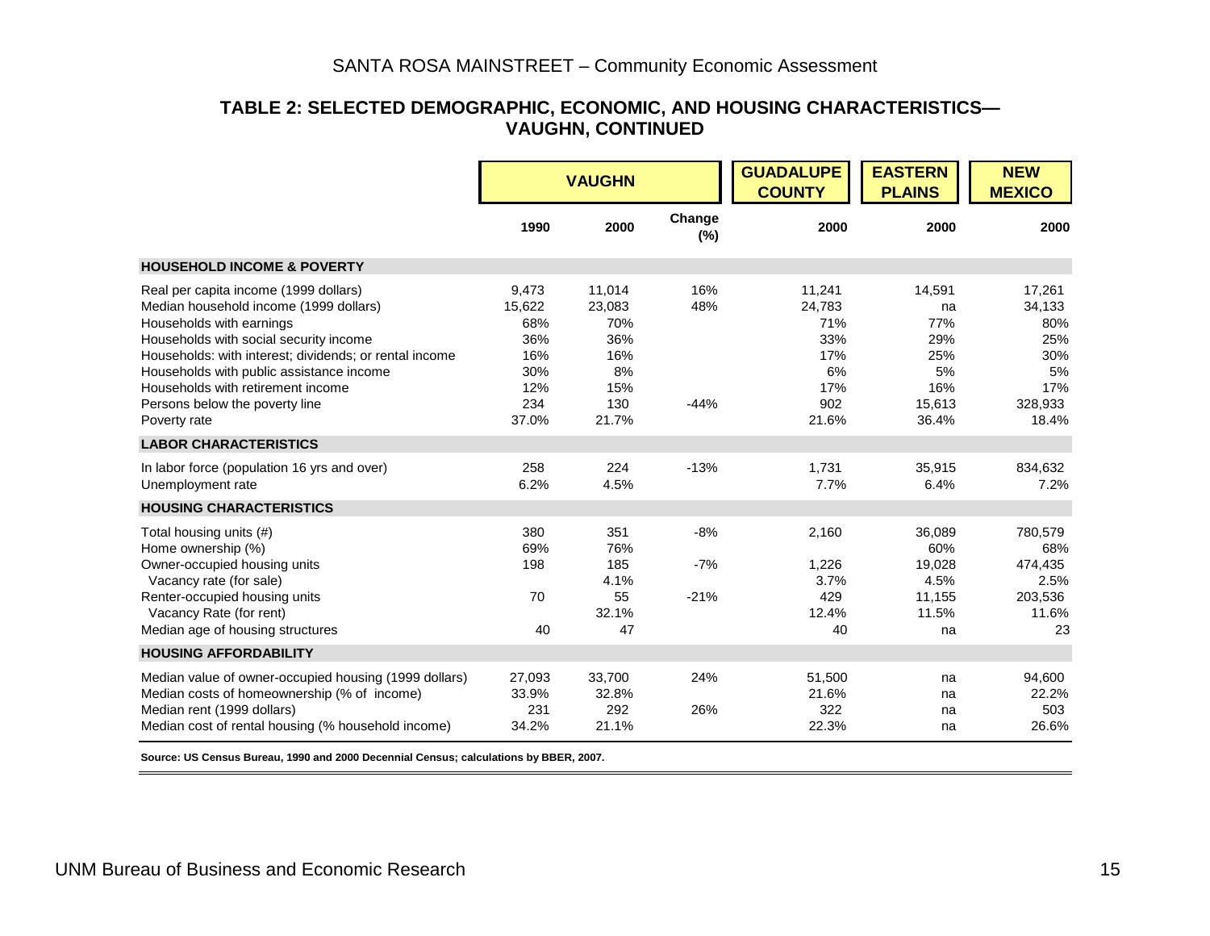## TABLE 2: SELECTED DEMOGRAPHIC, ECONOMIC, AND HOUSING CHARACTERISTICS—VAUGHN, CONTINUED

| | VAUGHN | | | GUADALUPE COUNTY | EASTERN PLAINS | NEW MEXICO |
|---|---|---|---|---|---|---|
| | 1990 | 2000 | Change (%) | 2000 | 2000 | 2000 |
| **HOUSEHOLD INCOME & POVERTY** | | | | | | |
| Real per capita income (1999 dollars) | 9,473 | 11,014 | 16% | 11,241 | 14,591 | 17,261 |
| Median household income (1999 dollars) | 15,622 | 23,083 | 48% | 24,783 | na | 34,133 |
| Households with earnings | 68% | 70% | | 71% | 77% | 80% |
| Households with social security income | 36% | 36% | | 33% | 29% | 25% |
| Households: with interest; dividends; or rental income | 16% | 16% | | 17% | 25% | 30% |
| Households with public assistance income | 30% | 8% | | 6% | 5% | 5% |
| Households with retirement income | 12% | 15% | | 17% | 16% | 17% |
| Persons below the poverty line | 234 | 130 | -44% | 902 | 15,613 | 328,933 |
| Poverty rate | 37.0% | 21.7% | | 21.6% | 36.4% | 18.4% |
| **LABOR CHARACTERISTICS** | | | | | | |
| In labor force (population 16 yrs and over) | 258 | 224 | -13% | 1,731 | 35,915 | 834,632 |
| Unemployment rate | 6.2% | 4.5% | | 7.7% | 6.4% | 7.2% |
| **HOUSING CHARACTERISTICS** | | | | | | |
| Total housing units (#) | 380 | 351 | -8% | 2,160 | 36,089 | 780,579 |
| Home ownership (%) | 69% | 76% | | | 60% | 68% |
| Owner-occupied housing units | 198 | 185 | -7% | 1,226 | 19,028 | 474,435 |
| Vacancy rate (for sale) | | 4.1% | | 3.7% | 4.5% | 2.5% |
| Renter-occupied housing units | 70 | 55 | -21% | 429 | 11,155 | 203,536 |
| Vacancy Rate (for rent) | | 32.1% | | 12.4% | 11.5% | 11.6% |
| Median age of housing structures | 40 | 47 | | 40 | na | 23 |
| **HOUSING AFFORDABILITY** | | | | | | |
| Median value of owner-occupied housing (1999 dollars) | 27,093 | 33,700 | 24% | 51,500 | na | 94,600 |
| Median costs of homeownership (% of income) | 33.9% | 32.8% | | 21.6% | na | 22.2% |
| Median rent (1999 dollars) | 231 | 292 | 26% | 322 | na | 503 |
| Median cost of rental housing (% household income) | 34.2% | 21.1% | | 22.3% | na | 26.6% |

**Source: US Census Bureau, 1990 and 2000 Decennial Census; calculations by BBER, 2007.**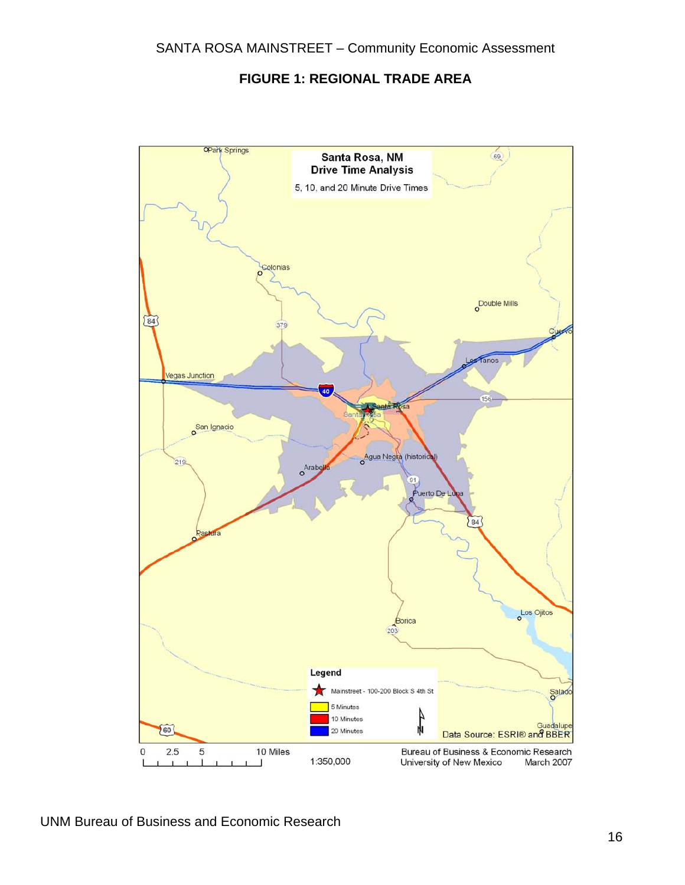## FIGURE 1: REGIONAL TRADE AREA

**Santa Rosa, NM**
**Drive Time Analysis**
5, 10, and 20 Minute Drive Times

Park Springs, Colonias, Double Mills, Cuervo, Los Tanos, Vegas Junction, Santa Rosa, San Ignacio, Agua Negra (historical), Arabella, Puerto De Luna, Pastura, Los Ojitos, Borica, Salado, Guadalupe

**Legend**
- Mainstreet - 100-200 Block S 4th St
- 5 Minutes
- 10 Minutes
- 20 Minutes

Data Source: ESRI® and BBER

0 2.5 5 10 Miles

1:350,000

Bureau of Business & Economic Research
University of New Mexico March 2007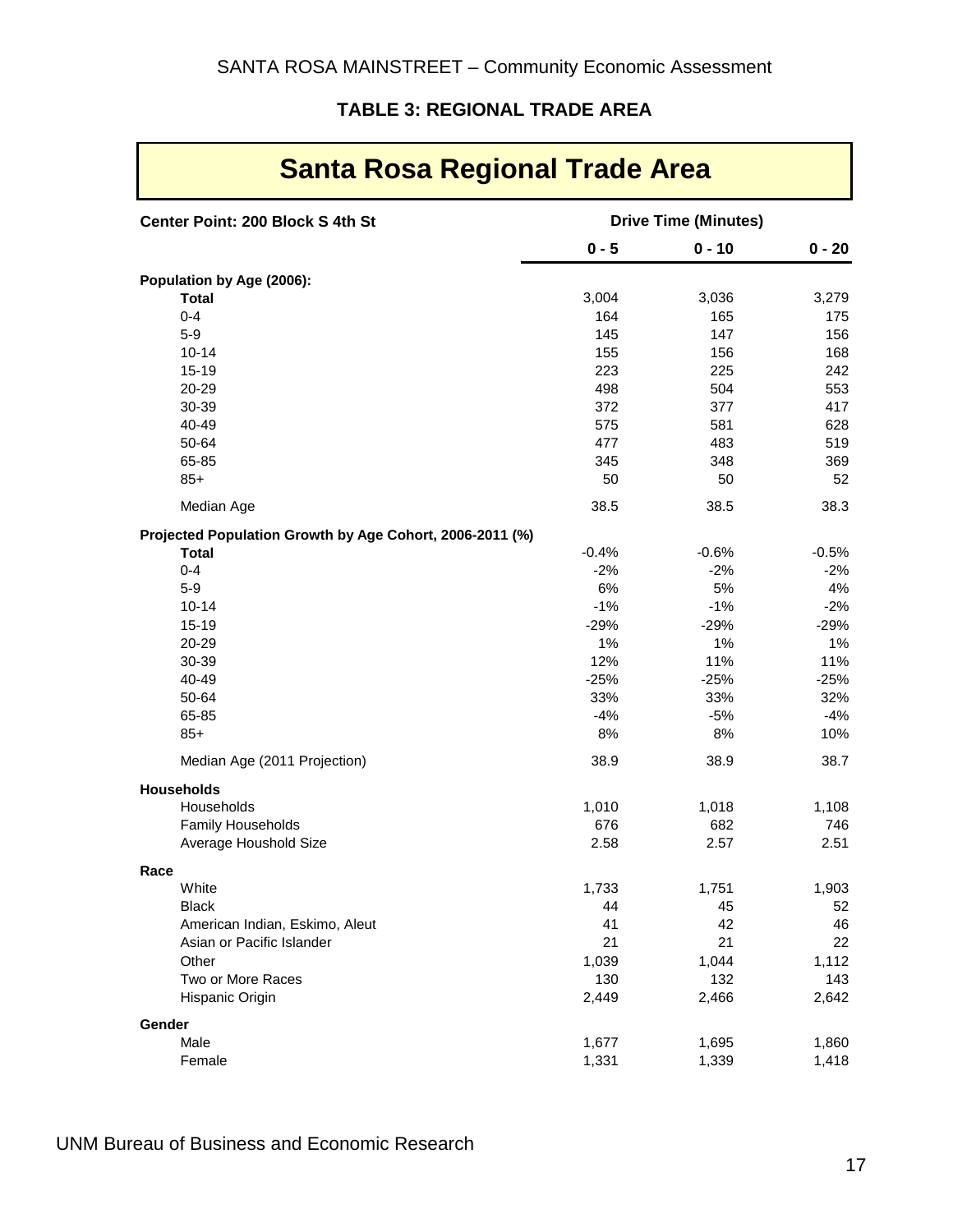### TABLE 3: REGIONAL TRADE AREA

## Santa Rosa Regional Trade Area

| Center Point: 200 Block S 4th St | Drive Time (Minutes) | | |
|---|---|---|---|
| | 0 - 5 | 0 - 10 | 0 - 20 |
| **Population by Age (2006):** | | | |
| **Total** | 3,004 | 3,036 | 3,279 |
| 0-4 | 164 | 165 | 175 |
| 5-9 | 145 | 147 | 156 |
| 10-14 | 155 | 156 | 168 |
| 15-19 | 223 | 225 | 242 |
| 20-29 | 498 | 504 | 553 |
| 30-39 | 372 | 377 | 417 |
| 40-49 | 575 | 581 | 628 |
| 50-64 | 477 | 483 | 519 |
| 65-85 | 345 | 348 | 369 |
| 85+ | 50 | 50 | 52 |
| Median Age | 38.5 | 38.5 | 38.3 |
| **Projected Population Growth by Age Cohort, 2006-2011 (%)** | | | |
| **Total** | -0.4% | -0.6% | -0.5% |
| 0-4 | -2% | -2% | -2% |
| 5-9 | 6% | 5% | 4% |
| 10-14 | -1% | -1% | -2% |
| 15-19 | -29% | -29% | -29% |
| 20-29 | 1% | 1% | 1% |
| 30-39 | 12% | 11% | 11% |
| 40-49 | -25% | -25% | -25% |
| 50-64 | 33% | 33% | 32% |
| 65-85 | -4% | -5% | -4% |
| 85+ | 8% | 8% | 10% |
| Median Age (2011 Projection) | 38.9 | 38.9 | 38.7 |
| **Households** | | | |
| Households | 1,010 | 1,018 | 1,108 |
| Family Households | 676 | 682 | 746 |
| Average Houshold Size | 2.58 | 2.57 | 2.51 |
| **Race** | | | |
| White | 1,733 | 1,751 | 1,903 |
| Black | 44 | 45 | 52 |
| American Indian, Eskimo, Aleut | 41 | 42 | 46 |
| Asian or Pacific Islander | 21 | 21 | 22 |
| Other | 1,039 | 1,044 | 1,112 |
| Two or More Races | 130 | 132 | 143 |
| Hispanic Origin | 2,449 | 2,466 | 2,642 |
| **Gender** | | | |
| Male | 1,677 | 1,695 | 1,860 |
| Female | 1,331 | 1,339 | 1,418 |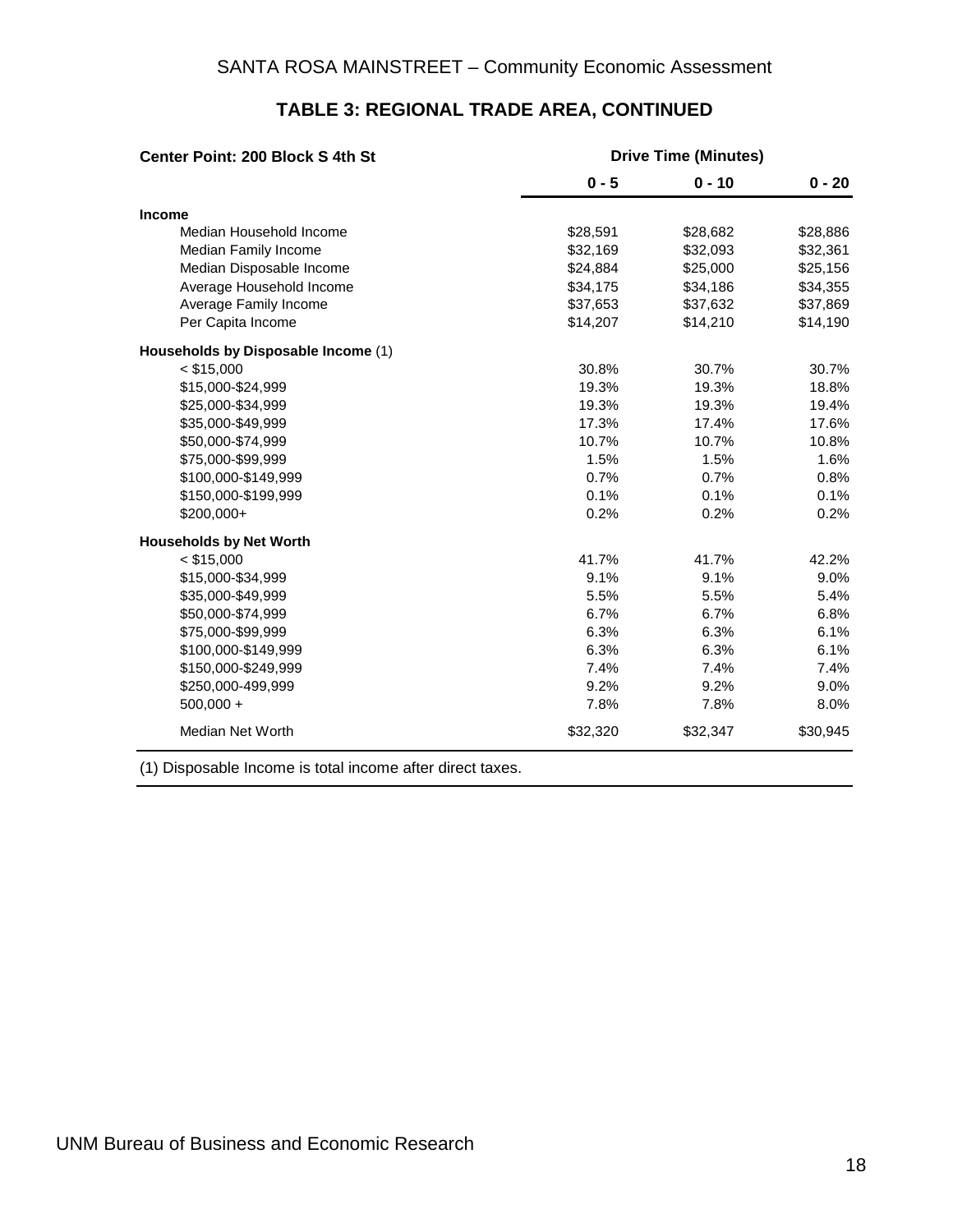## TABLE 3: REGIONAL TRADE AREA, CONTINUED

| Center Point: 200 Block S 4th St | Drive Time (Minutes) | | |
|---|---|---|---|
| | 0 - 5 | 0 - 10 | 0 - 20 |
| **Income** | | | |
| Median Household Income | $28,591 | $28,682 | $28,886 |
| Median Family Income | $32,169 | $32,093 | $32,361 |
| Median Disposable Income | $24,884 | $25,000 | $25,156 |
| Average Household Income | $34,175 | $34,186 | $34,355 |
| Average Family Income | $37,653 | $37,632 | $37,869 |
| Per Capita Income | $14,207 | $14,210 | $14,190 |
| **Households by Disposable Income** (1) | | | |
| < $15,000 | 30.8% | 30.7% | 30.7% |
| $15,000-$24,999 | 19.3% | 19.3% | 18.8% |
| $25,000-$34,999 | 19.3% | 19.3% | 19.4% |
| $35,000-$49,999 | 17.3% | 17.4% | 17.6% |
| $50,000-$74,999 | 10.7% | 10.7% | 10.8% |
| $75,000-$99,999 | 1.5% | 1.5% | 1.6% |
| $100,000-$149,999 | 0.7% | 0.7% | 0.8% |
| $150,000-$199,999 | 0.1% | 0.1% | 0.1% |
| $200,000+ | 0.2% | 0.2% | 0.2% |
| **Households by Net Worth** | | | |
| < $15,000 | 41.7% | 41.7% | 42.2% |
| $15,000-$34,999 | 9.1% | 9.1% | 9.0% |
| $35,000-$49,999 | 5.5% | 5.5% | 5.4% |
| $50,000-$74,999 | 6.7% | 6.7% | 6.8% |
| $75,000-$99,999 | 6.3% | 6.3% | 6.1% |
| $100,000-$149,999 | 6.3% | 6.3% | 6.1% |
| $150,000-$249,999 | 7.4% | 7.4% | 7.4% |
| $250,000-499,999 | 9.2% | 9.2% | 9.0% |
| 500,000 + | 7.8% | 7.8% | 8.0% |
| Median Net Worth | $32,320 | $32,347 | $30,945 |

(1) Disposable Income is total income after direct taxes.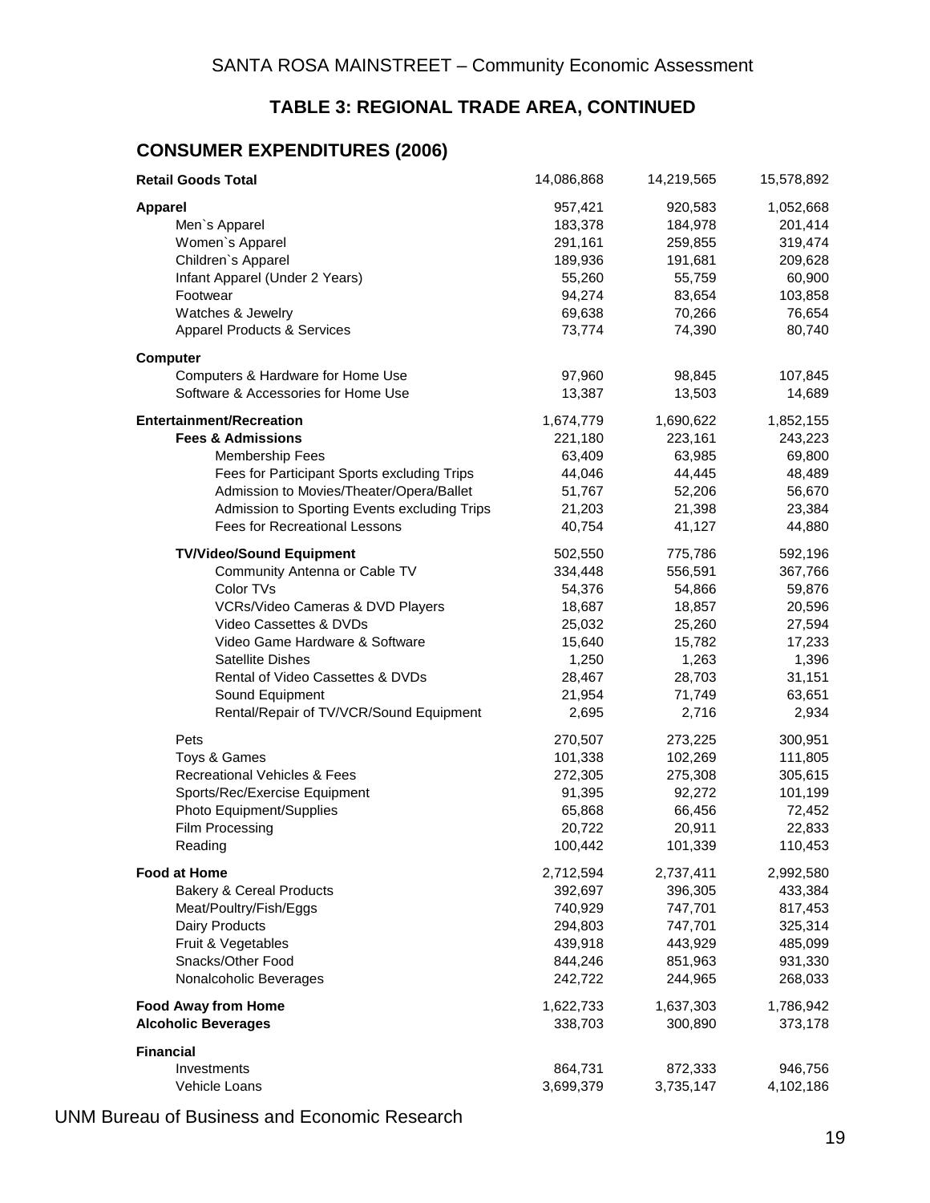## TABLE 3: REGIONAL TRADE AREA, CONTINUED

### CONSUMER EXPENDITURES (2006)

| | | | |
|---|---|---|---|
| **Retail Goods Total** | 14,086,868 | 14,219,565 | 15,578,892 |
| **Apparel** | 957,421 | 920,583 | 1,052,668 |
| Men`s Apparel | 183,378 | 184,978 | 201,414 |
| Women`s Apparel | 291,161 | 259,855 | 319,474 |
| Children`s Apparel | 189,936 | 191,681 | 209,628 |
| Infant Apparel (Under 2 Years) | 55,260 | 55,759 | 60,900 |
| Footwear | 94,274 | 83,654 | 103,858 |
| Watches & Jewelry | 69,638 | 70,266 | 76,654 |
| Apparel Products & Services | 73,774 | 74,390 | 80,740 |
| **Computer** | | | |
| Computers & Hardware for Home Use | 97,960 | 98,845 | 107,845 |
| Software & Accessories for Home Use | 13,387 | 13,503 | 14,689 |
| **Entertainment/Recreation** | 1,674,779 | 1,690,622 | 1,852,155 |
| **Fees & Admissions** | 221,180 | 223,161 | 243,223 |
| Membership Fees | 63,409 | 63,985 | 69,800 |
| Fees for Participant Sports excluding Trips | 44,046 | 44,445 | 48,489 |
| Admission to Movies/Theater/Opera/Ballet | 51,767 | 52,206 | 56,670 |
| Admission to Sporting Events excluding Trips | 21,203 | 21,398 | 23,384 |
| Fees for Recreational Lessons | 40,754 | 41,127 | 44,880 |
| **TV/Video/Sound Equipment** | 502,550 | 775,786 | 592,196 |
| Community Antenna or Cable TV | 334,448 | 556,591 | 367,766 |
| Color TVs | 54,376 | 54,866 | 59,876 |
| VCRs/Video Cameras & DVD Players | 18,687 | 18,857 | 20,596 |
| Video Cassettes & DVDs | 25,032 | 25,260 | 27,594 |
| Video Game Hardware & Software | 15,640 | 15,782 | 17,233 |
| Satellite Dishes | 1,250 | 1,263 | 1,396 |
| Rental of Video Cassettes & DVDs | 28,467 | 28,703 | 31,151 |
| Sound Equipment | 21,954 | 71,749 | 63,651 |
| Rental/Repair of TV/VCR/Sound Equipment | 2,695 | 2,716 | 2,934 |
| Pets | 270,507 | 273,225 | 300,951 |
| Toys & Games | 101,338 | 102,269 | 111,805 |
| Recreational Vehicles & Fees | 272,305 | 275,308 | 305,615 |
| Sports/Rec/Exercise Equipment | 91,395 | 92,272 | 101,199 |
| Photo Equipment/Supplies | 65,868 | 66,456 | 72,452 |
| Film Processing | 20,722 | 20,911 | 22,833 |
| Reading | 100,442 | 101,339 | 110,453 |
| **Food at Home** | 2,712,594 | 2,737,411 | 2,992,580 |
| Bakery & Cereal Products | 392,697 | 396,305 | 433,384 |
| Meat/Poultry/Fish/Eggs | 740,929 | 747,701 | 817,453 |
| Dairy Products | 294,803 | 747,701 | 325,314 |
| Fruit & Vegetables | 439,918 | 443,929 | 485,099 |
| Snacks/Other Food | 844,246 | 851,963 | 931,330 |
| Nonalcoholic Beverages | 242,722 | 244,965 | 268,033 |
| **Food Away from Home** | 1,622,733 | 1,637,303 | 1,786,942 |
| **Alcoholic Beverages** | 338,703 | 300,890 | 373,178 |
| **Financial** | | | |
| Investments | 864,731 | 872,333 | 946,756 |
| Vehicle Loans | 3,699,379 | 3,735,147 | 4,102,186 |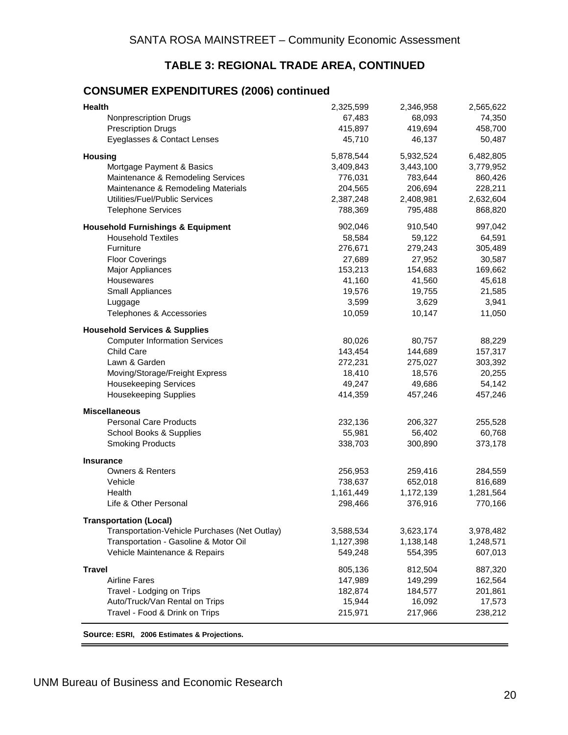## TABLE 3: REGIONAL TRADE AREA, CONTINUED

### CONSUMER EXPENDITURES (2006) continued

| | | | |
|---|---|---|---|
| **Health** | 2,325,599 | 2,346,958 | 2,565,622 |
| Nonprescription Drugs | 67,483 | 68,093 | 74,350 |
| Prescription Drugs | 415,897 | 419,694 | 458,700 |
| Eyeglasses & Contact Lenses | 45,710 | 46,137 | 50,487 |
| **Housing** | 5,878,544 | 5,932,524 | 6,482,805 |
| Mortgage Payment & Basics | 3,409,843 | 3,443,100 | 3,779,952 |
| Maintenance & Remodeling Services | 776,031 | 783,644 | 860,426 |
| Maintenance & Remodeling Materials | 204,565 | 206,694 | 228,211 |
| Utilities/Fuel/Public Services | 2,387,248 | 2,408,981 | 2,632,604 |
| Telephone Services | 788,369 | 795,488 | 868,820 |
| **Household Furnishings & Equipment** | 902,046 | 910,540 | 997,042 |
| Household Textiles | 58,584 | 59,122 | 64,591 |
| Furniture | 276,671 | 279,243 | 305,489 |
| Floor Coverings | 27,689 | 27,952 | 30,587 |
| Major Appliances | 153,213 | 154,683 | 169,662 |
| Housewares | 41,160 | 41,560 | 45,618 |
| Small Appliances | 19,576 | 19,755 | 21,585 |
| Luggage | 3,599 | 3,629 | 3,941 |
| Telephones & Accessories | 10,059 | 10,147 | 11,050 |
| **Household Services & Supplies** | | | |
| Computer Information Services | 80,026 | 80,757 | 88,229 |
| Child Care | 143,454 | 144,689 | 157,317 |
| Lawn & Garden | 272,231 | 275,027 | 303,392 |
| Moving/Storage/Freight Express | 18,410 | 18,576 | 20,255 |
| Housekeeping Services | 49,247 | 49,686 | 54,142 |
| Housekeeping Supplies | 414,359 | 457,246 | 457,246 |
| **Miscellaneous** | | | |
| Personal Care Products | 232,136 | 206,327 | 255,528 |
| School Books & Supplies | 55,981 | 56,402 | 60,768 |
| Smoking Products | 338,703 | 300,890 | 373,178 |
| **Insurance** | | | |
| Owners & Renters | 256,953 | 259,416 | 284,559 |
| Vehicle | 738,637 | 652,018 | 816,689 |
| Health | 1,161,449 | 1,172,139 | 1,281,564 |
| Life & Other Personal | 298,466 | 376,916 | 770,166 |
| **Transportation (Local)** | | | |
| Transportation-Vehicle Purchases (Net Outlay) | 3,588,534 | 3,623,174 | 3,978,482 |
| Transportation - Gasoline & Motor Oil | 1,127,398 | 1,138,148 | 1,248,571 |
| Vehicle Maintenance & Repairs | 549,248 | 554,395 | 607,013 |
| **Travel** | 805,136 | 812,504 | 887,320 |
| Airline Fares | 147,989 | 149,299 | 162,564 |
| Travel - Lodging on Trips | 182,874 | 184,577 | 201,861 |
| Auto/Truck/Van Rental on Trips | 15,944 | 16,092 | 17,573 |
| Travel - Food & Drink on Trips | 215,971 | 217,966 | 238,212 |

**Source: ESRI, 2006 Estimates & Projections.**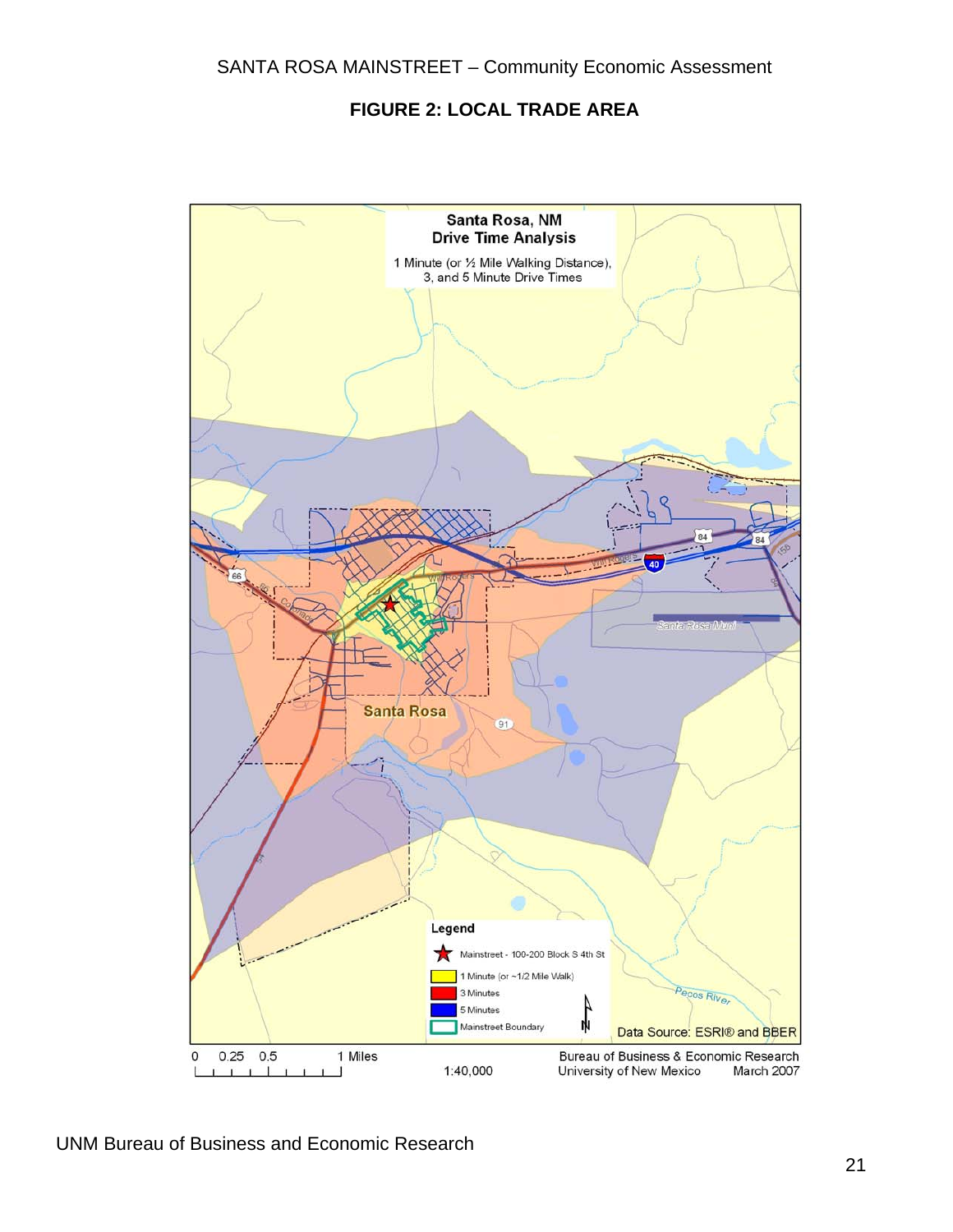## FIGURE 2: LOCAL TRADE AREA

**Santa Rosa, NM**
**Drive Time Analysis**

1 Minute (or ½ Mile Walking Distance), 3, and 5 Minute Drive Times

**Legend**

- Mainstreet - 100-200 Block S 4th St
- 1 Minute (or ~1/2 Mile Walk)
- 3 Minutes
- 5 Minutes
- Mainstreet Boundary

Data Source: ESRI® and BBER

0 0.25 0.5 1 Miles

1:40,000

Bureau of Business & Economic Research
University of New Mexico March 2007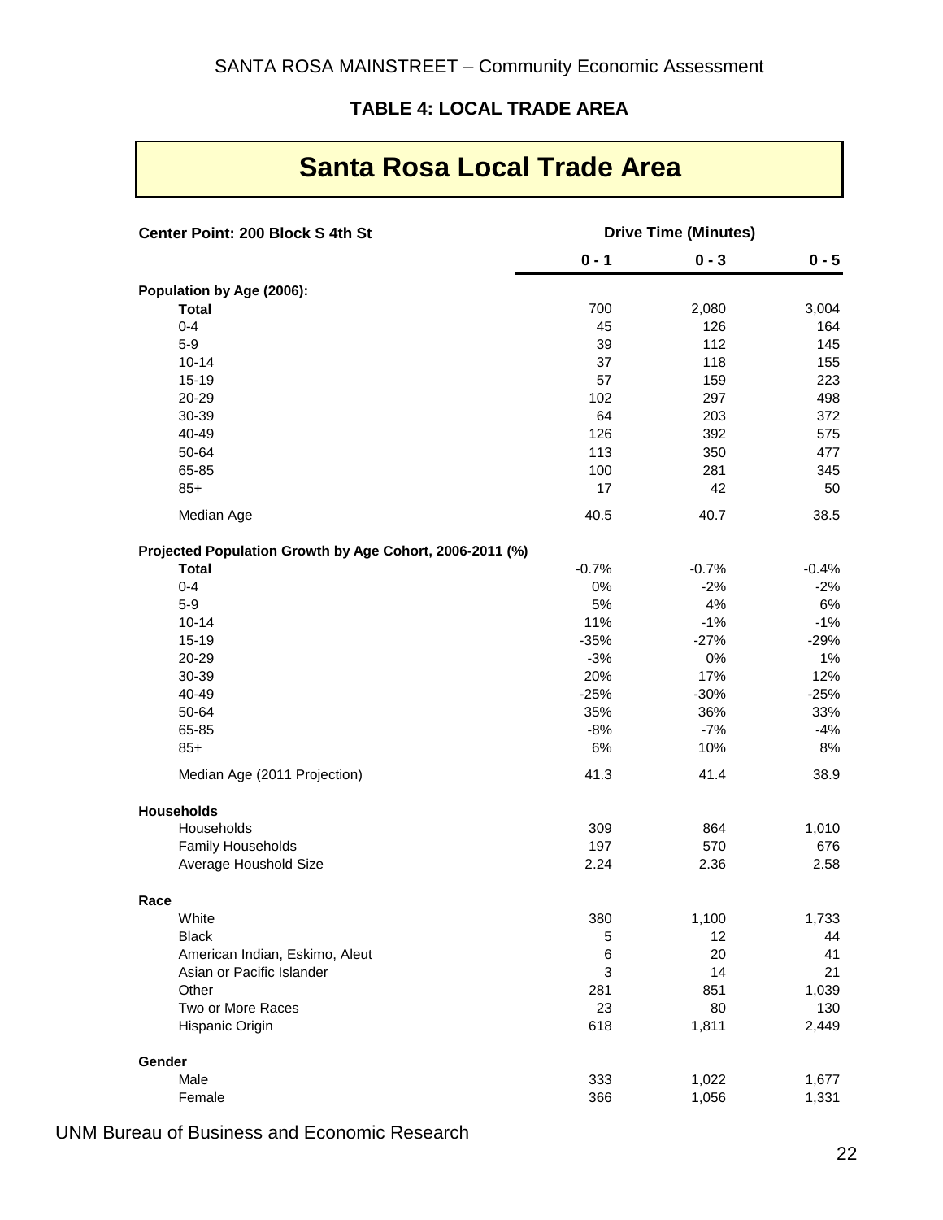SANTA ROSA MAINSTREET – Community Economic Assessment

### TABLE 4: LOCAL TRADE AREA

## Santa Rosa Local Trade Area

| Center Point: 200 Block S 4th St | Drive Time (Minutes) | | |
|---|---|---|---|
| | 0 - 1 | 0 - 3 | 0 - 5 |
| **Population by Age (2006):** | | | |
| **Total** | 700 | 2,080 | 3,004 |
| 0-4 | 45 | 126 | 164 |
| 5-9 | 39 | 112 | 145 |
| 10-14 | 37 | 118 | 155 |
| 15-19 | 57 | 159 | 223 |
| 20-29 | 102 | 297 | 498 |
| 30-39 | 64 | 203 | 372 |
| 40-49 | 126 | 392 | 575 |
| 50-64 | 113 | 350 | 477 |
| 65-85 | 100 | 281 | 345 |
| 85+ | 17 | 42 | 50 |
| Median Age | 40.5 | 40.7 | 38.5 |
| **Projected Population Growth by Age Cohort, 2006-2011 (%)** | | | |
| **Total** | -0.7% | -0.7% | -0.4% |
| 0-4 | 0% | -2% | -2% |
| 5-9 | 5% | 4% | 6% |
| 10-14 | 11% | -1% | -1% |
| 15-19 | -35% | -27% | -29% |
| 20-29 | -3% | 0% | 1% |
| 30-39 | 20% | 17% | 12% |
| 40-49 | -25% | -30% | -25% |
| 50-64 | 35% | 36% | 33% |
| 65-85 | -8% | -7% | -4% |
| 85+ | 6% | 10% | 8% |
| Median Age (2011 Projection) | 41.3 | 41.4 | 38.9 |
| **Households** | | | |
| Households | 309 | 864 | 1,010 |
| Family Households | 197 | 570 | 676 |
| Average Houshold Size | 2.24 | 2.36 | 2.58 |
| **Race** | | | |
| White | 380 | 1,100 | 1,733 |
| Black | 5 | 12 | 44 |
| American Indian, Eskimo, Aleut | 6 | 20 | 41 |
| Asian or Pacific Islander | 3 | 14 | 21 |
| Other | 281 | 851 | 1,039 |
| Two or More Races | 23 | 80 | 130 |
| Hispanic Origin | 618 | 1,811 | 2,449 |
| **Gender** | | | |
| Male | 333 | 1,022 | 1,677 |
| Female | 366 | 1,056 | 1,331 |

UNM Bureau of Business and Economic Research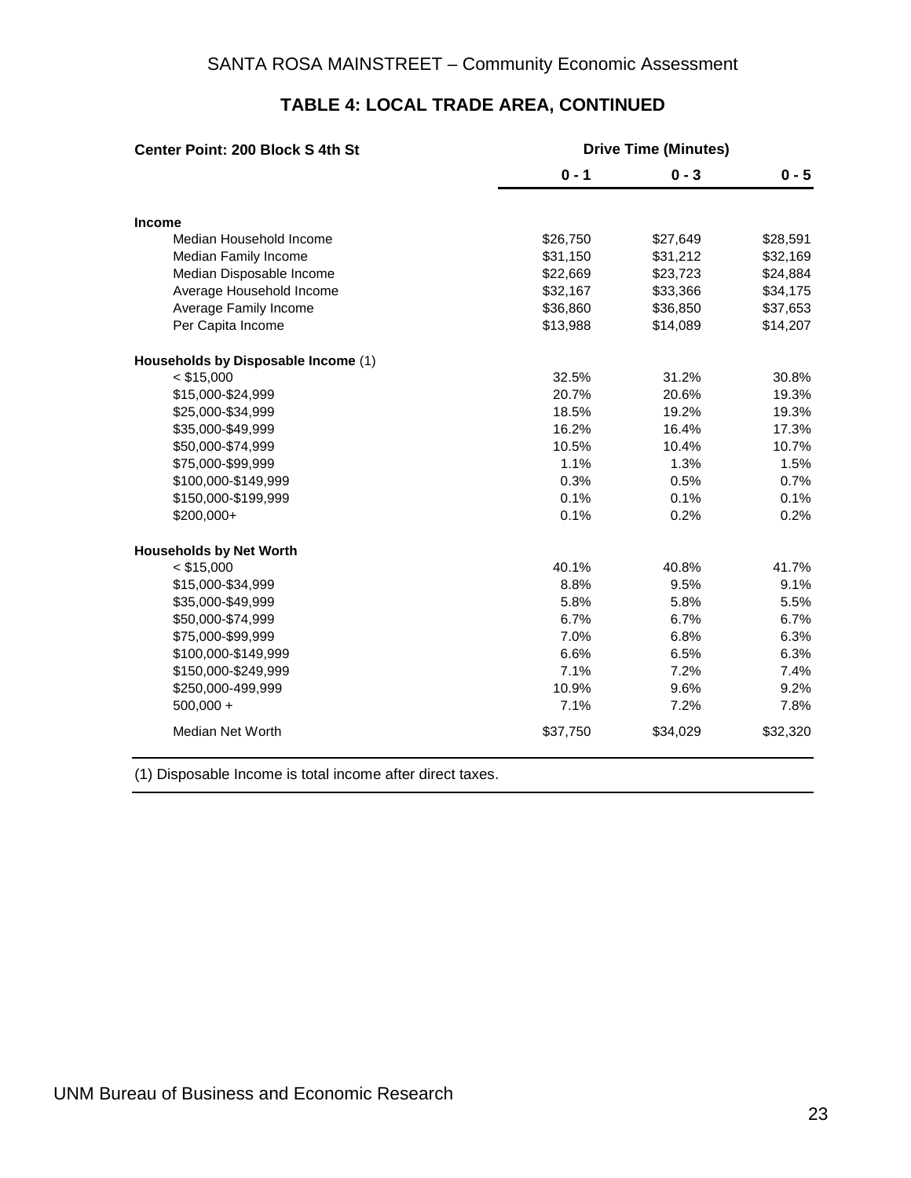## TABLE 4: LOCAL TRADE AREA, CONTINUED

| Center Point: 200 Block S 4th St | Drive Time (Minutes) | | |
|---|---|---|---|
| | 0 - 1 | 0 - 3 | 0 - 5 |
| **Income** | | | |
| Median Household Income | $26,750 | $27,649 | $28,591 |
| Median Family Income | $31,150 | $31,212 | $32,169 |
| Median Disposable Income | $22,669 | $23,723 | $24,884 |
| Average Household Income | $32,167 | $33,366 | $34,175 |
| Average Family Income | $36,860 | $36,850 | $37,653 |
| Per Capita Income | $13,988 | $14,089 | $14,207 |
| **Households by Disposable Income** (1) | | | |
| < $15,000 | 32.5% | 31.2% | 30.8% |
| $15,000-$24,999 | 20.7% | 20.6% | 19.3% |
| $25,000-$34,999 | 18.5% | 19.2% | 19.3% |
| $35,000-$49,999 | 16.2% | 16.4% | 17.3% |
| $50,000-$74,999 | 10.5% | 10.4% | 10.7% |
| $75,000-$99,999 | 1.1% | 1.3% | 1.5% |
| $100,000-$149,999 | 0.3% | 0.5% | 0.7% |
| $150,000-$199,999 | 0.1% | 0.1% | 0.1% |
| $200,000+ | 0.1% | 0.2% | 0.2% |
| **Households by Net Worth** | | | |
| < $15,000 | 40.1% | 40.8% | 41.7% |
| $15,000-$34,999 | 8.8% | 9.5% | 9.1% |
| $35,000-$49,999 | 5.8% | 5.8% | 5.5% |
| $50,000-$74,999 | 6.7% | 6.7% | 6.7% |
| $75,000-$99,999 | 7.0% | 6.8% | 6.3% |
| $100,000-$149,999 | 6.6% | 6.5% | 6.3% |
| $150,000-$249,999 | 7.1% | 7.2% | 7.4% |
| $250,000-499,999 | 10.9% | 9.6% | 9.2% |
| 500,000 + | 7.1% | 7.2% | 7.8% |
| Median Net Worth | $37,750 | $34,029 | $32,320 |

(1) Disposable Income is total income after direct taxes.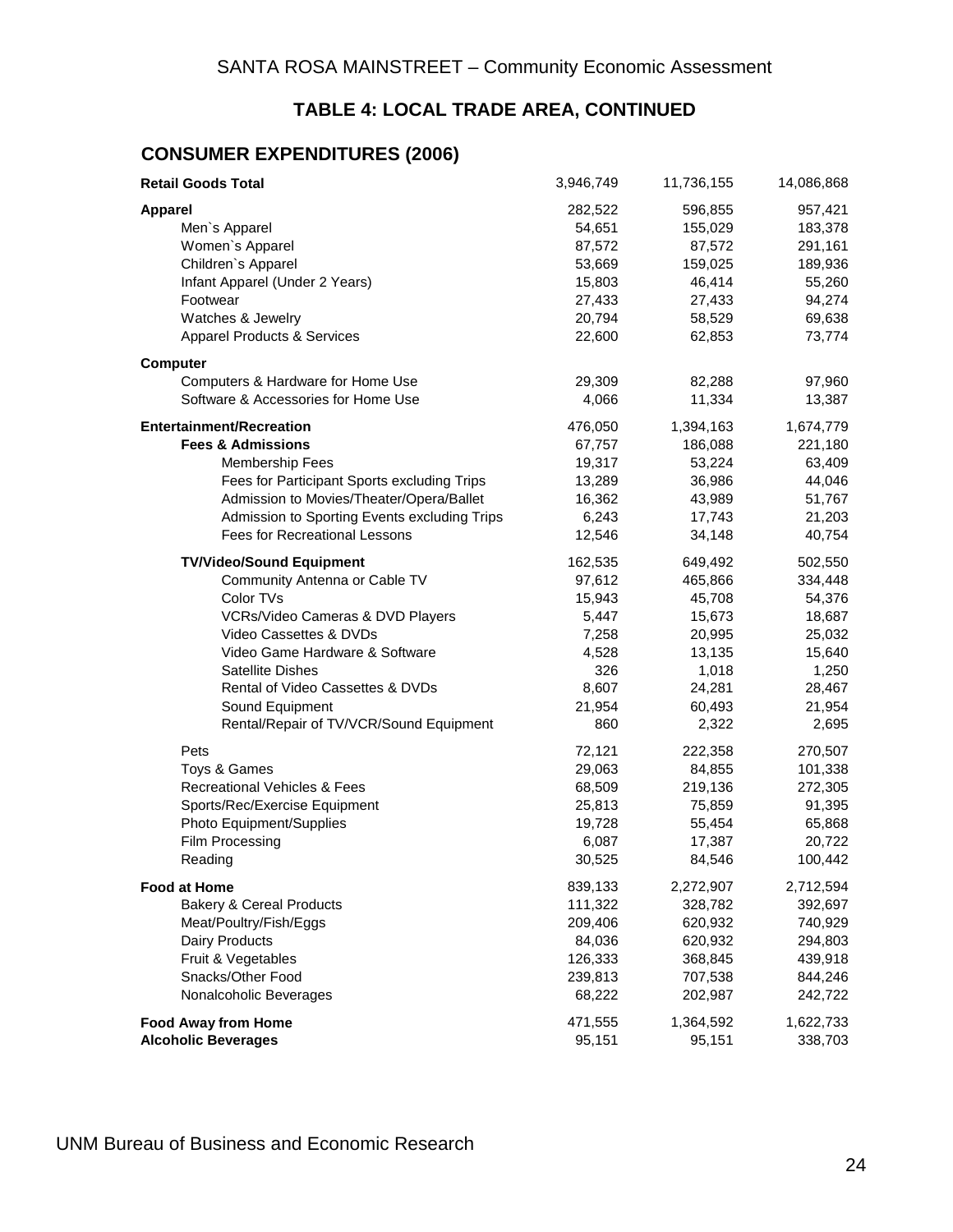# TABLE 4: LOCAL TRADE AREA, CONTINUED

## CONSUMER EXPENDITURES (2006)

| | | | |
|---|---|---|---|
| **Retail Goods Total** | 3,946,749 | 11,736,155 | 14,086,868 |
| **Apparel** | 282,522 | 596,855 | 957,421 |
| Men`s Apparel | 54,651 | 155,029 | 183,378 |
| Women`s Apparel | 87,572 | 87,572 | 291,161 |
| Children`s Apparel | 53,669 | 159,025 | 189,936 |
| Infant Apparel (Under 2 Years) | 15,803 | 46,414 | 55,260 |
| Footwear | 27,433 | 27,433 | 94,274 |
| Watches & Jewelry | 20,794 | 58,529 | 69,638 |
| Apparel Products & Services | 22,600 | 62,853 | 73,774 |
| **Computer** | | | |
| Computers & Hardware for Home Use | 29,309 | 82,288 | 97,960 |
| Software & Accessories for Home Use | 4,066 | 11,334 | 13,387 |
| **Entertainment/Recreation** | 476,050 | 1,394,163 | 1,674,779 |
| **Fees & Admissions** | 67,757 | 186,088 | 221,180 |
| Membership Fees | 19,317 | 53,224 | 63,409 |
| Fees for Participant Sports excluding Trips | 13,289 | 36,986 | 44,046 |
| Admission to Movies/Theater/Opera/Ballet | 16,362 | 43,989 | 51,767 |
| Admission to Sporting Events excluding Trips | 6,243 | 17,743 | 21,203 |
| Fees for Recreational Lessons | 12,546 | 34,148 | 40,754 |
| **TV/Video/Sound Equipment** | 162,535 | 649,492 | 502,550 |
| Community Antenna or Cable TV | 97,612 | 465,866 | 334,448 |
| Color TVs | 15,943 | 45,708 | 54,376 |
| VCRs/Video Cameras & DVD Players | 5,447 | 15,673 | 18,687 |
| Video Cassettes & DVDs | 7,258 | 20,995 | 25,032 |
| Video Game Hardware & Software | 4,528 | 13,135 | 15,640 |
| Satellite Dishes | 326 | 1,018 | 1,250 |
| Rental of Video Cassettes & DVDs | 8,607 | 24,281 | 28,467 |
| Sound Equipment | 21,954 | 60,493 | 21,954 |
| Rental/Repair of TV/VCR/Sound Equipment | 860 | 2,322 | 2,695 |
| Pets | 72,121 | 222,358 | 270,507 |
| Toys & Games | 29,063 | 84,855 | 101,338 |
| Recreational Vehicles & Fees | 68,509 | 219,136 | 272,305 |
| Sports/Rec/Exercise Equipment | 25,813 | 75,859 | 91,395 |
| Photo Equipment/Supplies | 19,728 | 55,454 | 65,868 |
| Film Processing | 6,087 | 17,387 | 20,722 |
| Reading | 30,525 | 84,546 | 100,442 |
| **Food at Home** | 839,133 | 2,272,907 | 2,712,594 |
| Bakery & Cereal Products | 111,322 | 328,782 | 392,697 |
| Meat/Poultry/Fish/Eggs | 209,406 | 620,932 | 740,929 |
| Dairy Products | 84,036 | 620,932 | 294,803 |
| Fruit & Vegetables | 126,333 | 368,845 | 439,918 |
| Snacks/Other Food | 239,813 | 707,538 | 844,246 |
| Nonalcoholic Beverages | 68,222 | 202,987 | 242,722 |
| **Food Away from Home** | 471,555 | 1,364,592 | 1,622,733 |
| **Alcoholic Beverages** | 95,151 | 95,151 | 338,703 |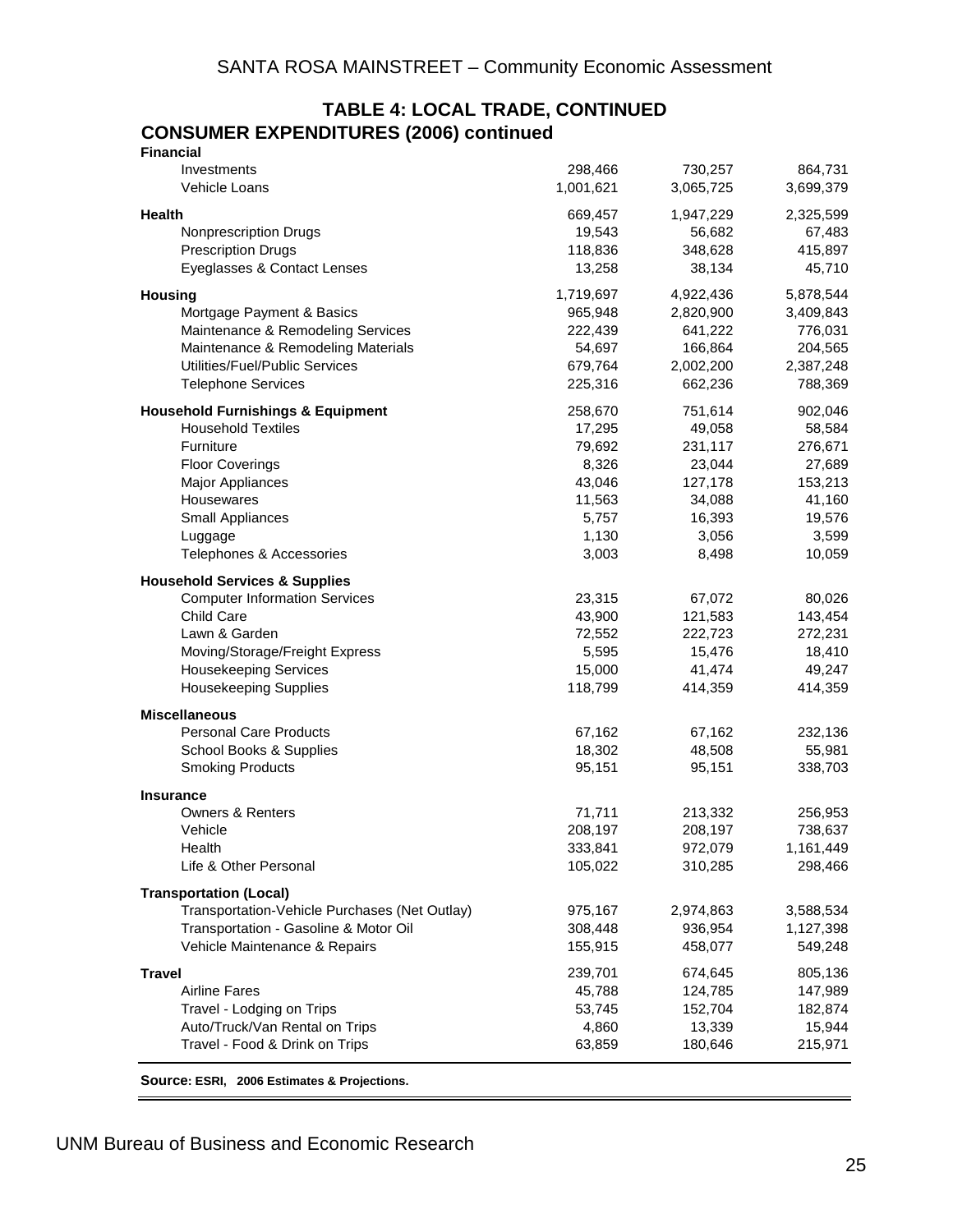## TABLE 4: LOCAL TRADE, CONTINUED

### CONSUMER EXPENDITURES (2006) continued

| | | | |
|---|---|---|---|
| **Financial** | | | |
| Investments | 298,466 | 730,257 | 864,731 |
| Vehicle Loans | 1,001,621 | 3,065,725 | 3,699,379 |
| **Health** | 669,457 | 1,947,229 | 2,325,599 |
| Nonprescription Drugs | 19,543 | 56,682 | 67,483 |
| Prescription Drugs | 118,836 | 348,628 | 415,897 |
| Eyeglasses & Contact Lenses | 13,258 | 38,134 | 45,710 |
| **Housing** | 1,719,697 | 4,922,436 | 5,878,544 |
| Mortgage Payment & Basics | 965,948 | 2,820,900 | 3,409,843 |
| Maintenance & Remodeling Services | 222,439 | 641,222 | 776,031 |
| Maintenance & Remodeling Materials | 54,697 | 166,864 | 204,565 |
| Utilities/Fuel/Public Services | 679,764 | 2,002,200 | 2,387,248 |
| Telephone Services | 225,316 | 662,236 | 788,369 |
| **Household Furnishings & Equipment** | 258,670 | 751,614 | 902,046 |
| Household Textiles | 17,295 | 49,058 | 58,584 |
| Furniture | 79,692 | 231,117 | 276,671 |
| Floor Coverings | 8,326 | 23,044 | 27,689 |
| Major Appliances | 43,046 | 127,178 | 153,213 |
| Housewares | 11,563 | 34,088 | 41,160 |
| Small Appliances | 5,757 | 16,393 | 19,576 |
| Luggage | 1,130 | 3,056 | 3,599 |
| Telephones & Accessories | 3,003 | 8,498 | 10,059 |
| **Household Services & Supplies** | | | |
| Computer Information Services | 23,315 | 67,072 | 80,026 |
| Child Care | 43,900 | 121,583 | 143,454 |
| Lawn & Garden | 72,552 | 222,723 | 272,231 |
| Moving/Storage/Freight Express | 5,595 | 15,476 | 18,410 |
| Housekeeping Services | 15,000 | 41,474 | 49,247 |
| Housekeeping Supplies | 118,799 | 414,359 | 414,359 |
| **Miscellaneous** | | | |
| Personal Care Products | 67,162 | 67,162 | 232,136 |
| School Books & Supplies | 18,302 | 48,508 | 55,981 |
| Smoking Products | 95,151 | 95,151 | 338,703 |
| **Insurance** | | | |
| Owners & Renters | 71,711 | 213,332 | 256,953 |
| Vehicle | 208,197 | 208,197 | 738,637 |
| Health | 333,841 | 972,079 | 1,161,449 |
| Life & Other Personal | 105,022 | 310,285 | 298,466 |
| **Transportation (Local)** | | | |
| Transportation-Vehicle Purchases (Net Outlay) | 975,167 | 2,974,863 | 3,588,534 |
| Transportation - Gasoline & Motor Oil | 308,448 | 936,954 | 1,127,398 |
| Vehicle Maintenance & Repairs | 155,915 | 458,077 | 549,248 |
| **Travel** | 239,701 | 674,645 | 805,136 |
| Airline Fares | 45,788 | 124,785 | 147,989 |
| Travel - Lodging on Trips | 53,745 | 152,704 | 182,874 |
| Auto/Truck/Van Rental on Trips | 4,860 | 13,339 | 15,944 |
| Travel - Food & Drink on Trips | 63,859 | 180,646 | 215,971 |

**Source: ESRI, 2006 Estimates & Projections.**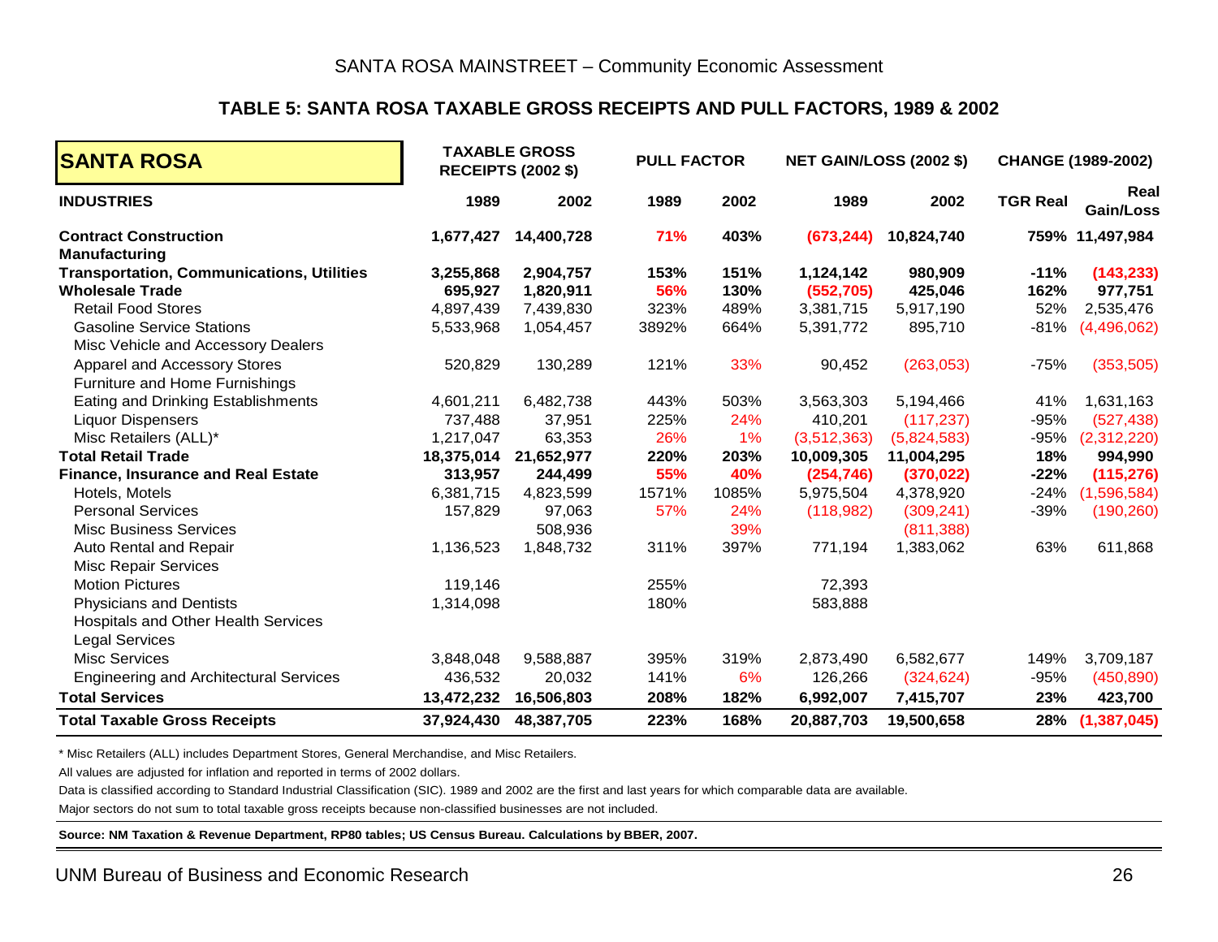### TABLE 5: SANTA ROSA TAXABLE GROSS RECEIPTS AND PULL FACTORS, 1989 & 2002

| SANTA ROSA | TAXABLE GROSS RECEIPTS (2002 $) | | PULL FACTOR | | NET GAIN/LOSS (2002 $) | | CHANGE (1989-2002) | |
|---|---|---|---|---|---|---|---|---|
| **INDUSTRIES** | **1989** | **2002** | **1989** | **2002** | **1989** | **2002** | **TGR Real** | **Real Gain/Loss** |
| **Contract Construction** | **1,677,427** | **14,400,728** | **71%** | **403%** | **(673,244)** | **10,824,740** | **759%** | **11,497,984** |
| **Manufacturing** | | | | | | | | |
| **Transportation, Communications, Utilities** | **3,255,868** | **2,904,757** | **153%** | **151%** | **1,124,142** | **980,909** | **-11%** | **(143,233)** |
| **Wholesale Trade** | **695,927** | **1,820,911** | **56%** | **130%** | **(552,705)** | **425,046** | **162%** | **977,751** |
| Retail Food Stores | 4,897,439 | 7,439,830 | 323% | 489% | 3,381,715 | 5,917,190 | 52% | 2,535,476 |
| Gasoline Service Stations | 5,533,968 | 1,054,457 | 3892% | 664% | 5,391,772 | 895,710 | -81% | (4,496,062) |
| Misc Vehicle and Accessory Dealers | | | | | | | | |
| Apparel and Accessory Stores | 520,829 | 130,289 | 121% | 33% | 90,452 | (263,053) | -75% | (353,505) |
| Furniture and Home Furnishings | | | | | | | | |
| Eating and Drinking Establishments | 4,601,211 | 6,482,738 | 443% | 503% | 3,563,303 | 5,194,466 | 41% | 1,631,163 |
| Liquor Dispensers | 737,488 | 37,951 | 225% | 24% | 410,201 | (117,237) | -95% | (527,438) |
| Misc Retailers (ALL)* | 1,217,047 | 63,353 | 26% | 1% | (3,512,363) | (5,824,583) | -95% | (2,312,220) |
| **Total Retail Trade** | **18,375,014** | **21,652,977** | **220%** | **203%** | **10,009,305** | **11,004,295** | **18%** | **994,990** |
| **Finance, Insurance and Real Estate** | **313,957** | **244,499** | **55%** | **40%** | **(254,746)** | **(370,022)** | **-22%** | **(115,276)** |
| Hotels, Motels | 6,381,715 | 4,823,599 | 1571% | 1085% | 5,975,504 | 4,378,920 | -24% | (1,596,584) |
| Personal Services | 157,829 | 97,063 | 57% | 24% | (118,982) | (309,241) | -39% | (190,260) |
| Misc Business Services | | 508,936 | | 39% | | (811,388) | | |
| Auto Rental and Repair | 1,136,523 | 1,848,732 | 311% | 397% | 771,194 | 1,383,062 | 63% | 611,868 |
| Misc Repair Services | | | | | | | | |
| Motion Pictures | 119,146 | | 255% | | 72,393 | | | |
| Physicians and Dentists | 1,314,098 | | 180% | | 583,888 | | | |
| Hospitals and Other Health Services | | | | | | | | |
| Legal Services | | | | | | | | |
| Misc Services | 3,848,048 | 9,588,887 | 395% | 319% | 2,873,490 | 6,582,677 | 149% | 3,709,187 |
| Engineering and Architectural Services | 436,532 | 20,032 | 141% | 6% | 126,266 | (324,624) | -95% | (450,890) |
| **Total Services** | **13,472,232** | **16,506,803** | **208%** | **182%** | **6,992,007** | **7,415,707** | **23%** | **423,700** |
| **Total Taxable Gross Receipts** | **37,924,430** | **48,387,705** | **223%** | **168%** | **20,887,703** | **19,500,658** | **28%** | **(1,387,045)** |

\* Misc Retailers (ALL) includes Department Stores, General Merchandise, and Misc Retailers.

All values are adjusted for inflation and reported in terms of 2002 dollars.

Data is classified according to Standard Industrial Classification (SIC). 1989 and 2002 are the first and last years for which comparable data are available.

Major sectors do not sum to total taxable gross receipts because non-classified businesses are not included.

**Source: NM Taxation & Revenue Department, RP80 tables; US Census Bureau. Calculations by BBER, 2007.**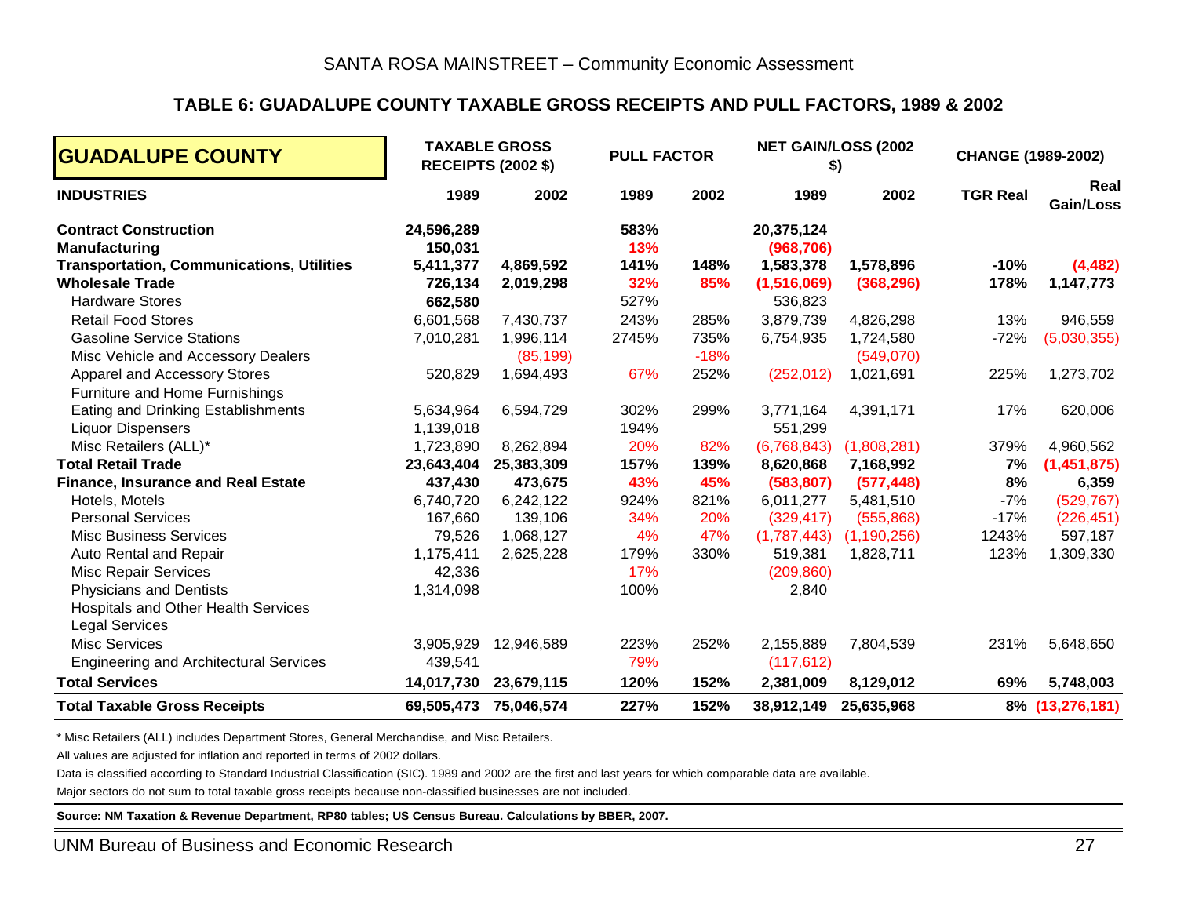SANTA ROSA MAINSTREET – Community Economic Assessment

## TABLE 6: GUADALUPE COUNTY TAXABLE GROSS RECEIPTS AND PULL FACTORS, 1989 & 2002

| GUADALUPE COUNTY | TAXABLE GROSS RECEIPTS (2002 $) | | PULL FACTOR | | NET GAIN/LOSS (2002 $) | | CHANGE (1989-2002) | |
|---|---|---|---|---|---|---|---|---|
| **INDUSTRIES** | **1989** | **2002** | **1989** | **2002** | **1989** | **2002** | **TGR Real** | **Real Gain/Loss** |
| **Contract Construction** | **24,596,289** | | **583%** | | **20,375,124** | | | |
| **Manufacturing** | **150,031** | | **13%** | | **(968,706)** | | | |
| **Transportation, Communications, Utilities** | **5,411,377** | **4,869,592** | **141%** | **148%** | **1,583,378** | **1,578,896** | **-10%** | **(4,482)** |
| **Wholesale Trade** | **726,134** | **2,019,298** | **32%** | **85%** | **(1,516,069)** | **(368,296)** | **178%** | **1,147,773** |
| Hardware Stores | **662,580** | | 527% | | 536,823 | | | |
| Retail Food Stores | 6,601,568 | 7,430,737 | 243% | 285% | 3,879,739 | 4,826,298 | 13% | 946,559 |
| Gasoline Service Stations | 7,010,281 | 1,996,114 | 2745% | 735% | 6,754,935 | 1,724,580 | -72% | (5,030,355) |
| Misc Vehicle and Accessory Dealers | | (85,199) | | -18% | | (549,070) | | |
| Apparel and Accessory Stores | 520,829 | 1,694,493 | 67% | 252% | (252,012) | 1,021,691 | 225% | 1,273,702 |
| Furniture and Home Furnishings | | | | | | | | |
| Eating and Drinking Establishments | 5,634,964 | 6,594,729 | 302% | 299% | 3,771,164 | 4,391,171 | 17% | 620,006 |
| Liquor Dispensers | 1,139,018 | | 194% | | 551,299 | | | |
| Misc Retailers (ALL)* | 1,723,890 | 8,262,894 | 20% | 82% | (6,768,843) | (1,808,281) | 379% | 4,960,562 |
| **Total Retail Trade** | **23,643,404** | **25,383,309** | **157%** | **139%** | **8,620,868** | **7,168,992** | **7%** | **(1,451,875)** |
| **Finance, Insurance and Real Estate** | **437,430** | **473,675** | **43%** | **45%** | **(583,807)** | **(577,448)** | **8%** | **6,359** |
| Hotels, Motels | 6,740,720 | 6,242,122 | 924% | 821% | 6,011,277 | 5,481,510 | -7% | (529,767) |
| Personal Services | 167,660 | 139,106 | 34% | 20% | (329,417) | (555,868) | -17% | (226,451) |
| Misc Business Services | 79,526 | 1,068,127 | 4% | 47% | (1,787,443) | (1,190,256) | 1243% | 597,187 |
| Auto Rental and Repair | 1,175,411 | 2,625,228 | 179% | 330% | 519,381 | 1,828,711 | 123% | 1,309,330 |
| Misc Repair Services | 42,336 | | 17% | | (209,860) | | | |
| Physicians and Dentists | 1,314,098 | | 100% | | 2,840 | | | |
| Hospitals and Other Health Services | | | | | | | | |
| Legal Services | | | | | | | | |
| Misc Services | 3,905,929 | 12,946,589 | 223% | 252% | 2,155,889 | 7,804,539 | 231% | 5,648,650 |
| Engineering and Architectural Services | 439,541 | | 79% | | (117,612) | | | |
| **Total Services** | **14,017,730** | **23,679,115** | **120%** | **152%** | **2,381,009** | **8,129,012** | **69%** | **5,748,003** |
| **Total Taxable Gross Receipts** | **69,505,473** | **75,046,574** | **227%** | **152%** | **38,912,149** | **25,635,968** | **8%** | **(13,276,181)** |

* Misc Retailers (ALL) includes Department Stores, General Merchandise, and Misc Retailers.

All values are adjusted for inflation and reported in terms of 2002 dollars.

Data is classified according to Standard Industrial Classification (SIC). 1989 and 2002 are the first and last years for which comparable data are available.

Major sectors do not sum to total taxable gross receipts because non-classified businesses are not included.

**Source: NM Taxation & Revenue Department, RP80 tables; US Census Bureau. Calculations by BBER, 2007.**

UNM Bureau of Business and Economic Research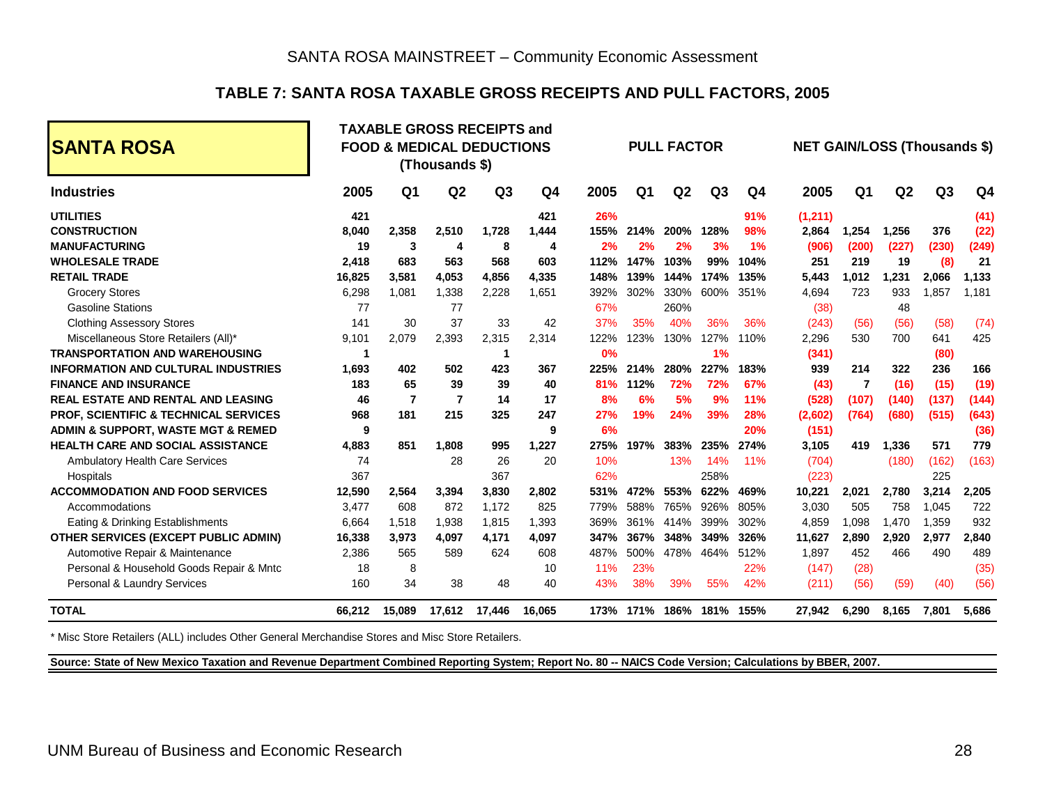SANTA ROSA MAINSTREET – Community Economic Assessment

## TABLE 7: SANTA ROSA TAXABLE GROSS RECEIPTS AND PULL FACTORS, 2005

| SANTA ROSA | TAXABLE GROSS RECEIPTS and FOOD & MEDICAL DEDUCTIONS (Thousands $) | | | | | PULL FACTOR | | | | | NET GAIN/LOSS (Thousands $) | | | | |
|---|---|---|---|---|---|---|---|---|---|---|---|---|---|---|---|
| **Industries** | **2005** | **Q1** | **Q2** | **Q3** | **Q4** | **2005** | **Q1** | **Q2** | **Q3** | **Q4** | **2005** | **Q1** | **Q2** | **Q3** | **Q4** |
| **UTILITIES** | **421** | | | | **421** | **26%** | | | | **91%** | **(1,211)** | | | | **(41)** |
| **CONSTRUCTION** | **8,040** | **2,358** | **2,510** | **1,728** | **1,444** | **155%** | **214%** | **200%** | **128%** | **98%** | **2,864** | **1,254** | **1,256** | **376** | **(22)** |
| **MANUFACTURING** | **19** | **3** | **4** | **8** | **4** | **2%** | **2%** | **2%** | **3%** | **1%** | **(906)** | **(200)** | **(227)** | **(230)** | **(249)** |
| **WHOLESALE TRADE** | **2,418** | **683** | **563** | **568** | **603** | **112%** | **147%** | **103%** | **99%** | **104%** | **251** | **219** | **19** | **(8)** | **21** |
| **RETAIL TRADE** | **16,825** | **3,581** | **4,053** | **4,856** | **4,335** | **148%** | **139%** | **144%** | **174%** | **135%** | **5,443** | **1,012** | **1,231** | **2,066** | **1,133** |
| Grocery Stores | 6,298 | 1,081 | 1,338 | 2,228 | 1,651 | 392% | 302% | 330% | 600% | 351% | 4,694 | 723 | 933 | 1,857 | 1,181 |
| Gasoline Stations | 77 | | 77 | | | 67% | | 260% | | | (38) | | 48 | | |
| Clothing Assessory Stores | 141 | 30 | 37 | 33 | 42 | 37% | 35% | 40% | 36% | 36% | (243) | (56) | (56) | (58) | (74) |
| Miscellaneous Store Retailers (All)* | 9,101 | 2,079 | 2,393 | 2,315 | 2,314 | 122% | 123% | 130% | 127% | 110% | 2,296 | 530 | 700 | 641 | 425 |
| **TRANSPORTATION AND WAREHOUSING** | **1** | | | **1** | | **0%** | | | **1%** | | **(341)** | | | **(80)** | |
| **INFORMATION AND CULTURAL INDUSTRIES** | **1,693** | **402** | **502** | **423** | **367** | **225%** | **214%** | **280%** | **227%** | **183%** | **939** | **214** | **322** | **236** | **166** |
| **FINANCE AND INSURANCE** | **183** | **65** | **39** | **39** | **40** | **81%** | **112%** | **72%** | **72%** | **67%** | **(43)** | **7** | **(16)** | **(15)** | **(19)** |
| **REAL ESTATE AND RENTAL AND LEASING** | **46** | **7** | **7** | **14** | **17** | **8%** | **6%** | **5%** | **9%** | **11%** | **(528)** | **(107)** | **(140)** | **(137)** | **(144)** |
| **PROF, SCIENTIFIC & TECHNICAL SERVICES** | **968** | **181** | **215** | **325** | **247** | **27%** | **19%** | **24%** | **39%** | **28%** | **(2,602)** | **(764)** | **(680)** | **(515)** | **(643)** |
| **ADMIN & SUPPORT, WASTE MGT & REMED** | **9** | | | | **9** | **6%** | | | | **20%** | **(151)** | | | | **(36)** |
| **HEALTH CARE AND SOCIAL ASSISTANCE** | **4,883** | **851** | **1,808** | **995** | **1,227** | **275%** | **197%** | **383%** | **235%** | **274%** | **3,105** | **419** | **1,336** | **571** | **779** |
| Ambulatory Health Care Services | 74 | | 28 | 26 | 20 | 10% | | 13% | 14% | 11% | (704) | | (180) | (162) | (163) |
| Hospitals | 367 | | | 367 | | 62% | | | 258% | | (223) | | | 225 | |
| **ACCOMMODATION AND FOOD SERVICES** | **12,590** | **2,564** | **3,394** | **3,830** | **2,802** | **531%** | **472%** | **553%** | **622%** | **469%** | **10,221** | **2,021** | **2,780** | **3,214** | **2,205** |
| Accommodations | 3,477 | 608 | 872 | 1,172 | 825 | 779% | 588% | 765% | 926% | 805% | 3,030 | 505 | 758 | 1,045 | 722 |
| Eating & Drinking Establishments | 6,664 | 1,518 | 1,938 | 1,815 | 1,393 | 369% | 361% | 414% | 399% | 302% | 4,859 | 1,098 | 1,470 | 1,359 | 932 |
| **OTHER SERVICES (EXCEPT PUBLIC ADMIN)** | **16,338** | **3,973** | **4,097** | **4,171** | **4,097** | **347%** | **367%** | **348%** | **349%** | **326%** | **11,627** | **2,890** | **2,920** | **2,977** | **2,840** |
| Automotive Repair & Maintenance | 2,386 | 565 | 589 | 624 | 608 | 487% | 500% | 478% | 464% | 512% | 1,897 | 452 | 466 | 490 | 489 |
| Personal & Household Goods Repair & Mntc | 18 | 8 | | | 10 | 11% | 23% | | | 22% | (147) | (28) | | | (35) |
| Personal & Laundry Services | 160 | 34 | 38 | 48 | 40 | 43% | 38% | 39% | 55% | 42% | (211) | (56) | (59) | (40) | (56) |
| **TOTAL** | **66,212** | **15,089** | **17,612** | **17,446** | **16,065** | **173%** | **171%** | **186%** | **181%** | **155%** | **27,942** | **6,290** | **8,165** | **7,801** | **5,686** |

\* Misc Store Retailers (ALL) includes Other General Merchandise Stores and Misc Store Retailers.

**Source: State of New Mexico Taxation and Revenue Department Combined Reporting System; Report No. 80 -- NAICS Code Version; Calculations by BBER, 2007.**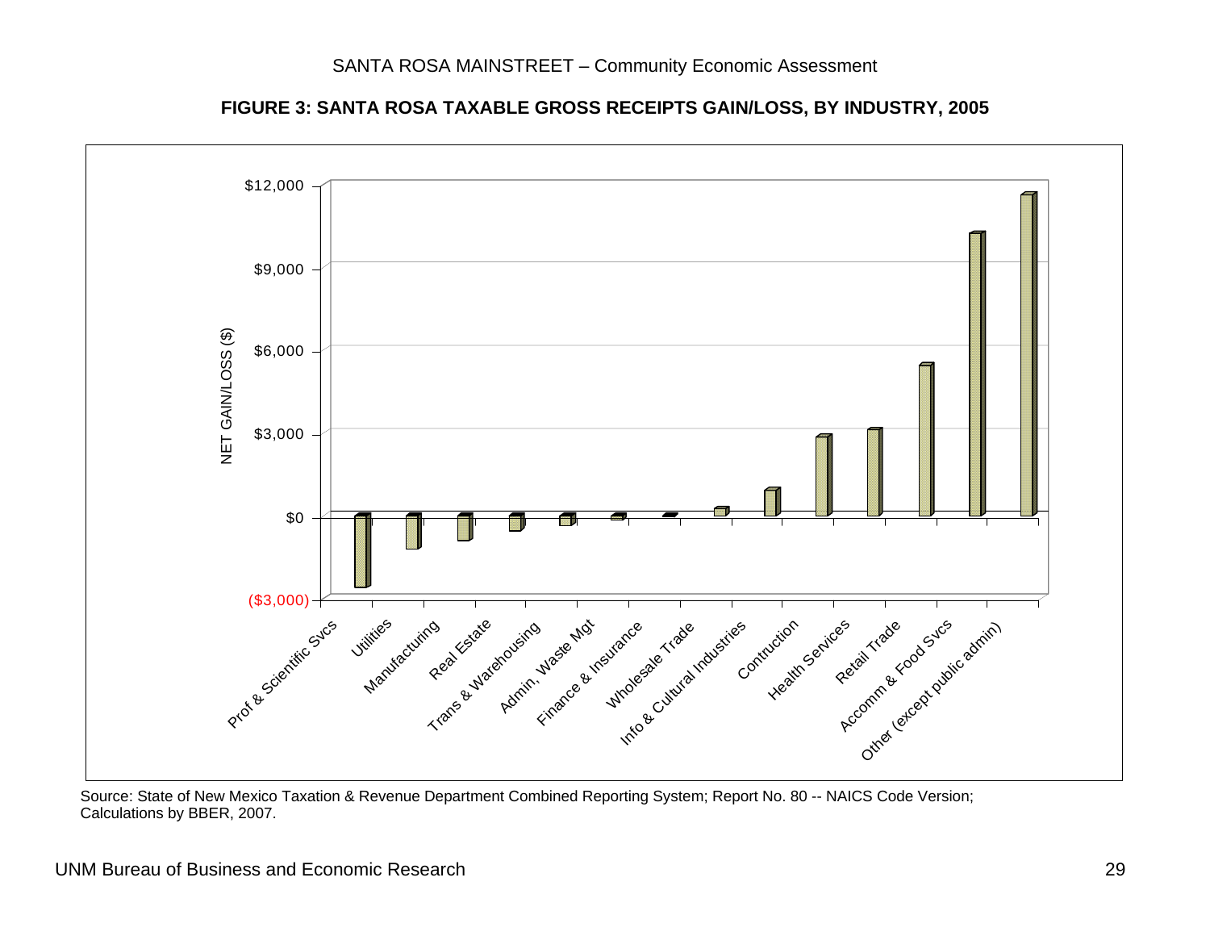**FIGURE 3: SANTA ROSA TAXABLE GROSS RECEIPTS GAIN/LOSS, BY INDUSTRY, 2005**

NET GAIN/LOSS ($)

$12,000
$9,000
$6,000
$3,000
$0
($3,000)

Prof & Scientific Svcs, Utilities, Manufacturing, Real Estate, Trans & Warehousing, Admin, Waste Mgt, Finance & Insurance, Wholesale Trade, Info & Cultural Industries, Contruction, Health Services, Retail Trade, Accomm & Food Svcs, Other (except public admin)

Source: State of New Mexico Taxation & Revenue Department Combined Reporting System; Report No. 80 -- NAICS Code Version; Calculations by BBER, 2007.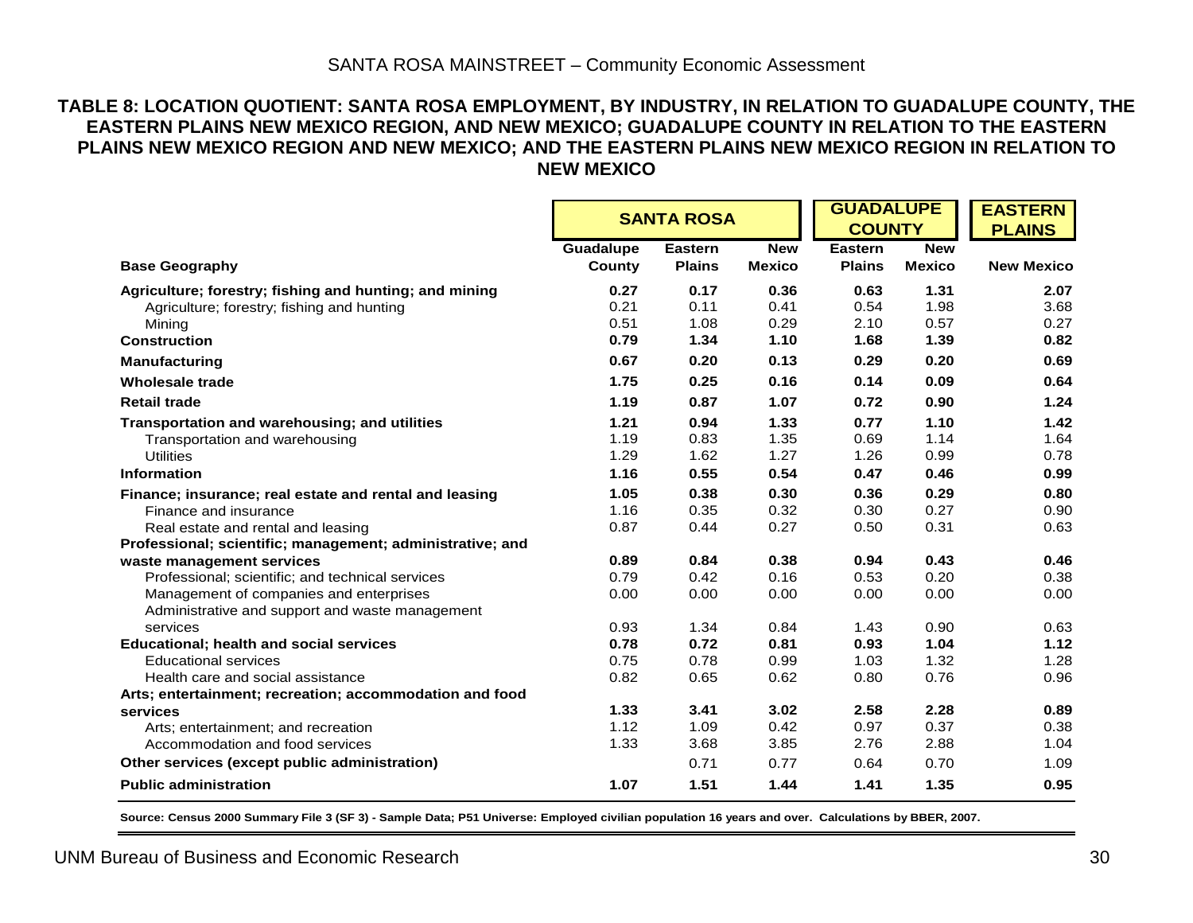### TABLE 8: LOCATION QUOTIENT: SANTA ROSA EMPLOYMENT, BY INDUSTRY, IN RELATION TO GUADALUPE COUNTY, THE EASTERN PLAINS NEW MEXICO REGION, AND NEW MEXICO; GUADALUPE COUNTY IN RELATION TO THE EASTERN PLAINS NEW MEXICO REGION AND NEW MEXICO; AND THE EASTERN PLAINS NEW MEXICO REGION IN RELATION TO NEW MEXICO

| | SANTA ROSA | | | GUADALUPE COUNTY | | EASTERN PLAINS |
|---|---|---|---|---|---|---|
| **Base Geography** | **Guadalupe County** | **Eastern Plains** | **New Mexico** | **Eastern Plains** | **New Mexico** | **New Mexico** |
| **Agriculture; forestry; fishing and hunting; and mining** | **0.27** | **0.17** | **0.36** | **0.63** | **1.31** | **2.07** |
| Agriculture; forestry; fishing and hunting | 0.21 | 0.11 | 0.41 | 0.54 | 1.98 | 3.68 |
| Mining | 0.51 | 1.08 | 0.29 | 2.10 | 0.57 | 0.27 |
| **Construction** | **0.79** | **1.34** | **1.10** | **1.68** | **1.39** | **0.82** |
| **Manufacturing** | **0.67** | **0.20** | **0.13** | **0.29** | **0.20** | **0.69** |
| **Wholesale trade** | **1.75** | **0.25** | **0.16** | **0.14** | **0.09** | **0.64** |
| **Retail trade** | **1.19** | **0.87** | **1.07** | **0.72** | **0.90** | **1.24** |
| **Transportation and warehousing; and utilities** | **1.21** | **0.94** | **1.33** | **0.77** | **1.10** | **1.42** |
| Transportation and warehousing | 1.19 | 0.83 | 1.35 | 0.69 | 1.14 | 1.64 |
| Utilities | 1.29 | 1.62 | 1.27 | 1.26 | 0.99 | 0.78 |
| **Information** | **1.16** | **0.55** | **0.54** | **0.47** | **0.46** | **0.99** |
| **Finance; insurance; real estate and rental and leasing** | **1.05** | **0.38** | **0.30** | **0.36** | **0.29** | **0.80** |
| Finance and insurance | 1.16 | 0.35 | 0.32 | 0.30 | 0.27 | 0.90 |
| Real estate and rental and leasing | 0.87 | 0.44 | 0.27 | 0.50 | 0.31 | 0.63 |
| **Professional; scientific; management; administrative; and waste management services** | **0.89** | **0.84** | **0.38** | **0.94** | **0.43** | **0.46** |
| Professional; scientific; and technical services | 0.79 | 0.42 | 0.16 | 0.53 | 0.20 | 0.38 |
| Management of companies and enterprises | 0.00 | 0.00 | 0.00 | 0.00 | 0.00 | 0.00 |
| Administrative and support and waste management services | 0.93 | 1.34 | 0.84 | 1.43 | 0.90 | 0.63 |
| **Educational; health and social services** | **0.78** | **0.72** | **0.81** | **0.93** | **1.04** | **1.12** |
| Educational services | 0.75 | 0.78 | 0.99 | 1.03 | 1.32 | 1.28 |
| Health care and social assistance | 0.82 | 0.65 | 0.62 | 0.80 | 0.76 | 0.96 |
| **Arts; entertainment; recreation; accommodation and food services** | **1.33** | **3.41** | **3.02** | **2.58** | **2.28** | **0.89** |
| Arts; entertainment; and recreation | 1.12 | 1.09 | 0.42 | 0.97 | 0.37 | 0.38 |
| Accommodation and food services | 1.33 | 3.68 | 3.85 | 2.76 | 2.88 | 1.04 |
| **Other services (except public administration)** | | 0.71 | 0.77 | 0.64 | 0.70 | 1.09 |
| **Public administration** | **1.07** | **1.51** | **1.44** | **1.41** | **1.35** | **0.95** |

**Source: Census 2000 Summary File 3 (SF 3) - Sample Data; P51 Universe: Employed civilian population 16 years and over. Calculations by BBER, 2007.**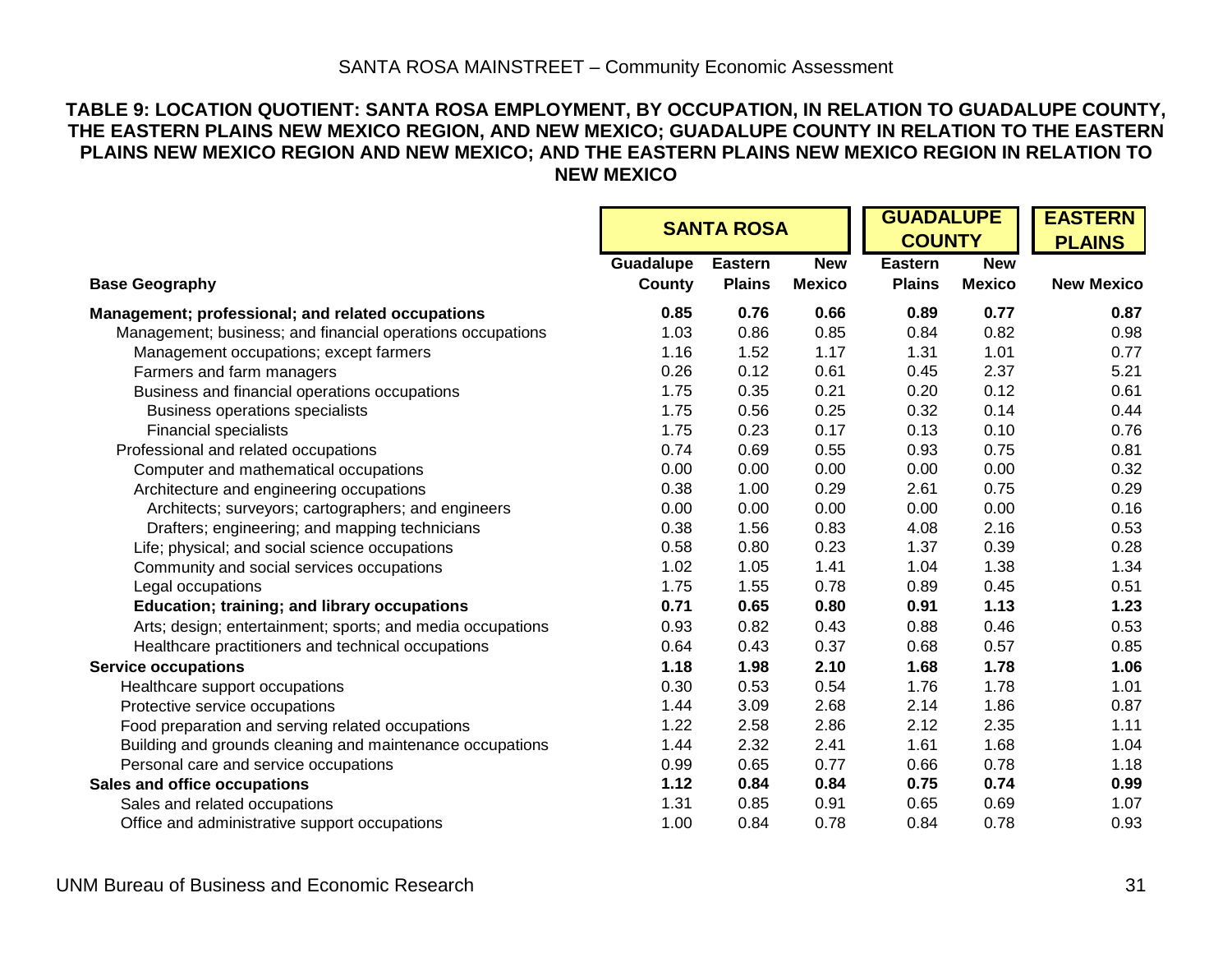### TABLE 9: LOCATION QUOTIENT: SANTA ROSA EMPLOYMENT, BY OCCUPATION, IN RELATION TO GUADALUPE COUNTY, THE EASTERN PLAINS NEW MEXICO REGION, AND NEW MEXICO; GUADALUPE COUNTY IN RELATION TO THE EASTERN PLAINS NEW MEXICO REGION AND NEW MEXICO; AND THE EASTERN PLAINS NEW MEXICO REGION IN RELATION TO NEW MEXICO

| | **SANTA ROSA** | | | **GUADALUPE COUNTY** | | **EASTERN PLAINS** |
|---|---|---|---|---|---|---|
| **Base Geography** | **Guadalupe County** | **Eastern Plains** | **New Mexico** | **Eastern Plains** | **New Mexico** | **New Mexico** |
| **Management; professional; and related occupations** | **0.85** | **0.76** | **0.66** | **0.89** | **0.77** | **0.87** |
| Management; business; and financial operations occupations | 1.03 | 0.86 | 0.85 | 0.84 | 0.82 | 0.98 |
| Management occupations; except farmers | 1.16 | 1.52 | 1.17 | 1.31 | 1.01 | 0.77 |
| Farmers and farm managers | 0.26 | 0.12 | 0.61 | 0.45 | 2.37 | 5.21 |
| Business and financial operations occupations | 1.75 | 0.35 | 0.21 | 0.20 | 0.12 | 0.61 |
| Business operations specialists | 1.75 | 0.56 | 0.25 | 0.32 | 0.14 | 0.44 |
| Financial specialists | 1.75 | 0.23 | 0.17 | 0.13 | 0.10 | 0.76 |
| Professional and related occupations | 0.74 | 0.69 | 0.55 | 0.93 | 0.75 | 0.81 |
| Computer and mathematical occupations | 0.00 | 0.00 | 0.00 | 0.00 | 0.00 | 0.32 |
| Architecture and engineering occupations | 0.38 | 1.00 | 0.29 | 2.61 | 0.75 | 0.29 |
| Architects; surveyors; cartographers; and engineers | 0.00 | 0.00 | 0.00 | 0.00 | 0.00 | 0.16 |
| Drafters; engineering; and mapping technicians | 0.38 | 1.56 | 0.83 | 4.08 | 2.16 | 0.53 |
| Life; physical; and social science occupations | 0.58 | 0.80 | 0.23 | 1.37 | 0.39 | 0.28 |
| Community and social services occupations | 1.02 | 1.05 | 1.41 | 1.04 | 1.38 | 1.34 |
| Legal occupations | 1.75 | 1.55 | 0.78 | 0.89 | 0.45 | 0.51 |
| **Education; training; and library occupations** | **0.71** | **0.65** | **0.80** | **0.91** | **1.13** | **1.23** |
| Arts; design; entertainment; sports; and media occupations | 0.93 | 0.82 | 0.43 | 0.88 | 0.46 | 0.53 |
| Healthcare practitioners and technical occupations | 0.64 | 0.43 | 0.37 | 0.68 | 0.57 | 0.85 |
| **Service occupations** | **1.18** | **1.98** | **2.10** | **1.68** | **1.78** | **1.06** |
| Healthcare support occupations | 0.30 | 0.53 | 0.54 | 1.76 | 1.78 | 1.01 |
| Protective service occupations | 1.44 | 3.09 | 2.68 | 2.14 | 1.86 | 0.87 |
| Food preparation and serving related occupations | 1.22 | 2.58 | 2.86 | 2.12 | 2.35 | 1.11 |
| Building and grounds cleaning and maintenance occupations | 1.44 | 2.32 | 2.41 | 1.61 | 1.68 | 1.04 |
| Personal care and service occupations | 0.99 | 0.65 | 0.77 | 0.66 | 0.78 | 1.18 |
| **Sales and office occupations** | **1.12** | **0.84** | **0.84** | **0.75** | **0.74** | **0.99** |
| Sales and related occupations | 1.31 | 0.85 | 0.91 | 0.65 | 0.69 | 1.07 |
| Office and administrative support occupations | 1.00 | 0.84 | 0.78 | 0.84 | 0.78 | 0.93 |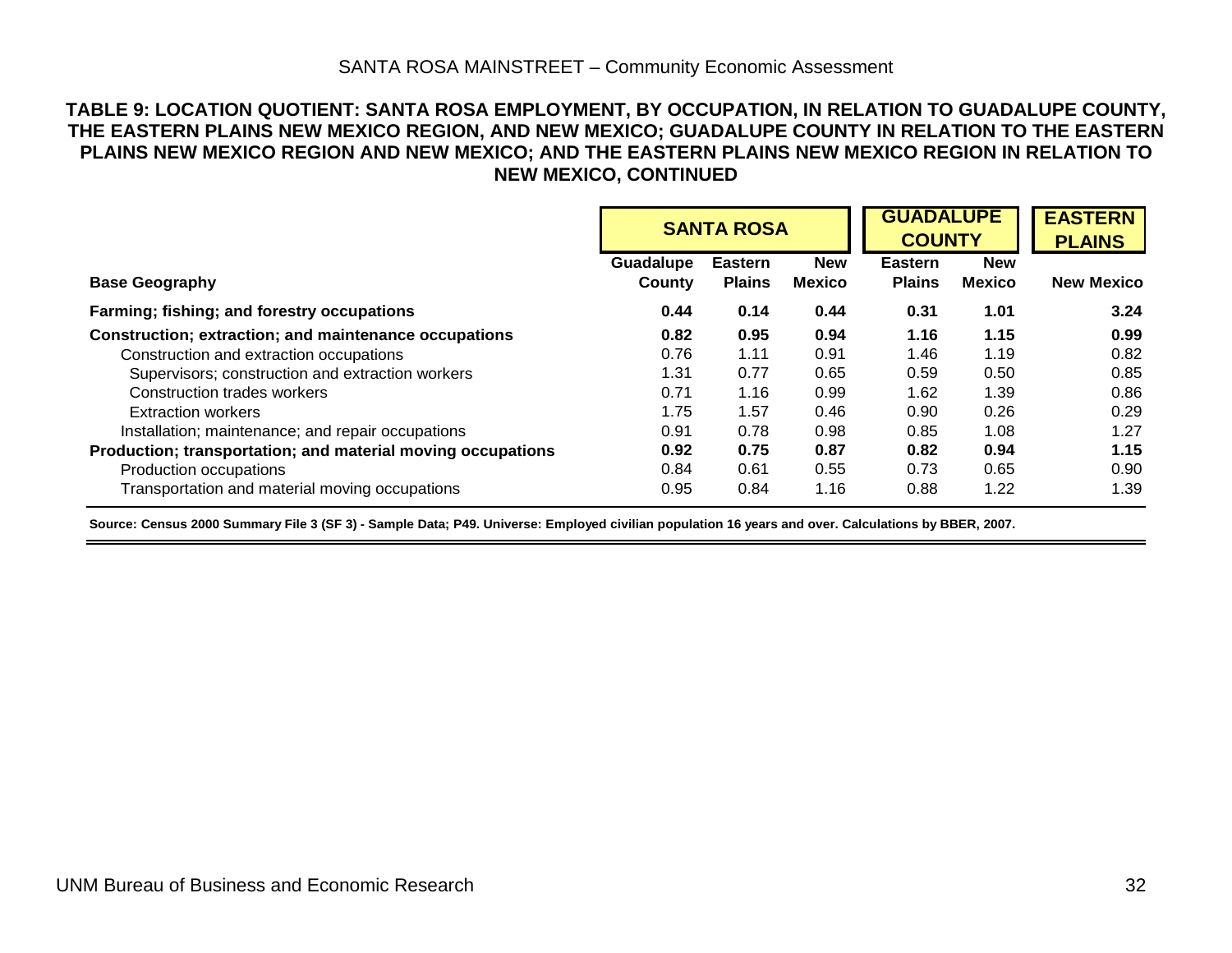**TABLE 9: LOCATION QUOTIENT: SANTA ROSA EMPLOYMENT, BY OCCUPATION, IN RELATION TO GUADALUPE COUNTY, THE EASTERN PLAINS NEW MEXICO REGION, AND NEW MEXICO; GUADALUPE COUNTY IN RELATION TO THE EASTERN PLAINS NEW MEXICO REGION AND NEW MEXICO; AND THE EASTERN PLAINS NEW MEXICO REGION IN RELATION TO NEW MEXICO, CONTINUED**

| | SANTA ROSA | | | GUADALUPE COUNTY | | EASTERN PLAINS |
|---|---|---|---|---|---|---|
| **Base Geography** | **Guadalupe County** | **Eastern Plains** | **New Mexico** | **Eastern Plains** | **New Mexico** | **New Mexico** |
| **Farming; fishing; and forestry occupations** | **0.44** | **0.14** | **0.44** | **0.31** | **1.01** | **3.24** |
| **Construction; extraction; and maintenance occupations** | **0.82** | **0.95** | **0.94** | **1.16** | **1.15** | **0.99** |
| Construction and extraction occupations | 0.76 | 1.11 | 0.91 | 1.46 | 1.19 | 0.82 |
| Supervisors; construction and extraction workers | 1.31 | 0.77 | 0.65 | 0.59 | 0.50 | 0.85 |
| Construction trades workers | 0.71 | 1.16 | 0.99 | 1.62 | 1.39 | 0.86 |
| Extraction workers | 1.75 | 1.57 | 0.46 | 0.90 | 0.26 | 0.29 |
| Installation; maintenance; and repair occupations | 0.91 | 0.78 | 0.98 | 0.85 | 1.08 | 1.27 |
| **Production; transportation; and material moving occupations** | **0.92** | **0.75** | **0.87** | **0.82** | **0.94** | **1.15** |
| Production occupations | 0.84 | 0.61 | 0.55 | 0.73 | 0.65 | 0.90 |
| Transportation and material moving occupations | 0.95 | 0.84 | 1.16 | 0.88 | 1.22 | 1.39 |

**Source: Census 2000 Summary File 3 (SF 3) - Sample Data; P49. Universe: Employed civilian population 16 years and over. Calculations by BBER, 2007.**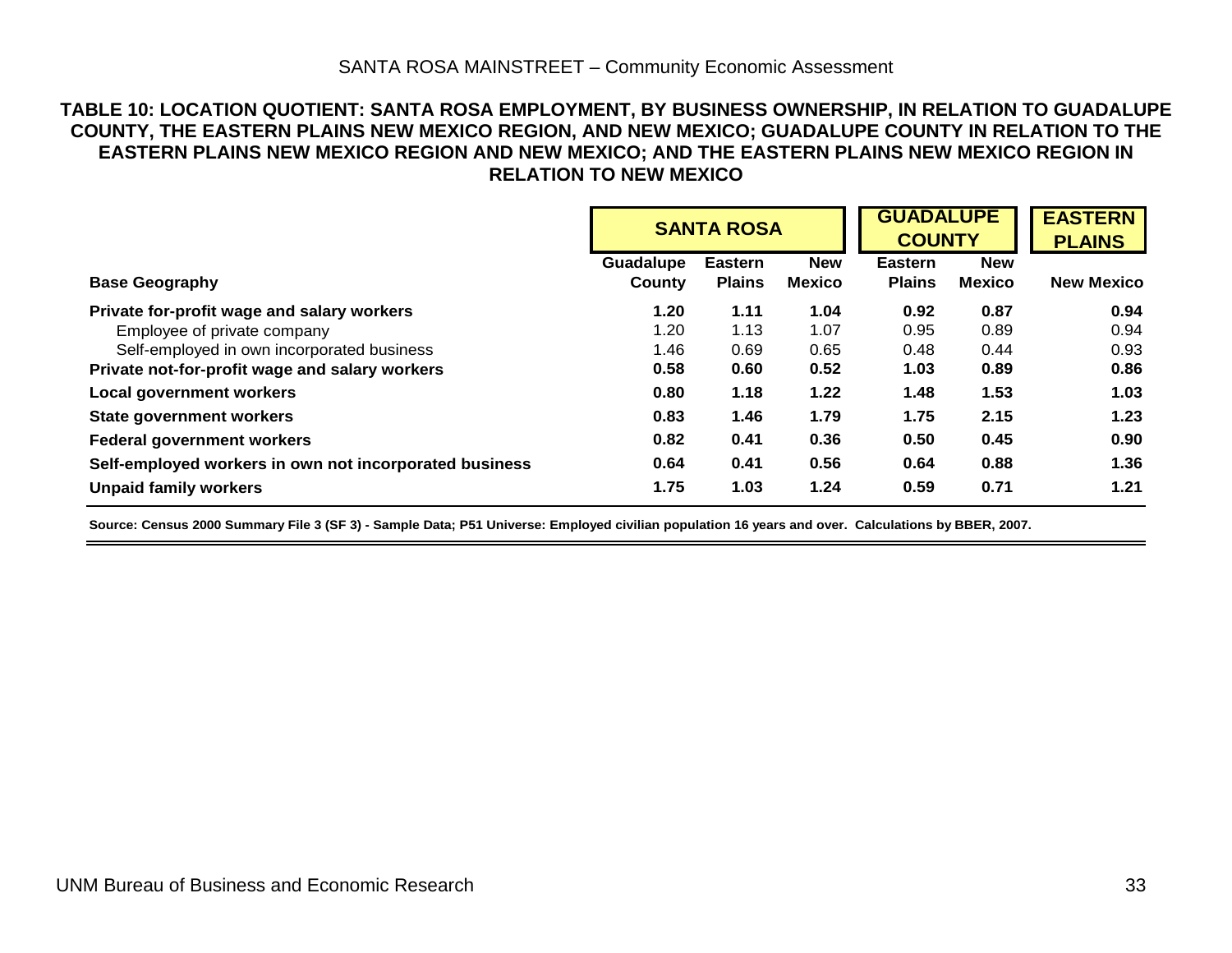**TABLE 10: LOCATION QUOTIENT: SANTA ROSA EMPLOYMENT, BY BUSINESS OWNERSHIP, IN RELATION TO GUADALUPE COUNTY, THE EASTERN PLAINS NEW MEXICO REGION, AND NEW MEXICO; GUADALUPE COUNTY IN RELATION TO THE EASTERN PLAINS NEW MEXICO REGION AND NEW MEXICO; AND THE EASTERN PLAINS NEW MEXICO REGION IN RELATION TO NEW MEXICO**

| | SANTA ROSA | | | GUADALUPE COUNTY | | EASTERN PLAINS |
|---|---|---|---|---|---|---|
| **Base Geography** | **Guadalupe County** | **Eastern Plains** | **New Mexico** | **Eastern Plains** | **New Mexico** | **New Mexico** |
| **Private for-profit wage and salary workers** | **1.20** | **1.11** | **1.04** | **0.92** | **0.87** | **0.94** |
| Employee of private company | 1.20 | 1.13 | 1.07 | 0.95 | 0.89 | 0.94 |
| Self-employed in own incorporated business | 1.46 | 0.69 | 0.65 | 0.48 | 0.44 | 0.93 |
| **Private not-for-profit wage and salary workers** | **0.58** | **0.60** | **0.52** | **1.03** | **0.89** | **0.86** |
| **Local government workers** | **0.80** | **1.18** | **1.22** | **1.48** | **1.53** | **1.03** |
| **State government workers** | **0.83** | **1.46** | **1.79** | **1.75** | **2.15** | **1.23** |
| **Federal government workers** | **0.82** | **0.41** | **0.36** | **0.50** | **0.45** | **0.90** |
| **Self-employed workers in own not incorporated business** | **0.64** | **0.41** | **0.56** | **0.64** | **0.88** | **1.36** |
| **Unpaid family workers** | **1.75** | **1.03** | **1.24** | **0.59** | **0.71** | **1.21** |

**Source: Census 2000 Summary File 3 (SF 3) - Sample Data; P51 Universe: Employed civilian population 16 years and over. Calculations by BBER, 2007.**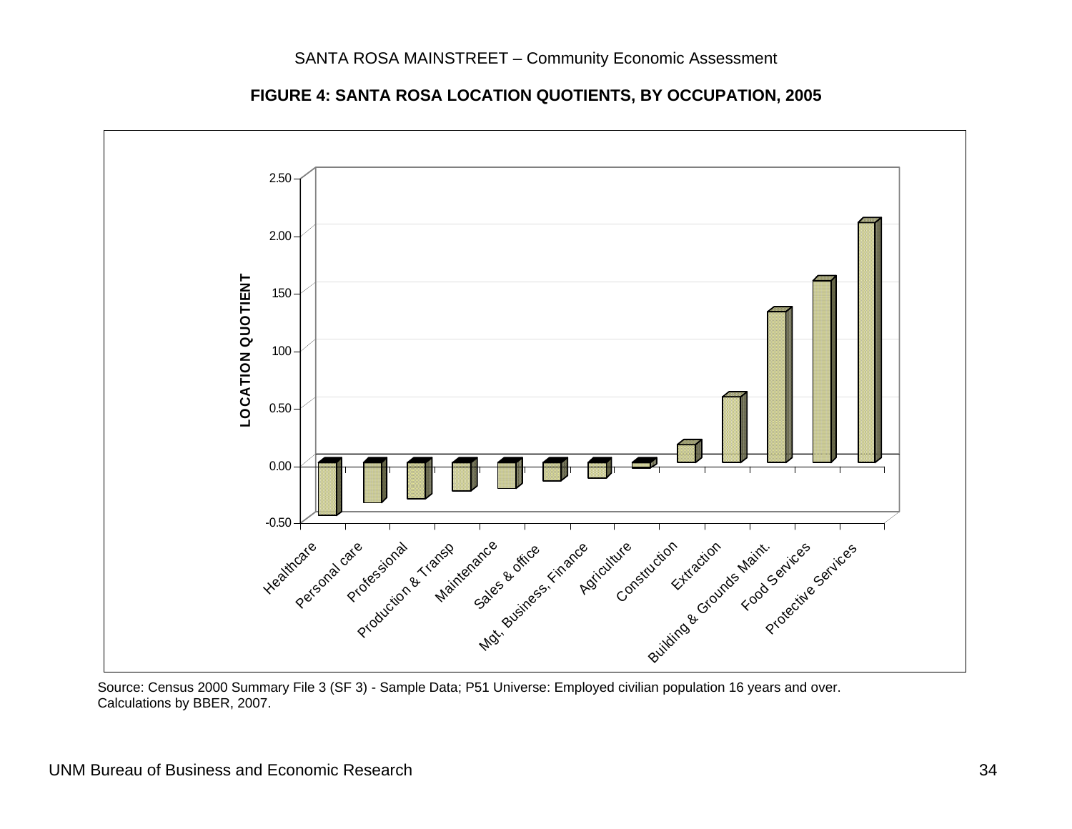**FIGURE 4: SANTA ROSA LOCATION QUOTIENTS, BY OCCUPATION, 2005**

LOCATION QUOTIENT

2.50
2.00
150
100
0.50
0.00
-0.50

Healthcare
Personal care
Professional
Production & Transp
Maintenance
Sales & office
Mgt, Business, Finance
Agriculture
Construction
Extraction
Building & Grounds Maint.
Food Services
Protective Services

Source: Census 2000 Summary File 3 (SF 3) - Sample Data; P51 Universe: Employed civilian population 16 years and over.
Calculations by BBER, 2007.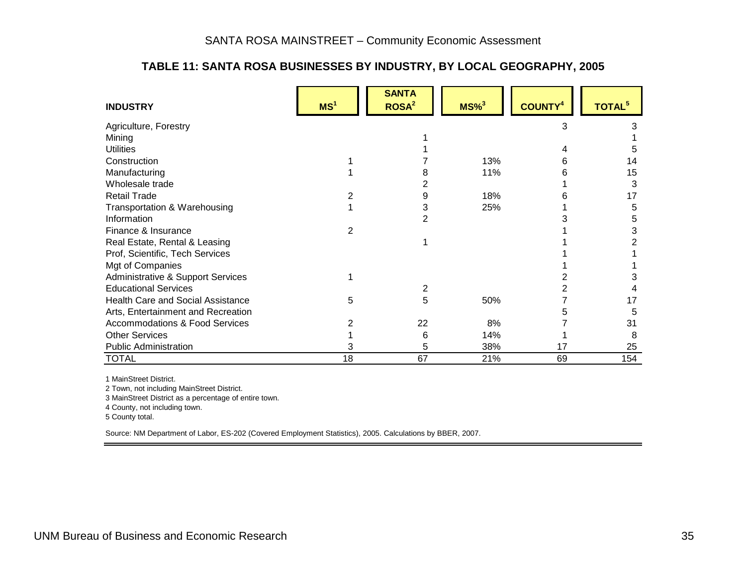### TABLE 11: SANTA ROSA BUSINESSES BY INDUSTRY, BY LOCAL GEOGRAPHY, 2005

| INDUSTRY | MS[1] | SANTA ROSA[2] | MS%[3] | COUNTY[4] | TOTAL[5] |
|---|---|---|---|---|---|
| Agriculture, Forestry | | | | 3 | 3 |
| Mining | | 1 | | | 1 |
| Utilities | | 1 | | 4 | 5 |
| Construction | 1 | 7 | 13% | 6 | 14 |
| Manufacturing | 1 | 8 | 11% | 6 | 15 |
| Wholesale trade | | 2 | | 1 | 3 |
| Retail Trade | 2 | 9 | 18% | 6 | 17 |
| Transportation & Warehousing | 1 | 3 | 25% | 1 | 5 |
| Information | | 2 | | 3 | 5 |
| Finance & Insurance | 2 | | | 1 | 3 |
| Real Estate, Rental & Leasing | | 1 | | 1 | 2 |
| Prof, Scientific, Tech Services | | | | 1 | 1 |
| Mgt of Companies | | | | 1 | 1 |
| Administrative & Support Services | 1 | | | 2 | 3 |
| Educational Services | | 2 | | 2 | 4 |
| Health Care and Social Assistance | 5 | 5 | 50% | 7 | 17 |
| Arts, Entertainment and Recreation | | | | 5 | 5 |
| Accommodations & Food Services | 2 | 22 | 8% | 7 | 31 |
| Other Services | 1 | 6 | 14% | 1 | 8 |
| Public Administration | 3 | 5 | 38% | 17 | 25 |
| TOTAL | 18 | 67 | 21% | 69 | 154 |

1 MainStreet District.

2 Town, not including MainStreet District.

3 MainStreet District as a percentage of entire town.

4 County, not including town.

5 County total.

Source: NM Department of Labor, ES-202 (Covered Employment Statistics), 2005. Calculations by BBER, 2007.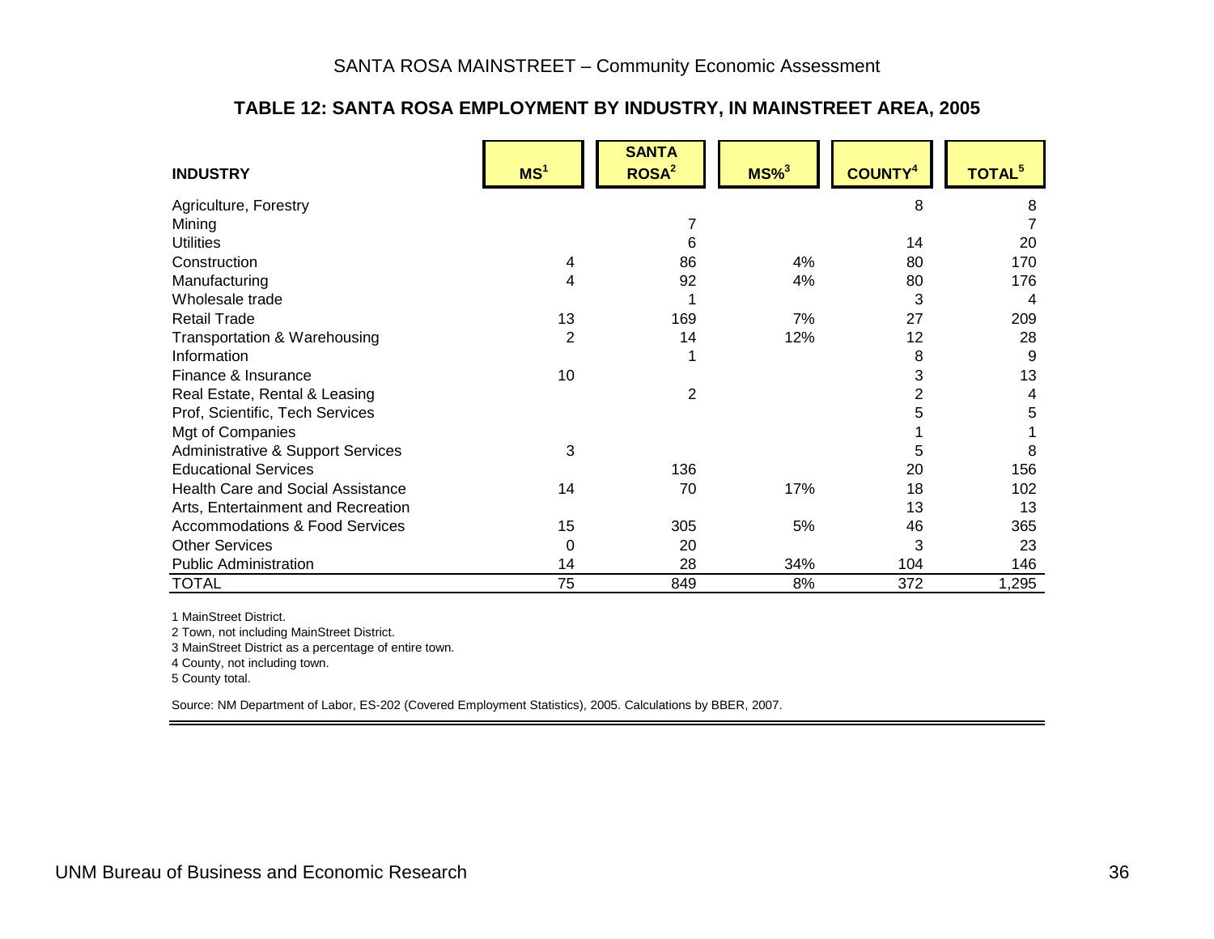## TABLE 12: SANTA ROSA EMPLOYMENT BY INDUSTRY, IN MAINSTREET AREA, 2005

| INDUSTRY | MS[1] | SANTA ROSA[2] | MS%[3] | COUNTY[4] | TOTAL[5] |
|---|---|---|---|---|---|
| Agriculture, Forestry | | | | 8 | 8 |
| Mining | | 7 | | | 7 |
| Utilities | | 6 | | 14 | 20 |
| Construction | 4 | 86 | 4% | 80 | 170 |
| Manufacturing | 4 | 92 | 4% | 80 | 176 |
| Wholesale trade | | 1 | | 3 | 4 |
| Retail Trade | 13 | 169 | 7% | 27 | 209 |
| Transportation & Warehousing | 2 | 14 | 12% | 12 | 28 |
| Information | | 1 | | 8 | 9 |
| Finance & Insurance | 10 | | | 3 | 13 |
| Real Estate, Rental & Leasing | | 2 | | 2 | 4 |
| Prof, Scientific, Tech Services | | | | 5 | 5 |
| Mgt of Companies | | | | 1 | 1 |
| Administrative & Support Services | 3 | | | 5 | 8 |
| Educational Services | | 136 | | 20 | 156 |
| Health Care and Social Assistance | 14 | 70 | 17% | 18 | 102 |
| Arts, Entertainment and Recreation | | | | 13 | 13 |
| Accommodations & Food Services | 15 | 305 | 5% | 46 | 365 |
| Other Services | 0 | 20 | | 3 | 23 |
| Public Administration | 14 | 28 | 34% | 104 | 146 |
| TOTAL | 75 | 849 | 8% | 372 | 1,295 |

1 MainStreet District.

2 Town, not including MainStreet District.

3 MainStreet District as a percentage of entire town.

4 County, not including town.

5 County total.

Source: NM Department of Labor, ES-202 (Covered Employment Statistics), 2005. Calculations by BBER, 2007.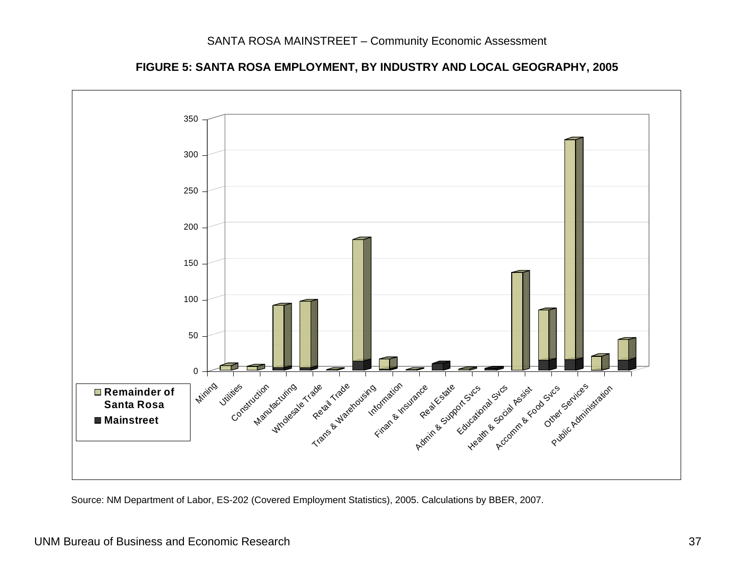**FIGURE 5: SANTA ROSA EMPLOYMENT, BY INDUSTRY AND LOCAL GEOGRAPHY, 2005**

Source: NM Department of Labor, ES-202 (Covered Employment Statistics), 2005. Calculations by BBER, 2007.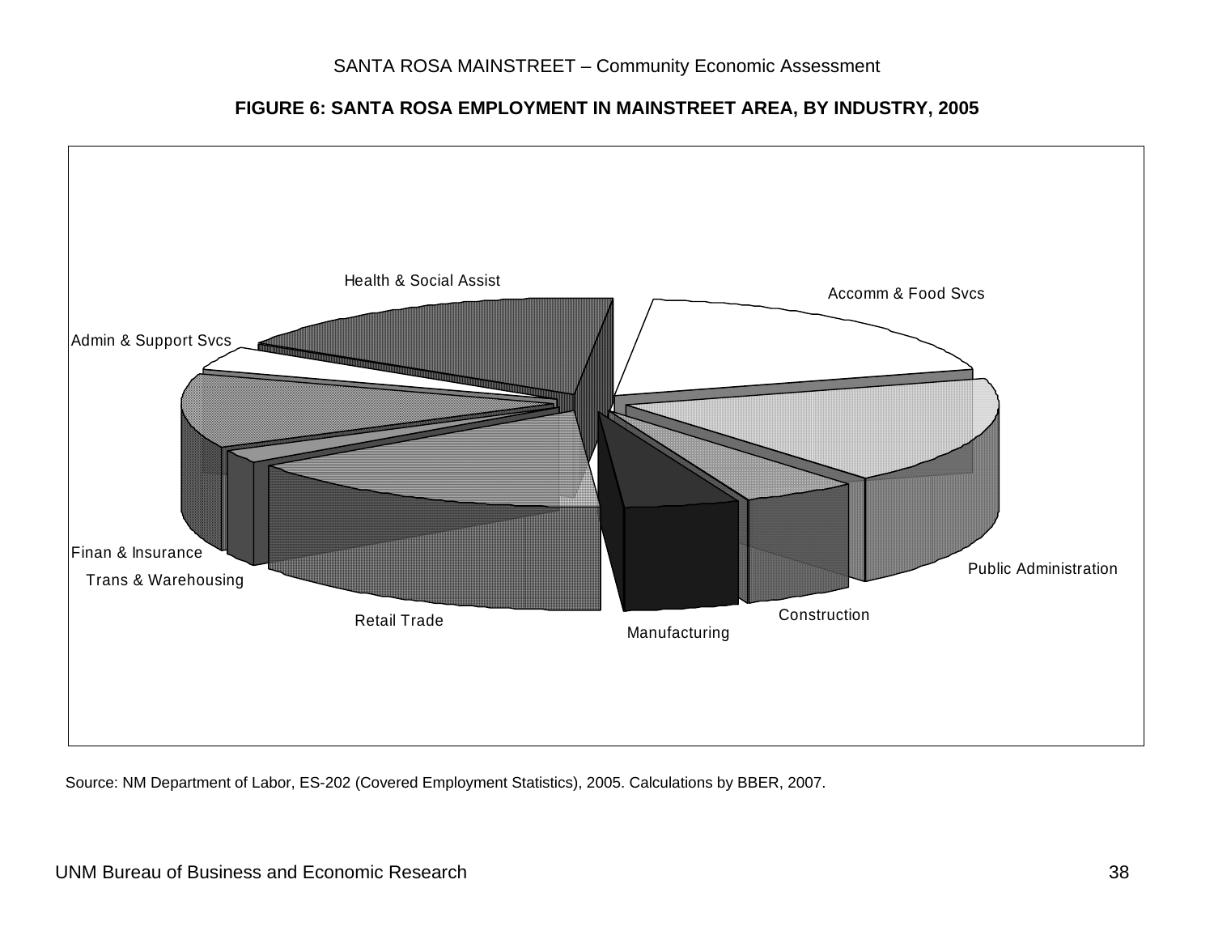**FIGURE 6: SANTA ROSA EMPLOYMENT IN MAINSTREET AREA, BY INDUSTRY, 2005**

Health & Social Assist

Accomm & Food Svcs

Admin & Support Svcs

Public Administration

Finan & Insurance

Trans & Warehousing

Retail Trade

Manufacturing

Construction

Source: NM Department of Labor, ES-202 (Covered Employment Statistics), 2005. Calculations by BBER, 2007.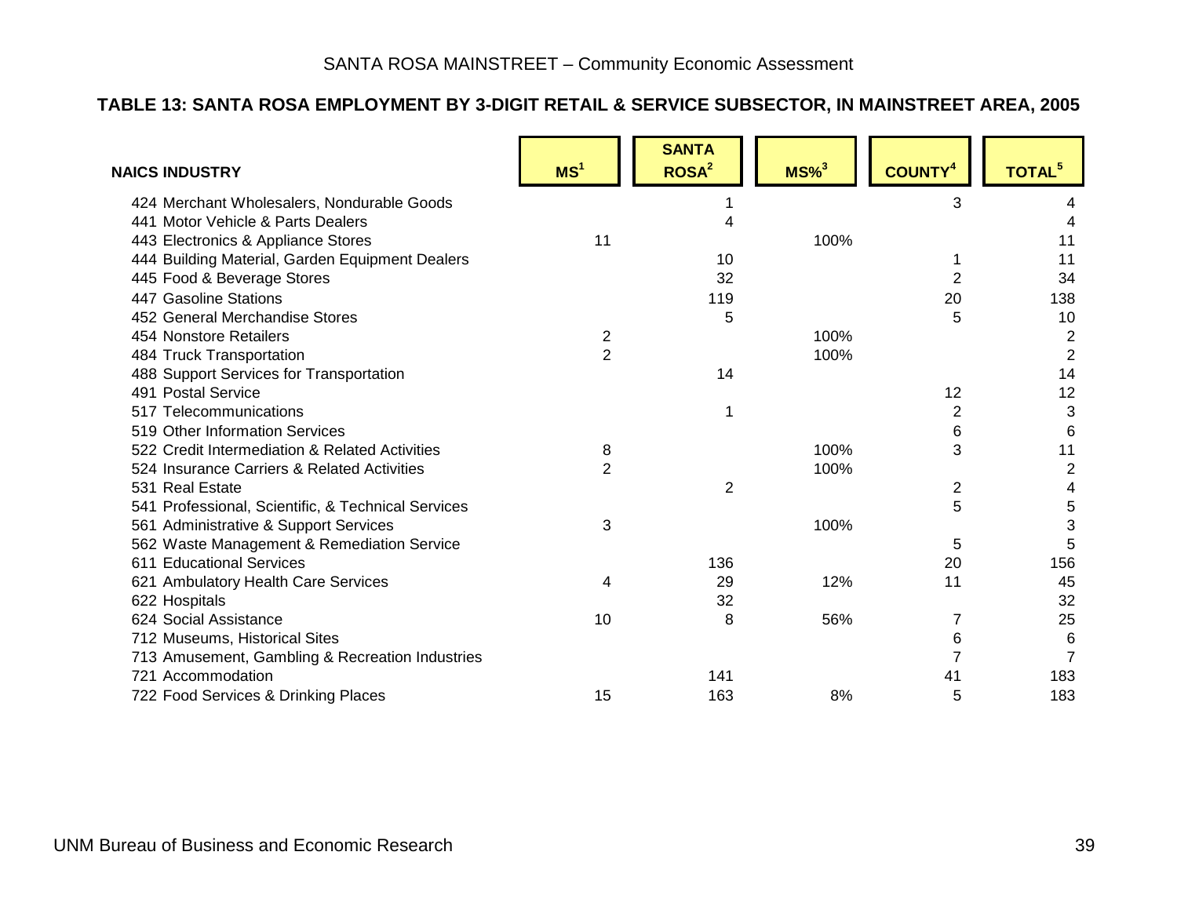### TABLE 13: SANTA ROSA EMPLOYMENT BY 3-DIGIT RETAIL & SERVICE SUBSECTOR, IN MAINSTREET AREA, 2005

| NAICS INDUSTRY | MS[1] | SANTA ROSA[2] | MS%[3] | COUNTY[4] | TOTAL[5] |
|---|---|---|---|---|---|
| 424 Merchant Wholesalers, Nondurable Goods | | 1 | | 3 | 4 |
| 441 Motor Vehicle & Parts Dealers | | 4 | | | 4 |
| 443 Electronics & Appliance Stores | 11 | | 100% | | 11 |
| 444 Building Material, Garden Equipment Dealers | | 10 | | 1 | 11 |
| 445 Food & Beverage Stores | | 32 | | 2 | 34 |
| 447 Gasoline Stations | | 119 | | 20 | 138 |
| 452 General Merchandise Stores | | 5 | | 5 | 10 |
| 454 Nonstore Retailers | 2 | | 100% | | 2 |
| 484 Truck Transportation | 2 | | 100% | | 2 |
| 488 Support Services for Transportation | | 14 | | | 14 |
| 491 Postal Service | | | | 12 | 12 |
| 517 Telecommunications | | 1 | | 2 | 3 |
| 519 Other Information Services | | | | 6 | 6 |
| 522 Credit Intermediation & Related Activities | 8 | | 100% | 3 | 11 |
| 524 Insurance Carriers & Related Activities | 2 | | 100% | | 2 |
| 531 Real Estate | | 2 | | 2 | 4 |
| 541 Professional, Scientific, & Technical Services | | | | 5 | 5 |
| 561 Administrative & Support Services | 3 | | 100% | | 3 |
| 562 Waste Management & Remediation Service | | | | 5 | 5 |
| 611 Educational Services | | 136 | | 20 | 156 |
| 621 Ambulatory Health Care Services | 4 | 29 | 12% | 11 | 45 |
| 622 Hospitals | | 32 | | | 32 |
| 624 Social Assistance | 10 | 8 | 56% | 7 | 25 |
| 712 Museums, Historical Sites | | | | 6 | 6 |
| 713 Amusement, Gambling & Recreation Industries | | | | 7 | 7 |
| 721 Accommodation | | 141 | | 41 | 183 |
| 722 Food Services & Drinking Places | 15 | 163 | 8% | 5 | 183 |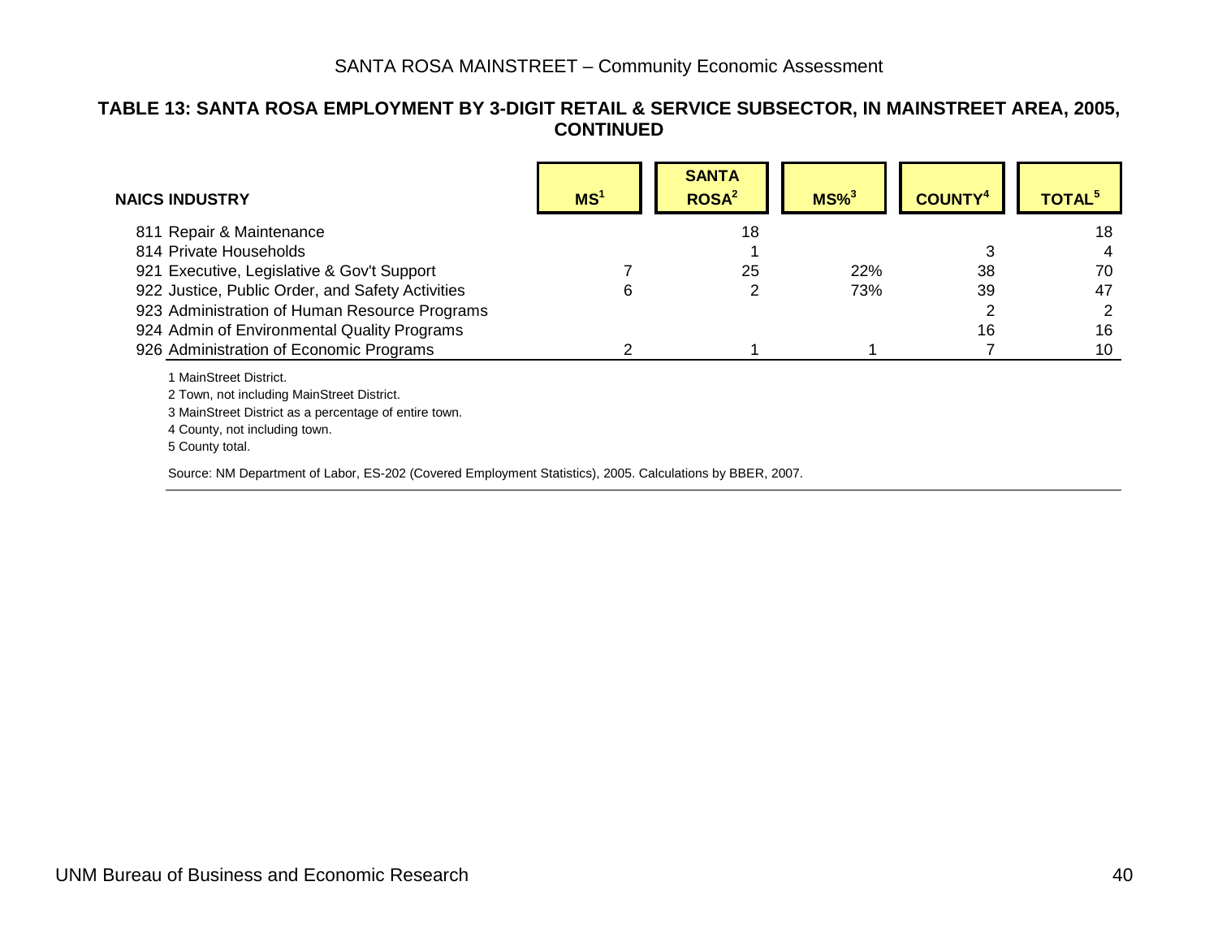SANTA ROSA MAINSTREET – Community Economic Assessment

## TABLE 13: SANTA ROSA EMPLOYMENT BY 3-DIGIT RETAIL & SERVICE SUBSECTOR, IN MAINSTREET AREA, 2005, CONTINUED

| NAICS INDUSTRY | MS[1] | SANTA ROSA[2] | MS%[3] | COUNTY[4] | TOTAL[5] |
|---|---|---|---|---|---|
| 811 Repair & Maintenance | | 18 | | | 18 |
| 814 Private Households | | 1 | | 3 | 4 |
| 921 Executive, Legislative & Gov't Support | 7 | 25 | 22% | 38 | 70 |
| 922 Justice, Public Order, and Safety Activities | 6 | 2 | 73% | 39 | 47 |
| 923 Administration of Human Resource Programs | | | | 2 | 2 |
| 924 Admin of Environmental Quality Programs | | | | 16 | 16 |
| 926 Administration of Economic Programs | 2 | 1 | 1 | 7 | 10 |

1 MainStreet District.

2 Town, not including MainStreet District.

3 MainStreet District as a percentage of entire town.

4 County, not including town.

5 County total.

Source: NM Department of Labor, ES-202 (Covered Employment Statistics), 2005. Calculations by BBER, 2007.